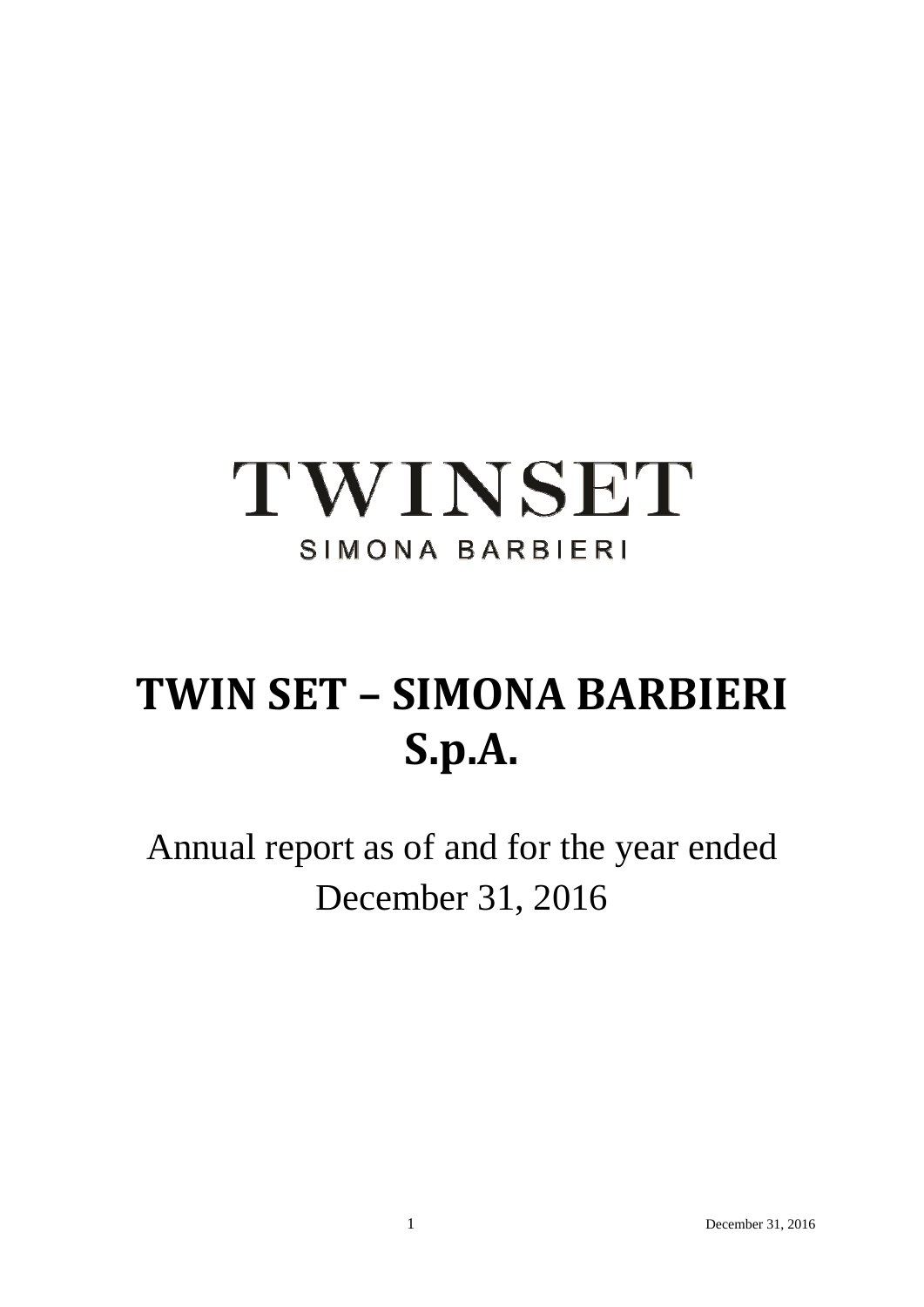TWINSET

SIMONA BARBIERI

# TWIN SET – SIMONA BARBIERI S.p.A.

Annual report as of and for the year ended December 31, 2016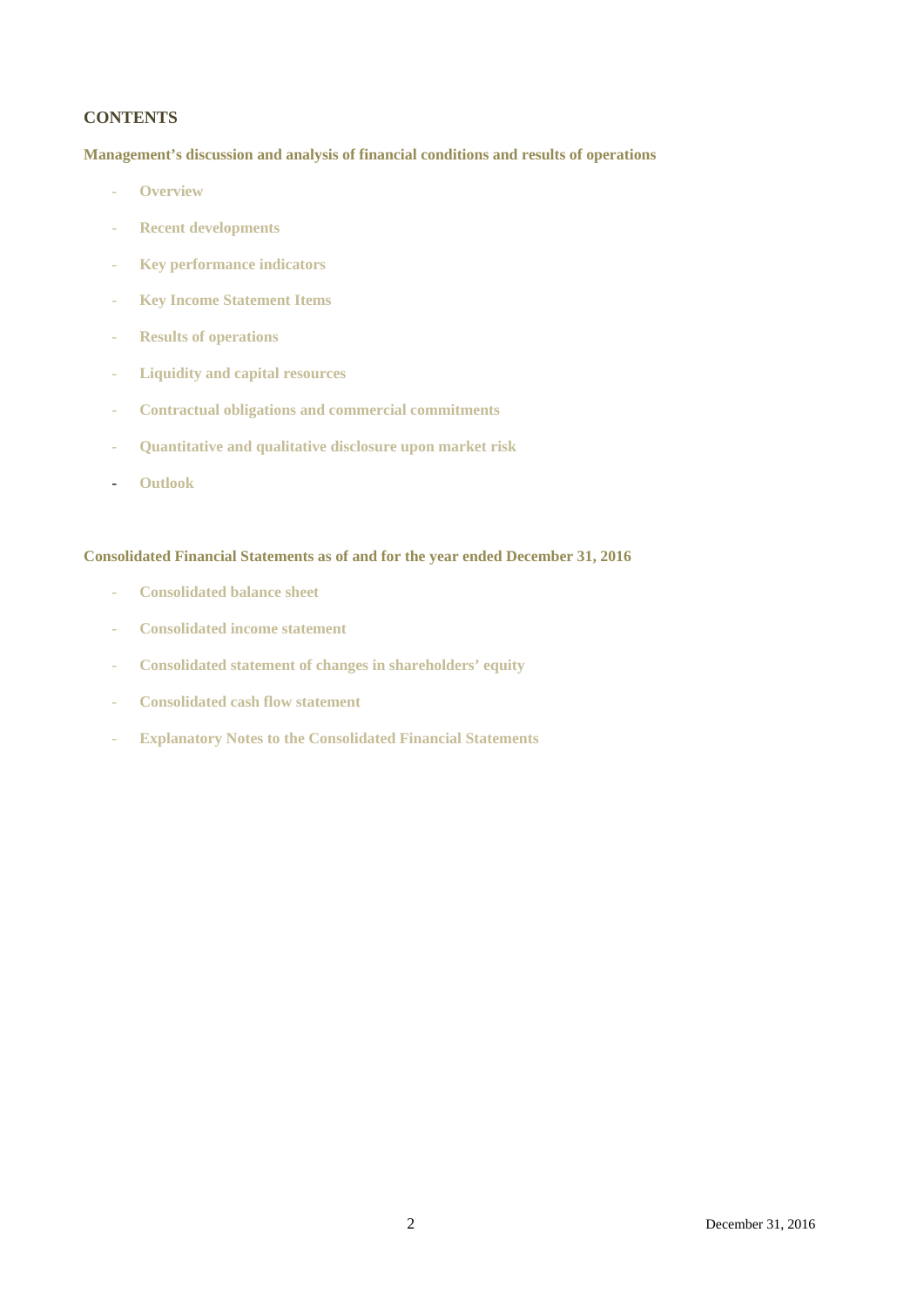## CONTENTS

**Management's discussion and analysis of financial conditions and results of operations**

- **Overview**
- **Recent developments**
- **Key performance indicators**
- **Key Income Statement Items**
- **Results of operations**
- **Liquidity and capital resources**
- **Contractual obligations and commercial commitments**
- **Quantitative and qualitative disclosure upon market risk**
- **Outlook**

**Consolidated Financial Statements as of and for the year ended December 31, 2016**

- **Consolidated balance sheet**
- **Consolidated income statement**
- **Consolidated statement of changes in shareholders' equity**
- **Consolidated cash flow statement**
- **Explanatory Notes to the Consolidated Financial Statements**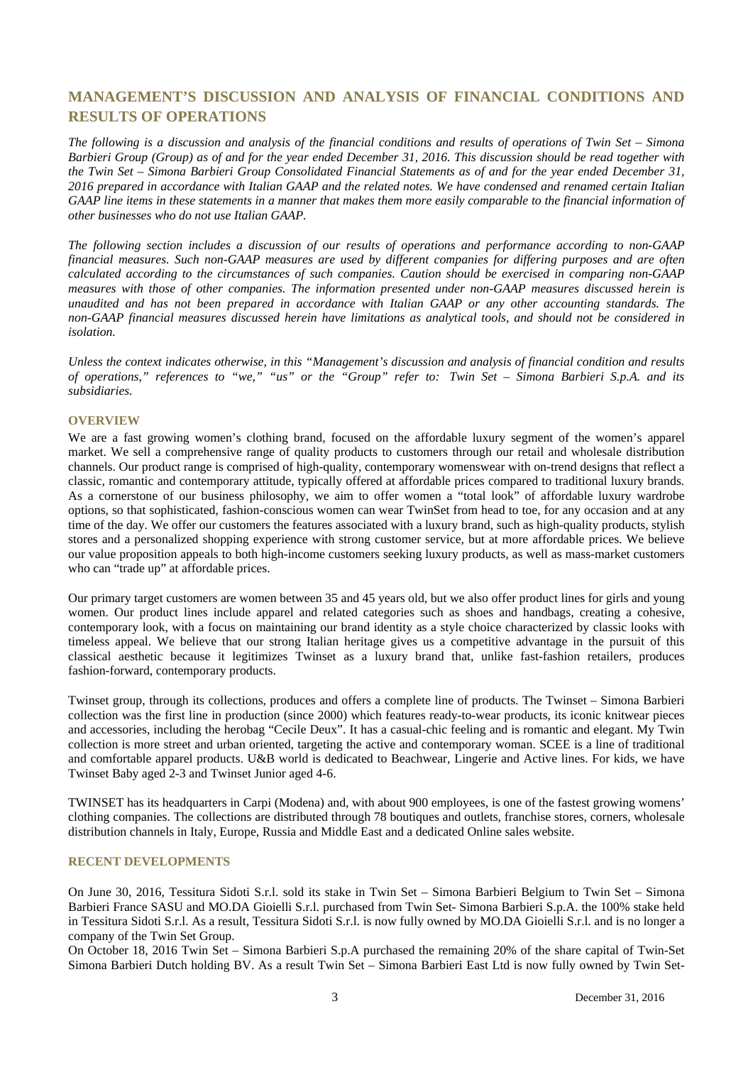# MANAGEMENT'S DISCUSSION AND ANALYSIS OF FINANCIAL CONDITIONS AND RESULTS OF OPERATIONS

*The following is a discussion and analysis of the financial conditions and results of operations of Twin Set – Simona Barbieri Group (Group) as of and for the year ended December 31, 2016. This discussion should be read together with the Twin Set – Simona Barbieri Group Consolidated Financial Statements as of and for the year ended December 31, 2016 prepared in accordance with Italian GAAP and the related notes. We have condensed and renamed certain Italian GAAP line items in these statements in a manner that makes them more easily comparable to the financial information of other businesses who do not use Italian GAAP.*

*The following section includes a discussion of our results of operations and performance according to non-GAAP financial measures. Such non-GAAP measures are used by different companies for differing purposes and are often calculated according to the circumstances of such companies. Caution should be exercised in comparing non-GAAP measures with those of other companies. The information presented under non-GAAP measures discussed herein is unaudited and has not been prepared in accordance with Italian GAAP or any other accounting standards. The non-GAAP financial measures discussed herein have limitations as analytical tools, and should not be considered in isolation.*

*Unless the context indicates otherwise, in this "Management's discussion and analysis of financial condition and results of operations," references to "we," "us" or the "Group" refer to: Twin Set – Simona Barbieri S.p.A. and its subsidiaries.*

## OVERVIEW

We are a fast growing women's clothing brand, focused on the affordable luxury segment of the women's apparel market. We sell a comprehensive range of quality products to customers through our retail and wholesale distribution channels. Our product range is comprised of high-quality, contemporary womenswear with on-trend designs that reflect a classic, romantic and contemporary attitude, typically offered at affordable prices compared to traditional luxury brands. As a cornerstone of our business philosophy, we aim to offer women a "total look" of affordable luxury wardrobe options, so that sophisticated, fashion-conscious women can wear TwinSet from head to toe, for any occasion and at any time of the day. We offer our customers the features associated with a luxury brand, such as high-quality products, stylish stores and a personalized shopping experience with strong customer service, but at more affordable prices. We believe our value proposition appeals to both high-income customers seeking luxury products, as well as mass-market customers who can "trade up" at affordable prices.

Our primary target customers are women between 35 and 45 years old, but we also offer product lines for girls and young women. Our product lines include apparel and related categories such as shoes and handbags, creating a cohesive, contemporary look, with a focus on maintaining our brand identity as a style choice characterized by classic looks with timeless appeal. We believe that our strong Italian heritage gives us a competitive advantage in the pursuit of this classical aesthetic because it legitimizes Twinset as a luxury brand that, unlike fast-fashion retailers, produces fashion-forward, contemporary products.

Twinset group, through its collections, produces and offers a complete line of products. The Twinset – Simona Barbieri collection was the first line in production (since 2000) which features ready-to-wear products, its iconic knitwear pieces and accessories, including the herobag "Cecile Deux". It has a casual-chic feeling and is romantic and elegant. My Twin collection is more street and urban oriented, targeting the active and contemporary woman. SCEE is a line of traditional and comfortable apparel products. U&B world is dedicated to Beachwear, Lingerie and Active lines. For kids, we have Twinset Baby aged 2-3 and Twinset Junior aged 4-6.

TWINSET has its headquarters in Carpi (Modena) and, with about 900 employees, is one of the fastest growing womens' clothing companies. The collections are distributed through 78 boutiques and outlets, franchise stores, corners, wholesale distribution channels in Italy, Europe, Russia and Middle East and a dedicated Online sales website.

## RECENT DEVELOPMENTS

On June 30, 2016, Tessitura Sidoti S.r.l. sold its stake in Twin Set – Simona Barbieri Belgium to Twin Set – Simona Barbieri France SASU and MO.DA Gioielli S.r.l. purchased from Twin Set- Simona Barbieri S.p.A. the 100% stake held in Tessitura Sidoti S.r.l. As a result, Tessitura Sidoti S.r.l. is now fully owned by MO.DA Gioielli S.r.l. and is no longer a company of the Twin Set Group.

On October 18, 2016 Twin Set – Simona Barbieri S.p.A purchased the remaining 20% of the share capital of Twin-Set Simona Barbieri Dutch holding BV. As a result Twin Set – Simona Barbieri East Ltd is now fully owned by Twin Set-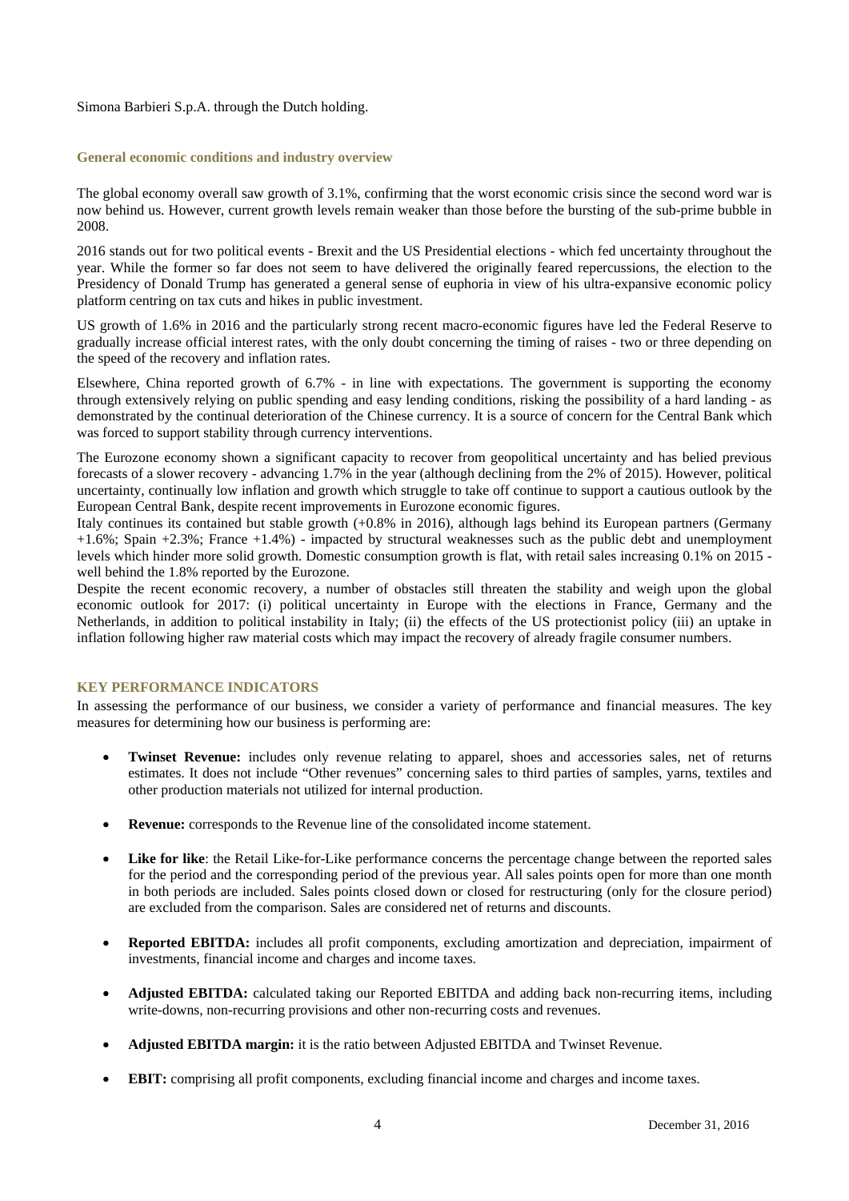Simona Barbieri S.p.A. through the Dutch holding.

## General economic conditions and industry overview

The global economy overall saw growth of 3.1%, confirming that the worst economic crisis since the second word war is now behind us. However, current growth levels remain weaker than those before the bursting of the sub-prime bubble in 2008.

2016 stands out for two political events - Brexit and the US Presidential elections - which fed uncertainty throughout the year. While the former so far does not seem to have delivered the originally feared repercussions, the election to the Presidency of Donald Trump has generated a general sense of euphoria in view of his ultra-expansive economic policy platform centring on tax cuts and hikes in public investment.

US growth of 1.6% in 2016 and the particularly strong recent macro-economic figures have led the Federal Reserve to gradually increase official interest rates, with the only doubt concerning the timing of raises - two or three depending on the speed of the recovery and inflation rates.

Elsewhere, China reported growth of 6.7% - in line with expectations. The government is supporting the economy through extensively relying on public spending and easy lending conditions, risking the possibility of a hard landing - as demonstrated by the continual deterioration of the Chinese currency. It is a source of concern for the Central Bank which was forced to support stability through currency interventions.

The Eurozone economy shown a significant capacity to recover from geopolitical uncertainty and has belied previous forecasts of a slower recovery - advancing 1.7% in the year (although declining from the 2% of 2015). However, political uncertainty, continually low inflation and growth which struggle to take off continue to support a cautious outlook by the European Central Bank, despite recent improvements in Eurozone economic figures.

Italy continues its contained but stable growth (+0.8% in 2016), although lags behind its European partners (Germany +1.6%; Spain +2.3%; France +1.4%) - impacted by structural weaknesses such as the public debt and unemployment levels which hinder more solid growth. Domestic consumption growth is flat, with retail sales increasing 0.1% on 2015 - well behind the 1.8% reported by the Eurozone.

Despite the recent economic recovery, a number of obstacles still threaten the stability and weigh upon the global economic outlook for 2017: (i) political uncertainty in Europe with the elections in France, Germany and the Netherlands, in addition to political instability in Italy; (ii) the effects of the US protectionist policy (iii) an uptake in inflation following higher raw material costs which may impact the recovery of already fragile consumer numbers.

## KEY PERFORMANCE INDICATORS

In assessing the performance of our business, we consider a variety of performance and financial measures. The key measures for determining how our business is performing are:

- **Twinset Revenue:** includes only revenue relating to apparel, shoes and accessories sales, net of returns estimates. It does not include "Other revenues" concerning sales to third parties of samples, yarns, textiles and other production materials not utilized for internal production.
- **Revenue:** corresponds to the Revenue line of the consolidated income statement.
- **Like for like**: the Retail Like-for-Like performance concerns the percentage change between the reported sales for the period and the corresponding period of the previous year. All sales points open for more than one month in both periods are included. Sales points closed down or closed for restructuring (only for the closure period) are excluded from the comparison. Sales are considered net of returns and discounts.
- **Reported EBITDA:** includes all profit components, excluding amortization and depreciation, impairment of investments, financial income and charges and income taxes.
- **Adjusted EBITDA:** calculated taking our Reported EBITDA and adding back non-recurring items, including write-downs, non-recurring provisions and other non-recurring costs and revenues.
- **Adjusted EBITDA margin:** it is the ratio between Adjusted EBITDA and Twinset Revenue.
- **EBIT:** comprising all profit components, excluding financial income and charges and income taxes.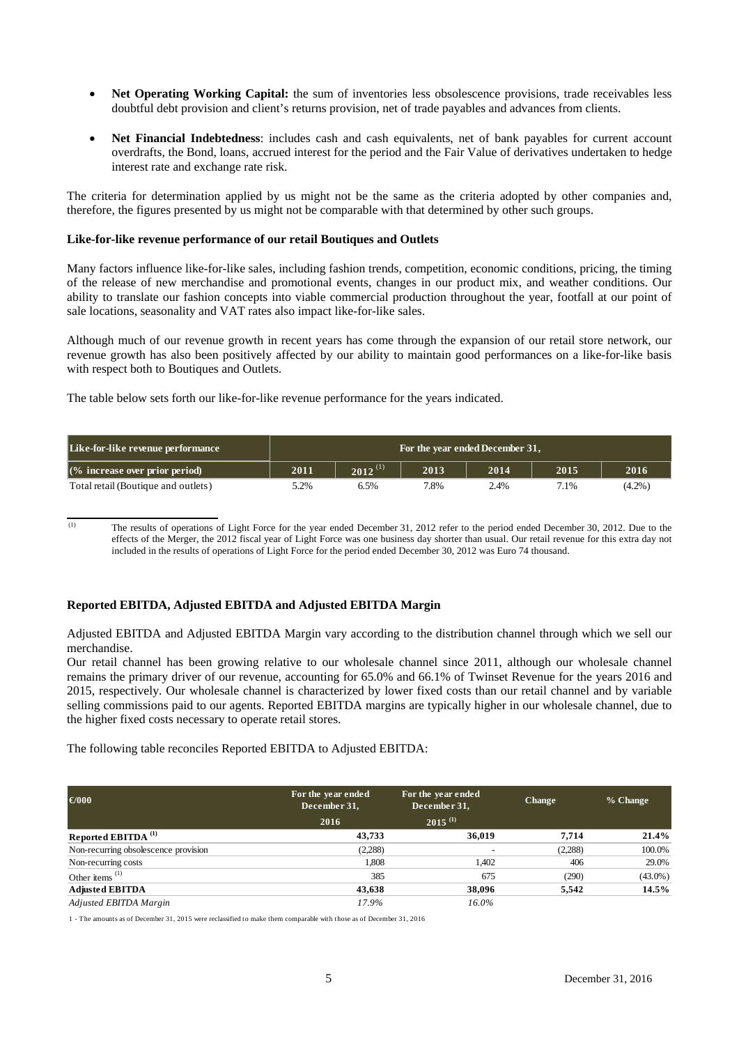- **Net Operating Working Capital:** the sum of inventories less obsolescence provisions, trade receivables less doubtful debt provision and client's returns provision, net of trade payables and advances from clients.

- **Net Financial Indebtedness**: includes cash and cash equivalents, net of bank payables for current account overdrafts, the Bond, loans, accrued interest for the period and the Fair Value of derivatives undertaken to hedge interest rate and exchange rate risk.

The criteria for determination applied by us might not be the same as the criteria adopted by other companies and, therefore, the figures presented by us might not be comparable with that determined by other such groups.

**Like-for-like revenue performance of our retail Boutiques and Outlets**

Many factors influence like-for-like sales, including fashion trends, competition, economic conditions, pricing, the timing of the release of new merchandise and promotional events, changes in our product mix, and weather conditions. Our ability to translate our fashion concepts into viable commercial production throughout the year, footfall at our point of sale locations, seasonality and VAT rates also impact like-for-like sales.

Although much of our revenue growth in recent years has come through the expansion of our retail store network, our revenue growth has also been positively affected by our ability to maintain good performances on a like-for-like basis with respect both to Boutiques and Outlets.

The table below sets forth our like-for-like revenue performance for the years indicated.

| Like-for-like revenue performance | For the year ended December 31, | | | | | |
|---|---|---|---|---|---|---|
| (% increase over prior period) | 2011 | 2012 [(1)] | 2013 | 2014 | 2015 | 2016 |
| Total retail (Boutique and outlets) | 5.2% | 6.5% | 7.8% | 2.4% | 7.1% | (4.2%) |

(1) The results of operations of Light Force for the year ended December 31, 2012 refer to the period ended December 30, 2012. Due to the effects of the Merger, the 2012 fiscal year of Light Force was one business day shorter than usual. Our retail revenue for this extra day not included in the results of operations of Light Force for the period ended December 30, 2012 was Euro 74 thousand.

**Reported EBITDA, Adjusted EBITDA and Adjusted EBITDA Margin**

Adjusted EBITDA and Adjusted EBITDA Margin vary according to the distribution channel through which we sell our merchandise.

Our retail channel has been growing relative to our wholesale channel since 2011, although our wholesale channel remains the primary driver of our revenue, accounting for 65.0% and 66.1% of Twinset Revenue for the years 2016 and 2015, respectively. Our wholesale channel is characterized by lower fixed costs than our retail channel and by variable selling commissions paid to our agents. Reported EBITDA margins are typically higher in our wholesale channel, due to the higher fixed costs necessary to operate retail stores.

The following table reconciles Reported EBITDA to Adjusted EBITDA:

| €/000 | For the year ended December 31, 2016 | For the year ended December 31, 2015 [(1)] | Change | % Change |
|---|---|---|---|---|
| **Reported EBITDA [(1)]** | **43,733** | **36,019** | **7,714** | **21.4%** |
| Non-recurring obsolescence provision | (2,288) | - | (2,288) | 100.0% |
| Non-recurring costs | 1,808 | 1,402 | 406 | 29.0% |
| Other items [(1)] | 385 | 675 | (290) | (43.0%) |
| **Adjusted EBITDA** | **43,638** | **38,096** | **5,542** | **14.5%** |
| *Adjusted EBITDA Margin* | *17.9%* | *16.0%* | | |

1 - The amounts as of December 31, 2015 were reclassified to make them comparable with those as of December 31, 2016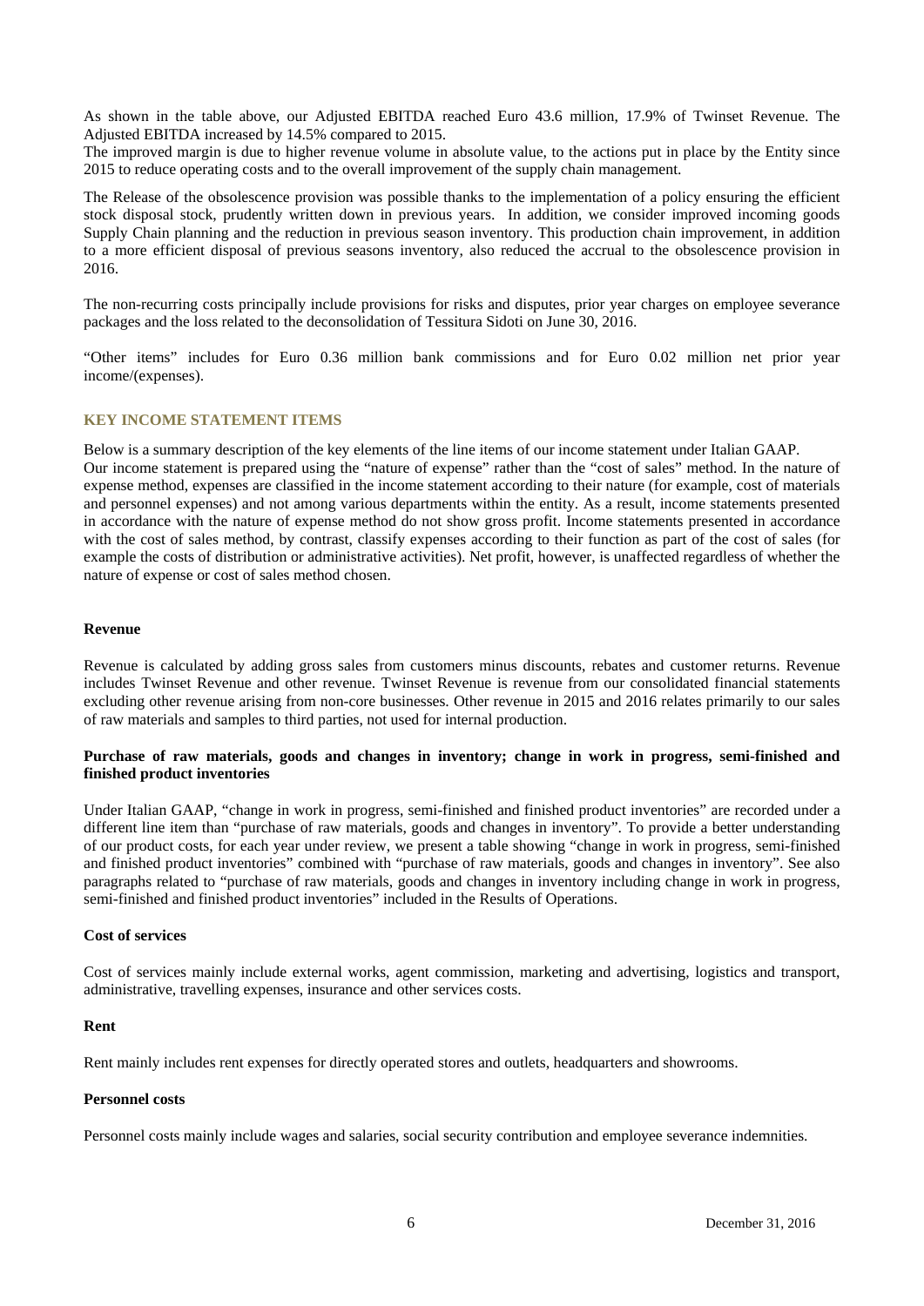As shown in the table above, our Adjusted EBITDA reached Euro 43.6 million, 17.9% of Twinset Revenue. The Adjusted EBITDA increased by 14.5% compared to 2015.

The improved margin is due to higher revenue volume in absolute value, to the actions put in place by the Entity since 2015 to reduce operating costs and to the overall improvement of the supply chain management.

The Release of the obsolescence provision was possible thanks to the implementation of a policy ensuring the efficient stock disposal stock, prudently written down in previous years. In addition, we consider improved incoming goods Supply Chain planning and the reduction in previous season inventory. This production chain improvement, in addition to a more efficient disposal of previous seasons inventory, also reduced the accrual to the obsolescence provision in 2016.

The non-recurring costs principally include provisions for risks and disputes, prior year charges on employee severance packages and the loss related to the deconsolidation of Tessitura Sidoti on June 30, 2016.

"Other items" includes for Euro 0.36 million bank commissions and for Euro 0.02 million net prior year income/(expenses).

## KEY INCOME STATEMENT ITEMS

Below is a summary description of the key elements of the line items of our income statement under Italian GAAP.
Our income statement is prepared using the "nature of expense" rather than the "cost of sales" method. In the nature of expense method, expenses are classified in the income statement according to their nature (for example, cost of materials and personnel expenses) and not among various departments within the entity. As a result, income statements presented in accordance with the nature of expense method do not show gross profit. Income statements presented in accordance with the cost of sales method, by contrast, classify expenses according to their function as part of the cost of sales (for example the costs of distribution or administrative activities). Net profit, however, is unaffected regardless of whether the nature of expense or cost of sales method chosen.

### Revenue

Revenue is calculated by adding gross sales from customers minus discounts, rebates and customer returns. Revenue includes Twinset Revenue and other revenue. Twinset Revenue is revenue from our consolidated financial statements excluding other revenue arising from non-core businesses. Other revenue in 2015 and 2016 relates primarily to our sales of raw materials and samples to third parties, not used for internal production.

### Purchase of raw materials, goods and changes in inventory; change in work in progress, semi-finished and finished product inventories

Under Italian GAAP, "change in work in progress, semi-finished and finished product inventories" are recorded under a different line item than "purchase of raw materials, goods and changes in inventory". To provide a better understanding of our product costs, for each year under review, we present a table showing "change in work in progress, semi-finished and finished product inventories" combined with "purchase of raw materials, goods and changes in inventory". See also paragraphs related to "purchase of raw materials, goods and changes in inventory including change in work in progress, semi-finished and finished product inventories" included in the Results of Operations.

### Cost of services

Cost of services mainly include external works, agent commission, marketing and advertising, logistics and transport, administrative, travelling expenses, insurance and other services costs.

### Rent

Rent mainly includes rent expenses for directly operated stores and outlets, headquarters and showrooms.

### Personnel costs

Personnel costs mainly include wages and salaries, social security contribution and employee severance indemnities.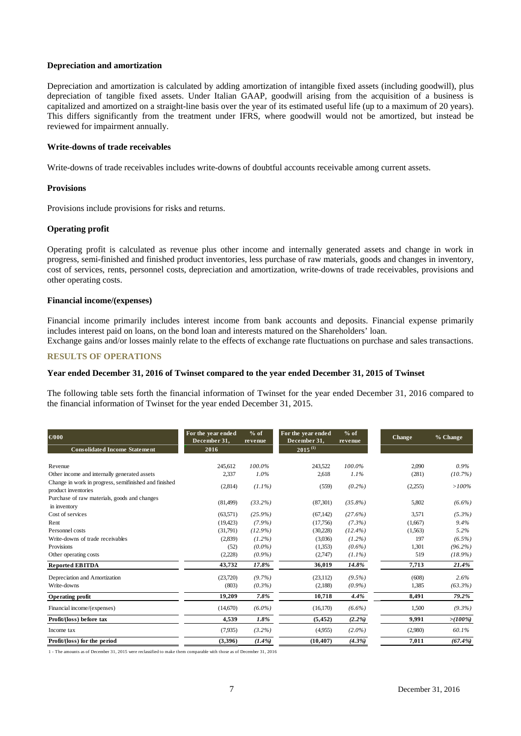### Depreciation and amortization

Depreciation and amortization is calculated by adding amortization of intangible fixed assets (including goodwill), plus depreciation of tangible fixed assets. Under Italian GAAP, goodwill arising from the acquisition of a business is capitalized and amortized on a straight-line basis over the year of its estimated useful life (up to a maximum of 20 years). This differs significantly from the treatment under IFRS, where goodwill would not be amortized, but instead be reviewed for impairment annually.

### Write-downs of trade receivables

Write-downs of trade receivables includes write-downs of doubtful accounts receivable among current assets.

### Provisions

Provisions include provisions for risks and returns.

### Operating profit

Operating profit is calculated as revenue plus other income and internally generated assets and change in work in progress, semi-finished and finished product inventories, less purchase of raw materials, goods and changes in inventory, cost of services, rents, personnel costs, depreciation and amortization, write-downs of trade receivables, provisions and other operating costs.

### Financial income/(expenses)

Financial income primarily includes interest income from bank accounts and deposits. Financial expense primarily includes interest paid on loans, on the bond loan and interests matured on the Shareholders' loan.
Exchange gains and/or losses mainly relate to the effects of exchange rate fluctuations on purchase and sales transactions.

## RESULTS OF OPERATIONS

### Year ended December 31, 2016 of Twinset compared to the year ended December 31, 2015 of Twinset

The following table sets forth the financial information of Twinset for the year ended December 31, 2016 compared to the financial information of Twinset for the year ended December 31, 2015.

| €000 | For the year ended December 31, | % of revenue | For the year ended December 31, | % of revenue | Change | % Change |
|---|---|---|---|---|---|---|
| **Consolidated Income Statement** | 2016 | | 2015 [(1)] | | | |
| Revenue | 245,612 | *100.0%* | 243,522 | *100.0%* | 2,090 | *0.9%* |
| Other income and internally generated assets | 2,337 | *1.0%* | 2,618 | *1.1%* | (281) | *(10.7%)* |
| Change in work in progress, semifinished and finished product inventories | (2,814) | *(1.1%)* | (559) | *(0.2%)* | (2,255) | *>100%* |
| Purchase of raw materials, goods and changes in inventory | (81,499) | *(33.2%)* | (87,301) | *(35.8%)* | 5,802 | *(6.6%)* |
| Cost of services | (63,571) | *(25.9%)* | (67,142) | *(27.6%)* | 3,571 | *(5.3%)* |
| Rent | (19,423) | *(7.9%)* | (17,756) | *(7.3%)* | (1,667) | *9.4%* |
| Personnel costs | (31,791) | *(12.9%)* | (30,228) | *(12.4%)* | (1,563) | *5.2%* |
| Write-downs of trade receivables | (2,839) | *(1.2%)* | (3,036) | *(1.2%)* | 197 | *(6.5%)* |
| Provisions | (52) | *(0.0%)* | (1,353) | *(0.6%)* | 1,301 | *(96.2%)* |
| Other operating costs | (2,228) | *(0.9%)* | (2,747) | *(1.1%)* | 519 | *(18.9%)* |
| **Reported EBITDA** | **43,732** | ***17.8%*** | **36,019** | ***14.8%*** | **7,713** | ***21.4%*** |
| Depreciation and Amortization | (23,720) | *(9.7%)* | (23,112) | *(9.5%)* | (608) | *2.6%* |
| Write-downs | (803) | *(0.3%)* | (2,188) | *(0.9%)* | 1,385 | *(63.3%)* |
| **Operating profit** | **19,209** | ***7.8%*** | **10,718** | ***4.4%*** | **8,491** | ***79.2%*** |
| Financial income/(expenses) | (14,670) | *(6.0%)* | (16,170) | *(6.6%)* | 1,500 | *(9.3%)* |
| **Profit/(loss) before tax** | **4,539** | ***1.8%*** | **(5,452)** | ***(2.2%)*** | **9,991** | ***>(100%)*** |
| Income tax | (7,935) | *(3.2%)* | (4,955) | *(2.0%)* | (2,980) | *60.1%* |
| **Profit/(loss) for the period** | **(3,396)** | ***(1.4%)*** | **(10,407)** | ***(4.3%)*** | **7,011** | ***(67.4%)*** |

1 - The amounts as of December 31, 2015 were reclassified to make them comparable with those as of December 31, 2016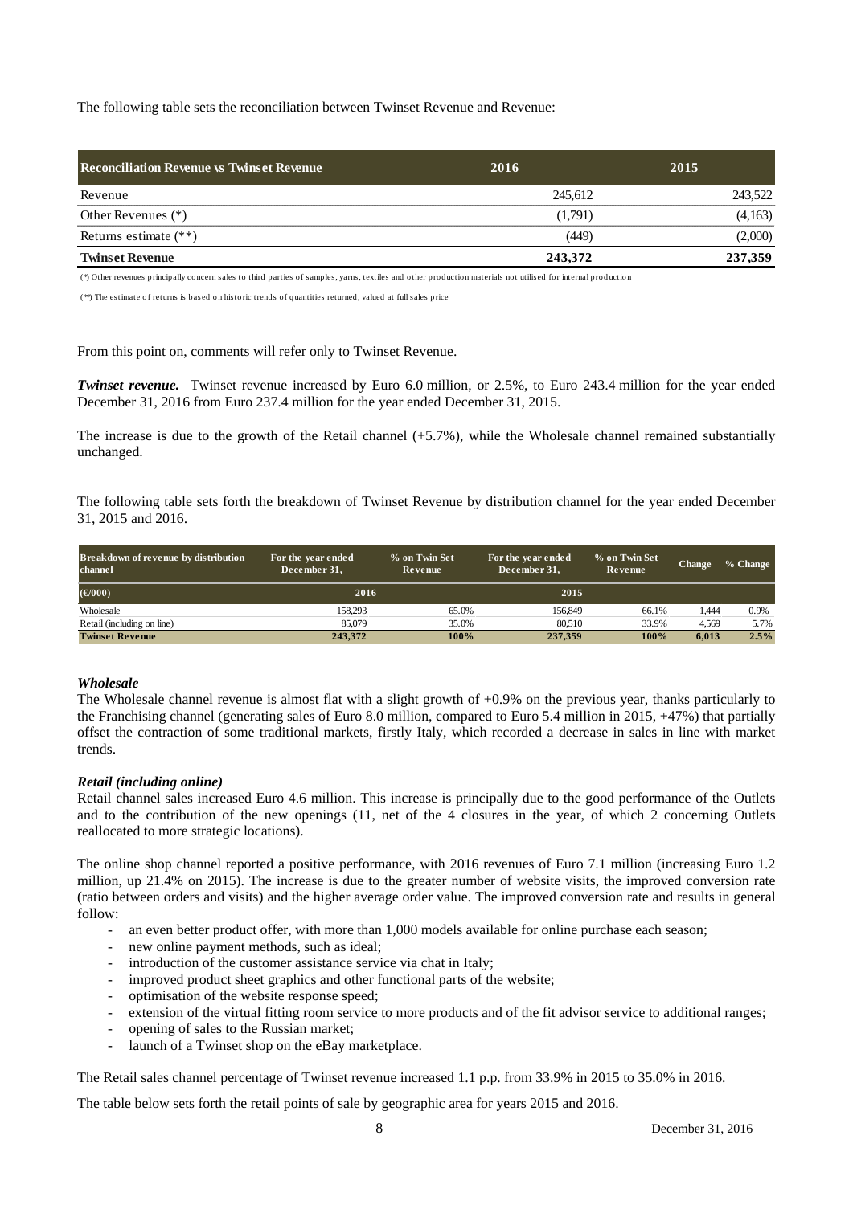The following table sets the reconciliation between Twinset Revenue and Revenue:

| Reconciliation Revenue vs Twinset Revenue | 2016 | 2015 |
|---|---|---|
| Revenue | 245,612 | 243,522 |
| Other Revenues (*) | (1,791) | (4,163) |
| Returns estimate (**) | (449) | (2,000) |
| **Twinset Revenue** | **243,372** | **237,359** |

(*) Other revenues principally concern sales to third parties of samples, yarns, textiles and other production materials not utilised for internal production

(**) The estimate of returns is based on historic trends of quantities returned, valued at full sales price

From this point on, comments will refer only to Twinset Revenue.

***Twinset revenue.*** Twinset revenue increased by Euro 6.0 million, or 2.5%, to Euro 243.4 million for the year ended December 31, 2016 from Euro 237.4 million for the year ended December 31, 2015.

The increase is due to the growth of the Retail channel (+5.7%), while the Wholesale channel remained substantially unchanged.

The following table sets forth the breakdown of Twinset Revenue by distribution channel for the year ended December 31, 2015 and 2016.

| Breakdown of revenue by distribution channel | For the year ended December 31, | % on Twin Set Revenue | For the year ended December 31, | % on Twin Set Revenue | Change | % Change |
|---|---|---|---|---|---|---|
| (€/000) | 2016 | | 2015 | | | |
| Wholesale | 158,293 | 65.0% | 156,849 | 66.1% | 1,444 | 0.9% |
| Retail (including on line) | 85,079 | 35.0% | 80,510 | 33.9% | 4,569 | 5.7% |
| **Twinset Revenue** | **243,372** | **100%** | **237,359** | **100%** | **6,013** | **2.5%** |

***Wholesale***

The Wholesale channel revenue is almost flat with a slight growth of +0.9% on the previous year, thanks particularly to the Franchising channel (generating sales of Euro 8.0 million, compared to Euro 5.4 million in 2015, +47%) that partially offset the contraction of some traditional markets, firstly Italy, which recorded a decrease in sales in line with market trends.

***Retail (including online)***

Retail channel sales increased Euro 4.6 million. This increase is principally due to the good performance of the Outlets and to the contribution of the new openings (11, net of the 4 closures in the year, of which 2 concerning Outlets reallocated to more strategic locations).

The online shop channel reported a positive performance, with 2016 revenues of Euro 7.1 million (increasing Euro 1.2 million, up 21.4% on 2015). The increase is due to the greater number of website visits, the improved conversion rate (ratio between orders and visits) and the higher average order value. The improved conversion rate and results in general follow:

- an even better product offer, with more than 1,000 models available for online purchase each season;
- new online payment methods, such as ideal;
- introduction of the customer assistance service via chat in Italy;
- improved product sheet graphics and other functional parts of the website;
- optimisation of the website response speed;
- extension of the virtual fitting room service to more products and of the fit advisor service to additional ranges;
- opening of sales to the Russian market;
- launch of a Twinset shop on the eBay marketplace.

The Retail sales channel percentage of Twinset revenue increased 1.1 p.p. from 33.9% in 2015 to 35.0% in 2016.

The table below sets forth the retail points of sale by geographic area for years 2015 and 2016.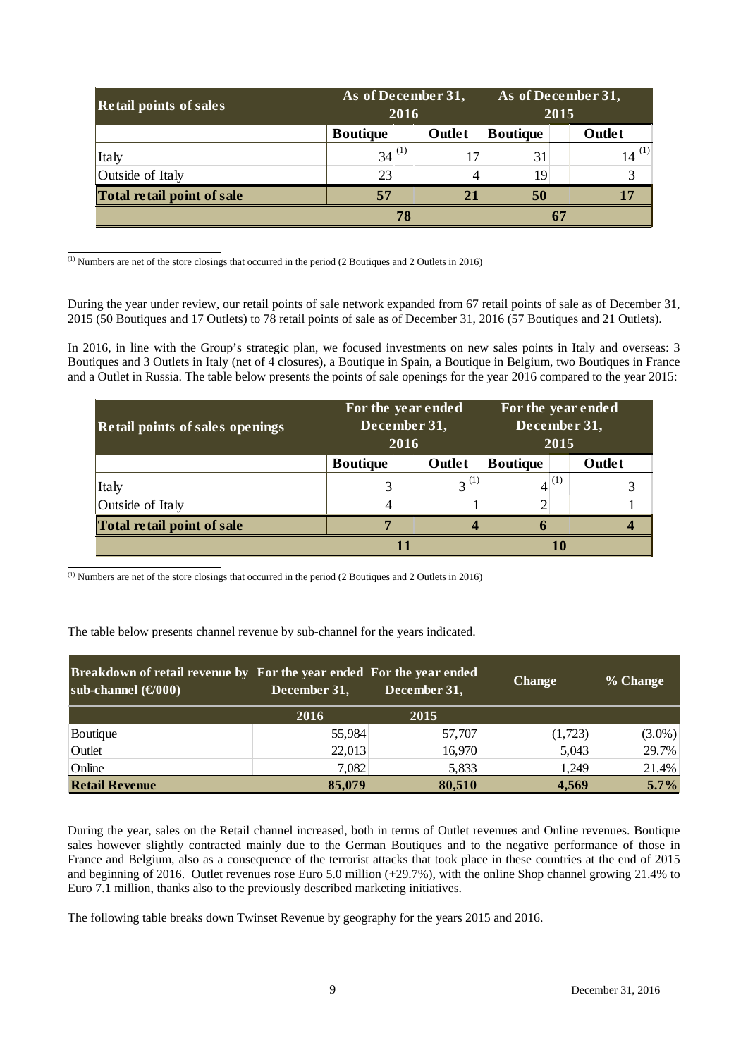| Retail points of sales | As of December 31, 2016 | | As of December 31, 2015 | |
|---|---|---|---|---|
| | Boutique | Outlet | Boutique | Outlet |
| Italy | 34 [(1)] | 17 | 31 | 14 [(1)] |
| Outside of Italy | 23 | 4 | 19 | 3 |
| **Total retail point of sale** | **57** | **21** | **50** | **17** |
| | **78** | | **67** | |

[(1)] Numbers are net of the store closings that occurred in the period (2 Boutiques and 2 Outlets in 2016)

During the year under review, our retail points of sale network expanded from 67 retail points of sale as of December 31, 2015 (50 Boutiques and 17 Outlets) to 78 retail points of sale as of December 31, 2016 (57 Boutiques and 21 Outlets).

In 2016, in line with the Group's strategic plan, we focused investments on new sales points in Italy and overseas: 3 Boutiques and 3 Outlets in Italy (net of 4 closures), a Boutique in Spain, a Boutique in Belgium, two Boutiques in France and a Outlet in Russia. The table below presents the points of sale openings for the year 2016 compared to the year 2015:

| Retail points of sales openings | For the year ended December 31, 2016 | | For the year ended December 31, 2015 | |
|---|---|---|---|---|
| | Boutique | Outlet | Boutique | Outlet |
| Italy | 3 | 3 [(1)] | 4 [(1)] | 3 |
| Outside of Italy | 4 | 1 | 2 | 1 |
| **Total retail point of sale** | **7** | **4** | **6** | **4** |
| | **11** | | **10** | |

[(1)] Numbers are net of the store closings that occurred in the period (2 Boutiques and 2 Outlets in 2016)

The table below presents channel revenue by sub-channel for the years indicated.

| Breakdown of retail revenue by sub-channel (€/000) | For the year ended December 31, | For the year ended December 31, | Change | % Change |
|---|---|---|---|---|
| | 2016 | 2015 | | |
| Boutique | 55,984 | 57,707 | (1,723) | (3.0%) |
| Outlet | 22,013 | 16,970 | 5,043 | 29.7% |
| Online | 7,082 | 5,833 | 1,249 | 21.4% |
| **Retail Revenue** | **85,079** | **80,510** | **4,569** | **5.7%** |

During the year, sales on the Retail channel increased, both in terms of Outlet revenues and Online revenues. Boutique sales however slightly contracted mainly due to the German Boutiques and to the negative performance of those in France and Belgium, also as a consequence of the terrorist attacks that took place in these countries at the end of 2015 and beginning of 2016. Outlet revenues rose Euro 5.0 million (+29.7%), with the online Shop channel growing 21.4% to Euro 7.1 million, thanks also to the previously described marketing initiatives.

The following table breaks down Twinset Revenue by geography for the years 2015 and 2016.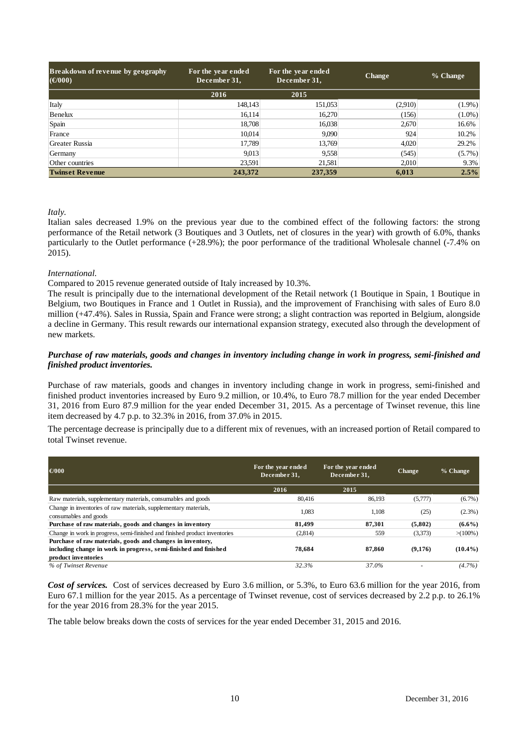| Breakdown of revenue by geography (€/000) | For the year ended December 31, | For the year ended December 31, | Change | % Change |
|---|---|---|---|---|
| | 2016 | 2015 | | |
| Italy | 148,143 | 151,053 | (2,910) | (1.9%) |
| Benelux | 16,114 | 16,270 | (156) | (1.0%) |
| Spain | 18,708 | 16,038 | 2,670 | 16.6% |
| France | 10,014 | 9,090 | 924 | 10.2% |
| Greater Russia | 17,789 | 13,769 | 4,020 | 29.2% |
| Germany | 9,013 | 9,558 | (545) | (5.7%) |
| Other countries | 23,591 | 21,581 | 2,010 | 9.3% |
| **Twinset Revenue** | **243,372** | **237,359** | **6,013** | **2.5%** |

*Italy.*

Italian sales decreased 1.9% on the previous year due to the combined effect of the following factors: the strong performance of the Retail network (3 Boutiques and 3 Outlets, net of closures in the year) with growth of 6.0%, thanks particularly to the Outlet performance (+28.9%); the poor performance of the traditional Wholesale channel (-7.4% on 2015).

*International.*

Compared to 2015 revenue generated outside of Italy increased by 10.3%.

The result is principally due to the international development of the Retail network (1 Boutique in Spain, 1 Boutique in Belgium, two Boutiques in France and 1 Outlet in Russia), and the improvement of Franchising with sales of Euro 8.0 million (+47.4%). Sales in Russia, Spain and France were strong; a slight contraction was reported in Belgium, alongside a decline in Germany. This result rewards our international expansion strategy, executed also through the development of new markets.

***Purchase of raw materials, goods and changes in inventory including change in work in progress, semi-finished and finished product inventories.***

Purchase of raw materials, goods and changes in inventory including change in work in progress, semi-finished and finished product inventories increased by Euro 9.2 million, or 10.4%, to Euro 78.7 million for the year ended December 31, 2016 from Euro 87.9 million for the year ended December 31, 2015. As a percentage of Twinset revenue, this line item decreased by 4.7 p.p. to 32.3% in 2016, from 37.0% in 2015.

The percentage decrease is principally due to a different mix of revenues, with an increased portion of Retail compared to total Twinset revenue.

| €/000 | For the year ended December 31, | For the year ended December 31, | Change | % Change |
|---|---|---|---|---|
| | 2016 | 2015 | | |
| Raw materials, supplementary materials, consumables and goods | 80,416 | 86,193 | (5,777) | (6.7%) |
| Change in inventories of raw materials, supplementary materials, consumables and goods | 1,083 | 1,108 | (25) | (2.3%) |
| **Purchase of raw materials, goods and changes in inventory** | **81,499** | **87,301** | **(5,802)** | **(6.6%)** |
| Change in work in progress, semi-finished and finished product inventories | (2,814) | 559 | (3,373) | >(100%) |
| **Purchase of raw materials, goods and changes in inventory, including change in work in progress, semi-finished and finished product inventories** | **78,684** | **87,860** | **(9,176)** | **(10.4%)** |
| *% of Twinset Revenue* | *32.3%* | *37.0%* | - | *(4.7%)* |

***Cost of services.*** Cost of services decreased by Euro 3.6 million, or 5.3%, to Euro 63.6 million for the year 2016, from Euro 67.1 million for the year 2015. As a percentage of Twinset revenue, cost of services decreased by 2.2 p.p. to 26.1% for the year 2016 from 28.3% for the year 2015.

The table below breaks down the costs of services for the year ended December 31, 2015 and 2016.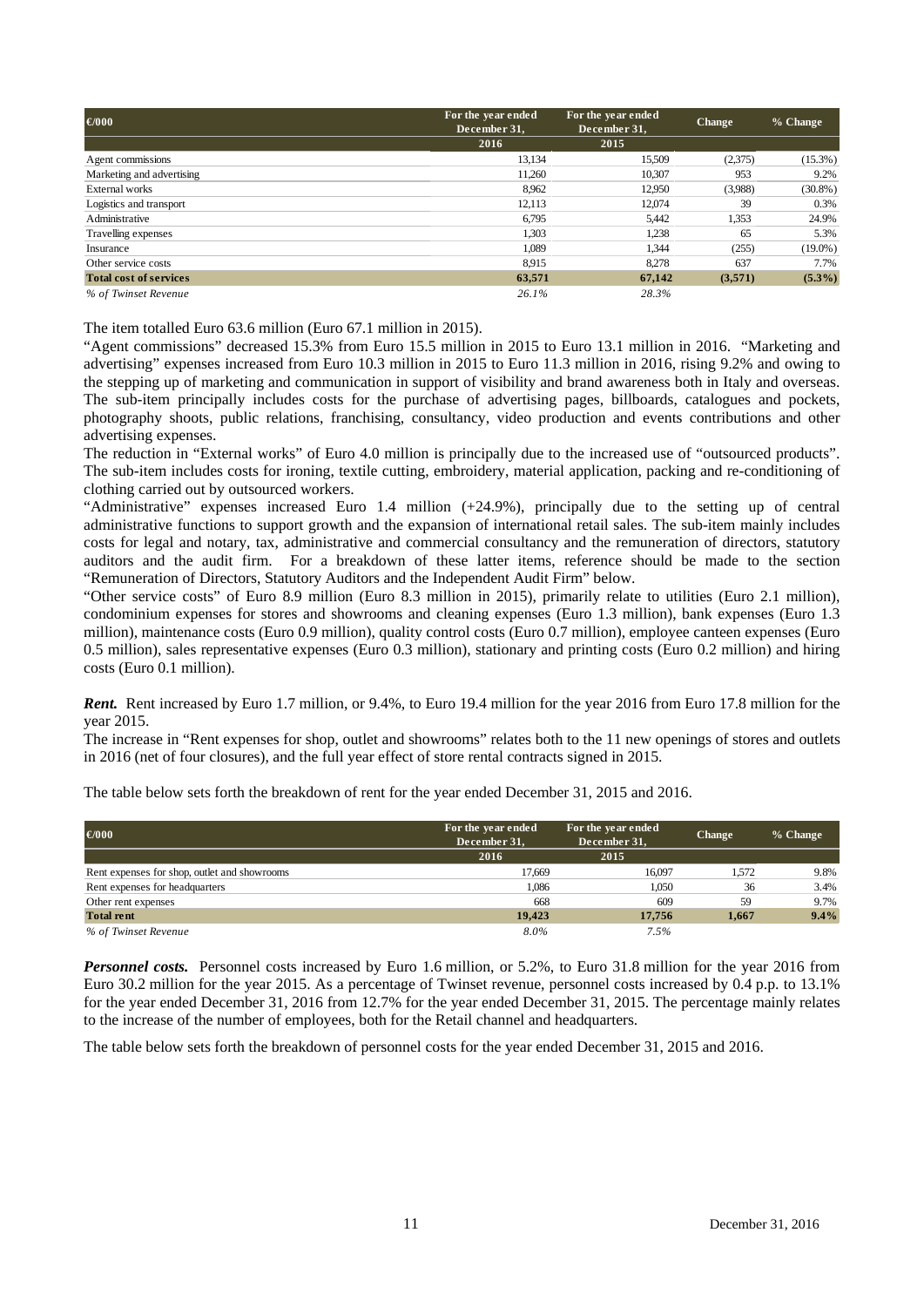| €000 | For the year ended December 31, | For the year ended December 31, | Change | % Change |
|---|---|---|---|---|
| | 2016 | 2015 | | |
| Agent commissions | 13,134 | 15,509 | (2,375) | (15.3%) |
| Marketing and advertising | 11,260 | 10,307 | 953 | 9.2% |
| External works | 8,962 | 12,950 | (3,988) | (30.8%) |
| Logistics and transport | 12,113 | 12,074 | 39 | 0.3% |
| Administrative | 6,795 | 5,442 | 1,353 | 24.9% |
| Travelling expenses | 1,303 | 1,238 | 65 | 5.3% |
| Insurance | 1,089 | 1,344 | (255) | (19.0%) |
| Other service costs | 8,915 | 8,278 | 637 | 7.7% |
| **Total cost of services** | **63,571** | **67,142** | **(3,571)** | **(5.3%)** |
| *% of Twinset Revenue* | *26.1%* | *28.3%* | | |

The item totalled Euro 63.6 million (Euro 67.1 million in 2015).

"Agent commissions" decreased 15.3% from Euro 15.5 million in 2015 to Euro 13.1 million in 2016. "Marketing and advertising" expenses increased from Euro 10.3 million in 2015 to Euro 11.3 million in 2016, rising 9.2% and owing to the stepping up of marketing and communication in support of visibility and brand awareness both in Italy and overseas. The sub-item principally includes costs for the purchase of advertising pages, billboards, catalogues and pockets, photography shoots, public relations, franchising, consultancy, video production and events contributions and other advertising expenses.

The reduction in "External works" of Euro 4.0 million is principally due to the increased use of "outsourced products". The sub-item includes costs for ironing, textile cutting, embroidery, material application, packing and re-conditioning of clothing carried out by outsourced workers.

"Administrative" expenses increased Euro 1.4 million (+24.9%), principally due to the setting up of central administrative functions to support growth and the expansion of international retail sales. The sub-item mainly includes costs for legal and notary, tax, administrative and commercial consultancy and the remuneration of directors, statutory auditors and the audit firm. For a breakdown of these latter items, reference should be made to the section "Remuneration of Directors, Statutory Auditors and the Independent Audit Firm" below.

"Other service costs" of Euro 8.9 million (Euro 8.3 million in 2015), primarily relate to utilities (Euro 2.1 million), condominium expenses for stores and showrooms and cleaning expenses (Euro 1.3 million), bank expenses (Euro 1.3 million), maintenance costs (Euro 0.9 million), quality control costs (Euro 0.7 million), employee canteen expenses (Euro 0.5 million), sales representative expenses (Euro 0.3 million), stationary and printing costs (Euro 0.2 million) and hiring costs (Euro 0.1 million).

***Rent.*** Rent increased by Euro 1.7 million, or 9.4%, to Euro 19.4 million for the year 2016 from Euro 17.8 million for the year 2015.

The increase in "Rent expenses for shop, outlet and showrooms" relates both to the 11 new openings of stores and outlets in 2016 (net of four closures), and the full year effect of store rental contracts signed in 2015.

The table below sets forth the breakdown of rent for the year ended December 31, 2015 and 2016.

| €000 | For the year ended December 31, | For the year ended December 31, | Change | % Change |
|---|---|---|---|---|
| | 2016 | 2015 | | |
| Rent expenses for shop, outlet and showrooms | 17,669 | 16,097 | 1,572 | 9.8% |
| Rent expenses for headquarters | 1,086 | 1,050 | 36 | 3.4% |
| Other rent expenses | 668 | 609 | 59 | 9.7% |
| **Total rent** | **19,423** | **17,756** | **1,667** | **9.4%** |
| *% of Twinset Revenue* | *8.0%* | *7.5%* | | |

***Personnel costs.*** Personnel costs increased by Euro 1.6 million, or 5.2%, to Euro 31.8 million for the year 2016 from Euro 30.2 million for the year 2015. As a percentage of Twinset revenue, personnel costs increased by 0.4 p.p. to 13.1% for the year ended December 31, 2016 from 12.7% for the year ended December 31, 2015. The percentage mainly relates to the increase of the number of employees, both for the Retail channel and headquarters.

The table below sets forth the breakdown of personnel costs for the year ended December 31, 2015 and 2016.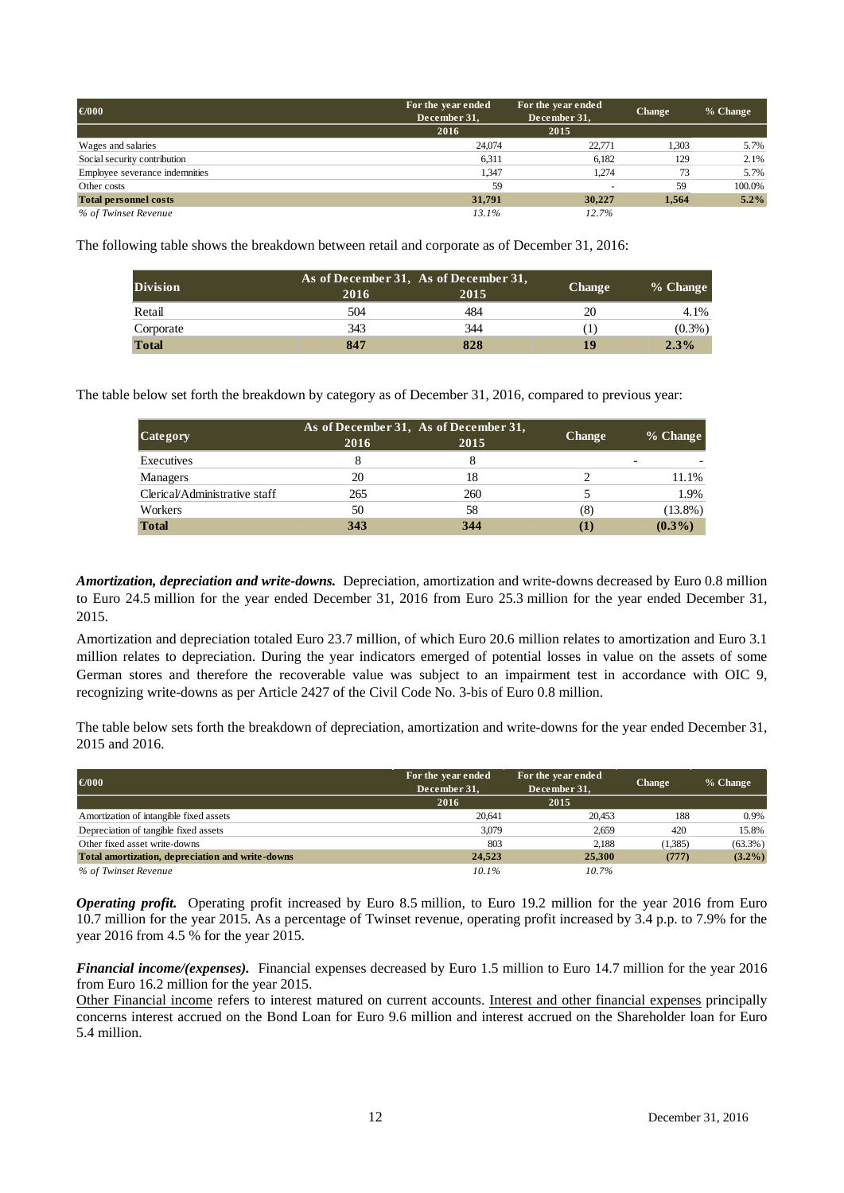| €000 | For the year ended December 31, 2016 | For the year ended December 31, 2015 | Change | % Change |
|---|---|---|---|---|
| Wages and salaries | 24,074 | 22,771 | 1,303 | 5.7% |
| Social security contribution | 6,311 | 6,182 | 129 | 2.1% |
| Employee severance indemnities | 1,347 | 1,274 | 73 | 5.7% |
| Other costs | 59 | - | 59 | 100.0% |
| **Total personnel costs** | **31,791** | **30,227** | **1,564** | **5.2%** |
| *% of Twinset Revenue* | *13.1%* | *12.7%* | | |

The following table shows the breakdown between retail and corporate as of December 31, 2016:

| Division | As of December 31, 2016 | As of December 31, 2015 | Change | % Change |
|---|---|---|---|---|
| Retail | 504 | 484 | 20 | 4.1% |
| Corporate | 343 | 344 | (1) | (0.3%) |
| **Total** | **847** | **828** | **19** | **2.3%** |

The table below set forth the breakdown by category as of December 31, 2016, compared to previous year:

| Category | As of December 31, 2016 | As of December 31, 2015 | Change | % Change |
|---|---|---|---|---|
| Executives | 8 | 8 | - | - |
| Managers | 20 | 18 | 2 | 11.1% |
| Clerical/Administrative staff | 265 | 260 | 5 | 1.9% |
| Workers | 50 | 58 | (8) | (13.8%) |
| **Total** | **343** | **344** | **(1)** | **(0.3%)** |

***Amortization, depreciation and write-downs.*** Depreciation, amortization and write-downs decreased by Euro 0.8 million to Euro 24.5 million for the year ended December 31, 2016 from Euro 25.3 million for the year ended December 31, 2015.

Amortization and depreciation totaled Euro 23.7 million, of which Euro 20.6 million relates to amortization and Euro 3.1 million relates to depreciation. During the year indicators emerged of potential losses in value on the assets of some German stores and therefore the recoverable value was subject to an impairment test in accordance with OIC 9, recognizing write-downs as per Article 2427 of the Civil Code No. 3-bis of Euro 0.8 million.

The table below sets forth the breakdown of depreciation, amortization and write-downs for the year ended December 31, 2015 and 2016.

| €000 | For the year ended December 31, 2016 | For the year ended December 31, 2015 | Change | % Change |
|---|---|---|---|---|
| Amortization of intangible fixed assets | 20,641 | 20,453 | 188 | 0.9% |
| Depreciation of tangible fixed assets | 3,079 | 2,659 | 420 | 15.8% |
| Other fixed asset write-downs | 803 | 2,188 | (1,385) | (63.3%) |
| **Total amortization, depreciation and write-downs** | **24,523** | **25,300** | **(777)** | **(3.2%)** |
| *% of Twinset Revenue* | *10.1%* | *10.7%* | | |

***Operating profit.*** Operating profit increased by Euro 8.5 million, to Euro 19.2 million for the year 2016 from Euro 10.7 million for the year 2015. As a percentage of Twinset revenue, operating profit increased by 3.4 p.p. to 7.9% for the year 2016 from 4.5 % for the year 2015.

***Financial income/(expenses).*** Financial expenses decreased by Euro 1.5 million to Euro 14.7 million for the year 2016 from Euro 16.2 million for the year 2015.

Other Financial income refers to interest matured on current accounts. Interest and other financial expenses principally concerns interest accrued on the Bond Loan for Euro 9.6 million and interest accrued on the Shareholder loan for Euro 5.4 million.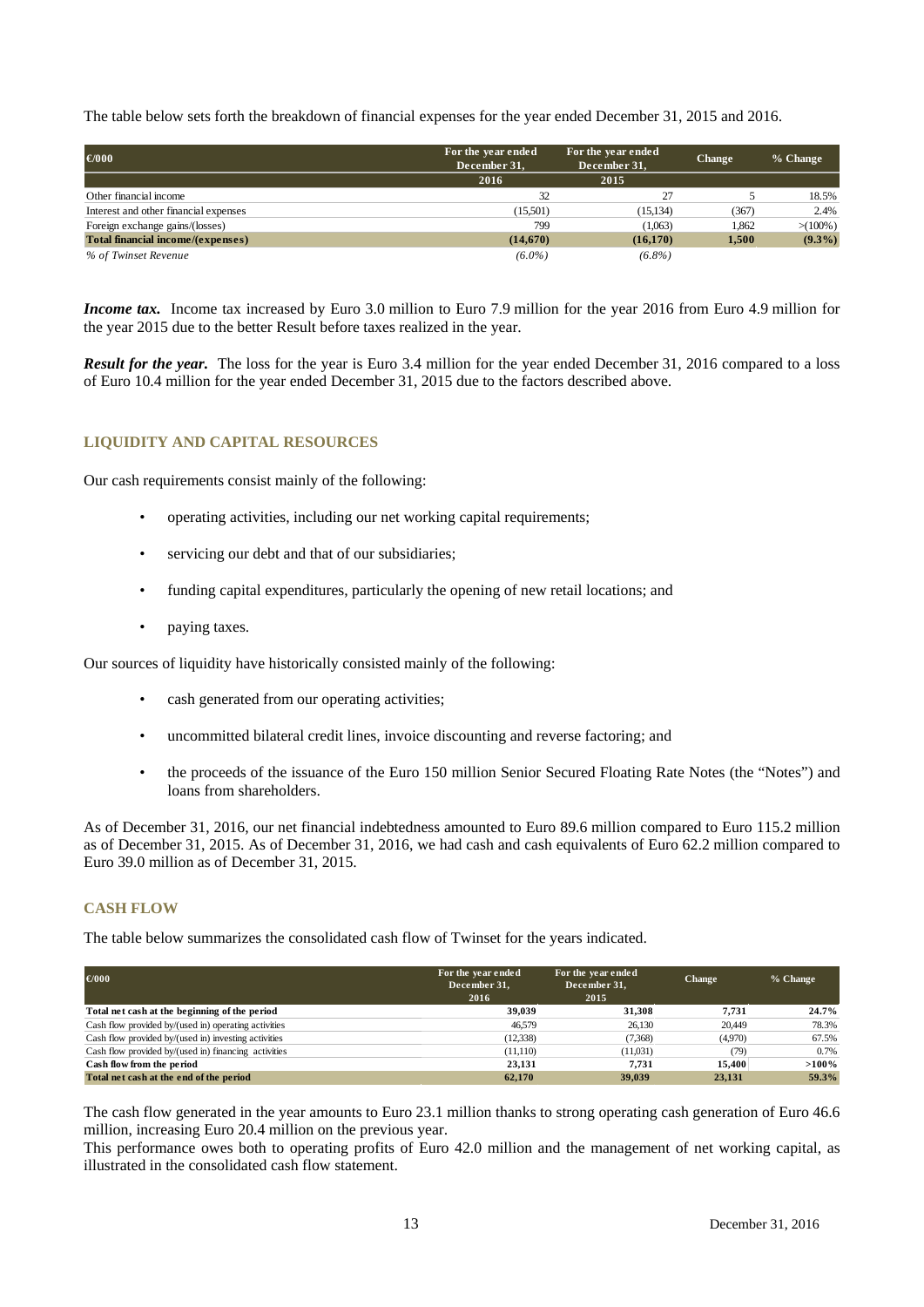The table below sets forth the breakdown of financial expenses for the year ended December 31, 2015 and 2016.

| €000 | For the year ended December 31, 2016 | For the year ended December 31, 2015 | Change | % Change |
|---|---|---|---|---|
| Other financial income | 32 | 27 | 5 | 18.5% |
| Interest and other financial expenses | (15,501) | (15,134) | (367) | 2.4% |
| Foreign exchange gains/(losses) | 799 | (1,063) | 1,862 | >(100%) |
| **Total financial income/(expenses)** | **(14,670)** | **(16,170)** | **1,500** | **(9.3%)** |
| *% of Twinset Revenue* | *(6.0%)* | *(6.8%)* | | |

***Income tax.*** Income tax increased by Euro 3.0 million to Euro 7.9 million for the year 2016 from Euro 4.9 million for the year 2015 due to the better Result before taxes realized in the year.

***Result for the year.*** The loss for the year is Euro 3.4 million for the year ended December 31, 2016 compared to a loss of Euro 10.4 million for the year ended December 31, 2015 due to the factors described above.

## LIQUIDITY AND CAPITAL RESOURCES

Our cash requirements consist mainly of the following:

- operating activities, including our net working capital requirements;
- servicing our debt and that of our subsidiaries;
- funding capital expenditures, particularly the opening of new retail locations; and
- paying taxes.

Our sources of liquidity have historically consisted mainly of the following:

- cash generated from our operating activities;
- uncommitted bilateral credit lines, invoice discounting and reverse factoring; and
- the proceeds of the issuance of the Euro 150 million Senior Secured Floating Rate Notes (the "Notes") and loans from shareholders.

As of December 31, 2016, our net financial indebtedness amounted to Euro 89.6 million compared to Euro 115.2 million as of December 31, 2015. As of December 31, 2016, we had cash and cash equivalents of Euro 62.2 million compared to Euro 39.0 million as of December 31, 2015.

## CASH FLOW

The table below summarizes the consolidated cash flow of Twinset for the years indicated.

| €000 | For the year ended December 31, 2016 | For the year ended December 31, 2015 | Change | % Change |
|---|---|---|---|---|
| **Total net cash at the beginning of the period** | **39,039** | **31,308** | **7,731** | **24.7%** |
| Cash flow provided by/(used in) operating activities | 46,579 | 26,130 | 20,449 | 78.3% |
| Cash flow provided by/(used in) investing activities | (12,338) | (7,368) | (4,970) | 67.5% |
| Cash flow provided by/(used in) financing activities | (11,110) | (11,031) | (79) | 0.7% |
| **Cash flow from the period** | **23,131** | **7,731** | **15,400** | **>100%** |
| **Total net cash at the end of the period** | **62,170** | **39,039** | **23,131** | **59.3%** |

The cash flow generated in the year amounts to Euro 23.1 million thanks to strong operating cash generation of Euro 46.6 million, increasing Euro 20.4 million on the previous year.
This performance owes both to operating profits of Euro 42.0 million and the management of net working capital, as illustrated in the consolidated cash flow statement.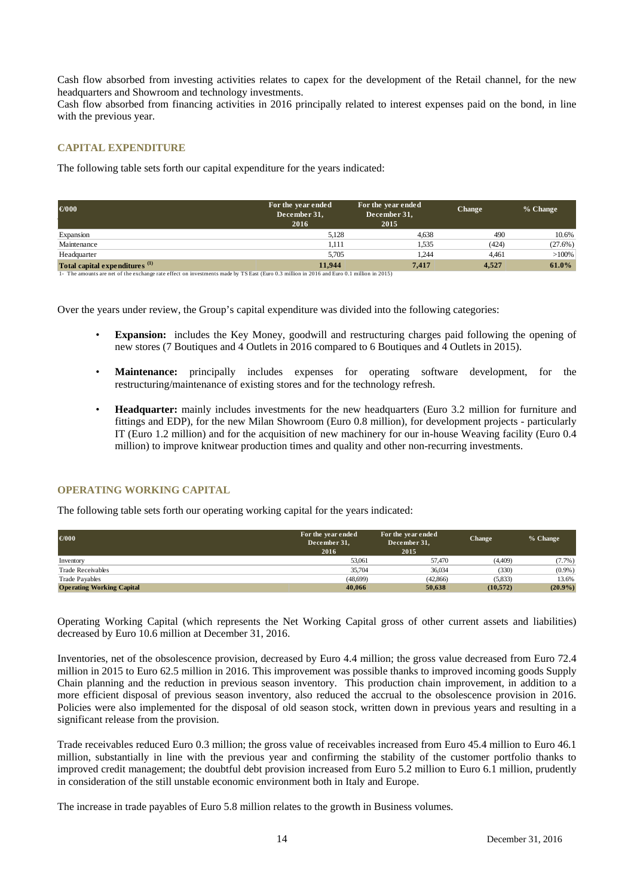Cash flow absorbed from investing activities relates to capex for the development of the Retail channel, for the new headquarters and Showroom and technology investments.
Cash flow absorbed from financing activities in 2016 principally related to interest expenses paid on the bond, in line with the previous year.

## CAPITAL EXPENDITURE

The following table sets forth our capital expenditure for the years indicated:

| €000 | For the year ended December 31, 2016 | For the year ended December 31, 2015 | Change | % Change |
|---|---|---|---|---|
| Expansion | 5,128 | 4,638 | 490 | 10.6% |
| Maintenance | 1,111 | 1,535 | (424) | (27.6%) |
| Headquarter | 5,705 | 1,244 | 4,461 | >100% |
| **Total capital expenditures (1)** | **11,944** | **7,417** | **4,527** | **61.0%** |

1- The amounts are net of the exchange rate effect on investments made by TS East (Euro 0.3 million in 2016 and Euro 0.1 million in 2015)

Over the years under review, the Group's capital expenditure was divided into the following categories:

- **Expansion:** includes the Key Money, goodwill and restructuring charges paid following the opening of new stores (7 Boutiques and 4 Outlets in 2016 compared to 6 Boutiques and 4 Outlets in 2015).
- **Maintenance:** principally includes expenses for operating software development, for the restructuring/maintenance of existing stores and for the technology refresh.
- **Headquarter:** mainly includes investments for the new headquarters (Euro 3.2 million for furniture and fittings and EDP), for the new Milan Showroom (Euro 0.8 million), for development projects - particularly IT (Euro 1.2 million) and for the acquisition of new machinery for our in-house Weaving facility (Euro 0.4 million) to improve knitwear production times and quality and other non-recurring investments.

## OPERATING WORKING CAPITAL

The following table sets forth our operating working capital for the years indicated:

| €000 | For the year ended December 31, 2016 | For the year ended December 31, 2015 | Change | % Change |
|---|---|---|---|---|
| Inventory | 53,061 | 57,470 | (4,409) | (7.7%) |
| Trade Receivables | 35,704 | 36,034 | (330) | (0.9%) |
| Trade Payables | (48,699) | (42,866) | (5,833) | 13.6% |
| **Operating Working Capital** | **40,066** | **50,638** | **(10,572)** | **(20.9%)** |

Operating Working Capital (which represents the Net Working Capital gross of other current assets and liabilities) decreased by Euro 10.6 million at December 31, 2016.

Inventories, net of the obsolescence provision, decreased by Euro 4.4 million; the gross value decreased from Euro 72.4 million in 2015 to Euro 62.5 million in 2016. This improvement was possible thanks to improved incoming goods Supply Chain planning and the reduction in previous season inventory. This production chain improvement, in addition to a more efficient disposal of previous season inventory, also reduced the accrual to the obsolescence provision in 2016. Policies were also implemented for the disposal of old season stock, written down in previous years and resulting in a significant release from the provision.

Trade receivables reduced Euro 0.3 million; the gross value of receivables increased from Euro 45.4 million to Euro 46.1 million, substantially in line with the previous year and confirming the stability of the customer portfolio thanks to improved credit management; the doubtful debt provision increased from Euro 5.2 million to Euro 6.1 million, prudently in consideration of the still unstable economic environment both in Italy and Europe.

The increase in trade payables of Euro 5.8 million relates to the growth in Business volumes.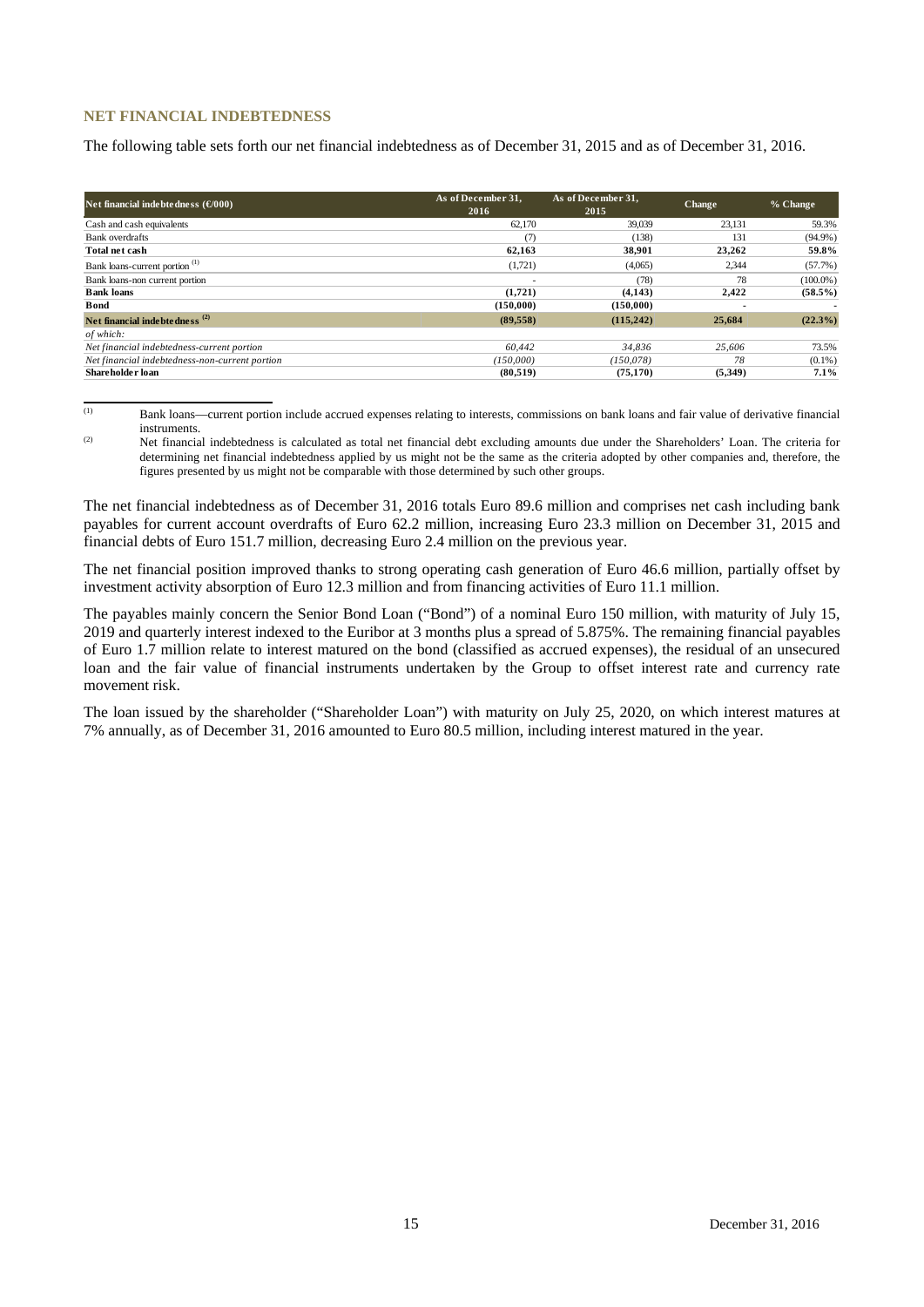## NET FINANCIAL INDEBTEDNESS

The following table sets forth our net financial indebtedness as of December 31, 2015 and as of December 31, 2016.

| Net financial indebtedness (€000) | As of December 31, 2016 | As of December 31, 2015 | Change | % Change |
|---|---|---|---|---|
| Cash and cash equivalents | 62,170 | 39,039 | 23,131 | 59.3% |
| Bank overdrafts | (7) | (138) | 131 | (94.9%) |
| **Total net cash** | **62,163** | **38,901** | **23,262** | **59.8%** |
| Bank loans-current portion [(1)] | (1,721) | (4,065) | 2,344 | (57.7%) |
| Bank loans-non current portion | - | (78) | 78 | (100.0%) |
| **Bank loans** | **(1,721)** | **(4,143)** | **2,422** | **(58.5%)** |
| **Bond** | **(150,000)** | **(150,000)** | - | - |
| **Net financial indebtedness [(2)]** | **(89,558)** | **(115,242)** | **25,684** | **(22.3%)** |
| *of which:* | | | | |
| *Net financial indebtedness-current portion* | *60,442* | *34,836* | *25,606* | 73.5% |
| *Net financial indebtedness-non-current portion* | *(150,000)* | *(150,078)* | *78* | (0.1%) |
| **Shareholder loan** | **(80,519)** | **(75,170)** | **(5,349)** | **7.1%** |

(1) Bank loans—current portion include accrued expenses relating to interests, commissions on bank loans and fair value of derivative financial instruments.

(2) Net financial indebtedness is calculated as total net financial debt excluding amounts due under the Shareholders' Loan. The criteria for determining net financial indebtedness applied by us might not be the same as the criteria adopted by other companies and, therefore, the figures presented by us might not be comparable with those determined by such other groups.

The net financial indebtedness as of December 31, 2016 totals Euro 89.6 million and comprises net cash including bank payables for current account overdrafts of Euro 62.2 million, increasing Euro 23.3 million on December 31, 2015 and financial debts of Euro 151.7 million, decreasing Euro 2.4 million on the previous year.

The net financial position improved thanks to strong operating cash generation of Euro 46.6 million, partially offset by investment activity absorption of Euro 12.3 million and from financing activities of Euro 11.1 million.

The payables mainly concern the Senior Bond Loan ("Bond") of a nominal Euro 150 million, with maturity of July 15, 2019 and quarterly interest indexed to the Euribor at 3 months plus a spread of 5.875%. The remaining financial payables of Euro 1.7 million relate to interest matured on the bond (classified as accrued expenses), the residual of an unsecured loan and the fair value of financial instruments undertaken by the Group to offset interest rate and currency rate movement risk.

The loan issued by the shareholder ("Shareholder Loan") with maturity on July 25, 2020, on which interest matures at 7% annually, as of December 31, 2016 amounted to Euro 80.5 million, including interest matured in the year.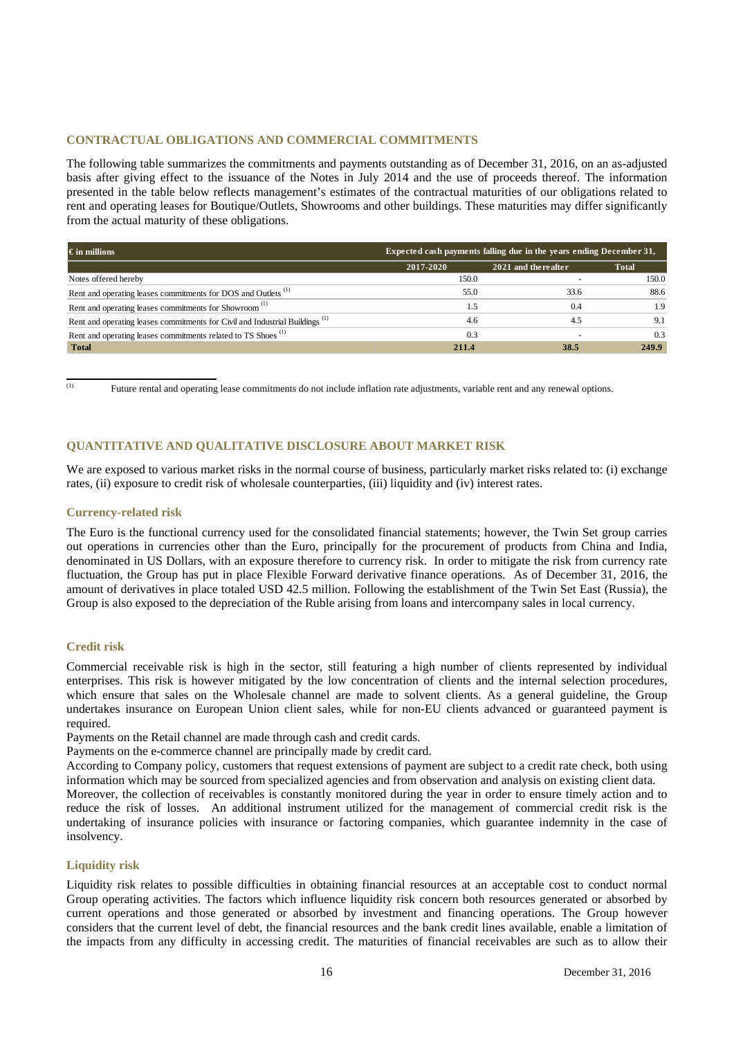## CONTRACTUAL OBLIGATIONS AND COMMERCIAL COMMITMENTS

The following table summarizes the commitments and payments outstanding as of December 31, 2016, on an as-adjusted basis after giving effect to the issuance of the Notes in July 2014 and the use of proceeds thereof. The information presented in the table below reflects management's estimates of the contractual maturities of our obligations related to rent and operating leases for Boutique/Outlets, Showrooms and other buildings. These maturities may differ significantly from the actual maturity of these obligations.

| € in millions | Expected cash payments falling due in the years ending December 31, | | |
|---|---|---|---|
| | 2017-2020 | 2021 and thereafter | Total |
| Notes offered hereby | 150.0 | - | 150.0 |
| Rent and operating leases commitments for DOS and Outlets [(1)] | 55.0 | 33.6 | 88.6 |
| Rent and operating leases commitments for Showroom [(1)] | 1.5 | 0.4 | 1.9 |
| Rent and operating leases commitments for Civil and Industrial Buildings [(1)] | 4.6 | 4.5 | 9.1 |
| Rent and operating leases commitments related to TS Shoes [(1)] | 0.3 | - | 0.3 |
| **Total** | **211.4** | **38.5** | **249.9** |

(1) Future rental and operating lease commitments do not include inflation rate adjustments, variable rent and any renewal options.

## QUANTITATIVE AND QUALITATIVE DISCLOSURE ABOUT MARKET RISK

We are exposed to various market risks in the normal course of business, particularly market risks related to: (i) exchange rates, (ii) exposure to credit risk of wholesale counterparties, (iii) liquidity and (iv) interest rates.

### Currency-related risk

The Euro is the functional currency used for the consolidated financial statements; however, the Twin Set group carries out operations in currencies other than the Euro, principally for the procurement of products from China and India, denominated in US Dollars, with an exposure therefore to currency risk. In order to mitigate the risk from currency rate fluctuation, the Group has put in place Flexible Forward derivative finance operations. As of December 31, 2016, the amount of derivatives in place totaled USD 42.5 million. Following the establishment of the Twin Set East (Russia), the Group is also exposed to the depreciation of the Ruble arising from loans and intercompany sales in local currency.

### Credit risk

Commercial receivable risk is high in the sector, still featuring a high number of clients represented by individual enterprises. This risk is however mitigated by the low concentration of clients and the internal selection procedures, which ensure that sales on the Wholesale channel are made to solvent clients. As a general guideline, the Group undertakes insurance on European Union client sales, while for non-EU clients advanced or guaranteed payment is required.

Payments on the Retail channel are made through cash and credit cards.

Payments on the e-commerce channel are principally made by credit card.

According to Company policy, customers that request extensions of payment are subject to a credit rate check, both using information which may be sourced from specialized agencies and from observation and analysis on existing client data.

Moreover, the collection of receivables is constantly monitored during the year in order to ensure timely action and to reduce the risk of losses. An additional instrument utilized for the management of commercial credit risk is the undertaking of insurance policies with insurance or factoring companies, which guarantee indemnity in the case of insolvency.

### Liquidity risk

Liquidity risk relates to possible difficulties in obtaining financial resources at an acceptable cost to conduct normal Group operating activities. The factors which influence liquidity risk concern both resources generated or absorbed by current operations and those generated or absorbed by investment and financing operations. The Group however considers that the current level of debt, the financial resources and the bank credit lines available, enable a limitation of the impacts from any difficulty in accessing credit. The maturities of financial receivables are such as to allow their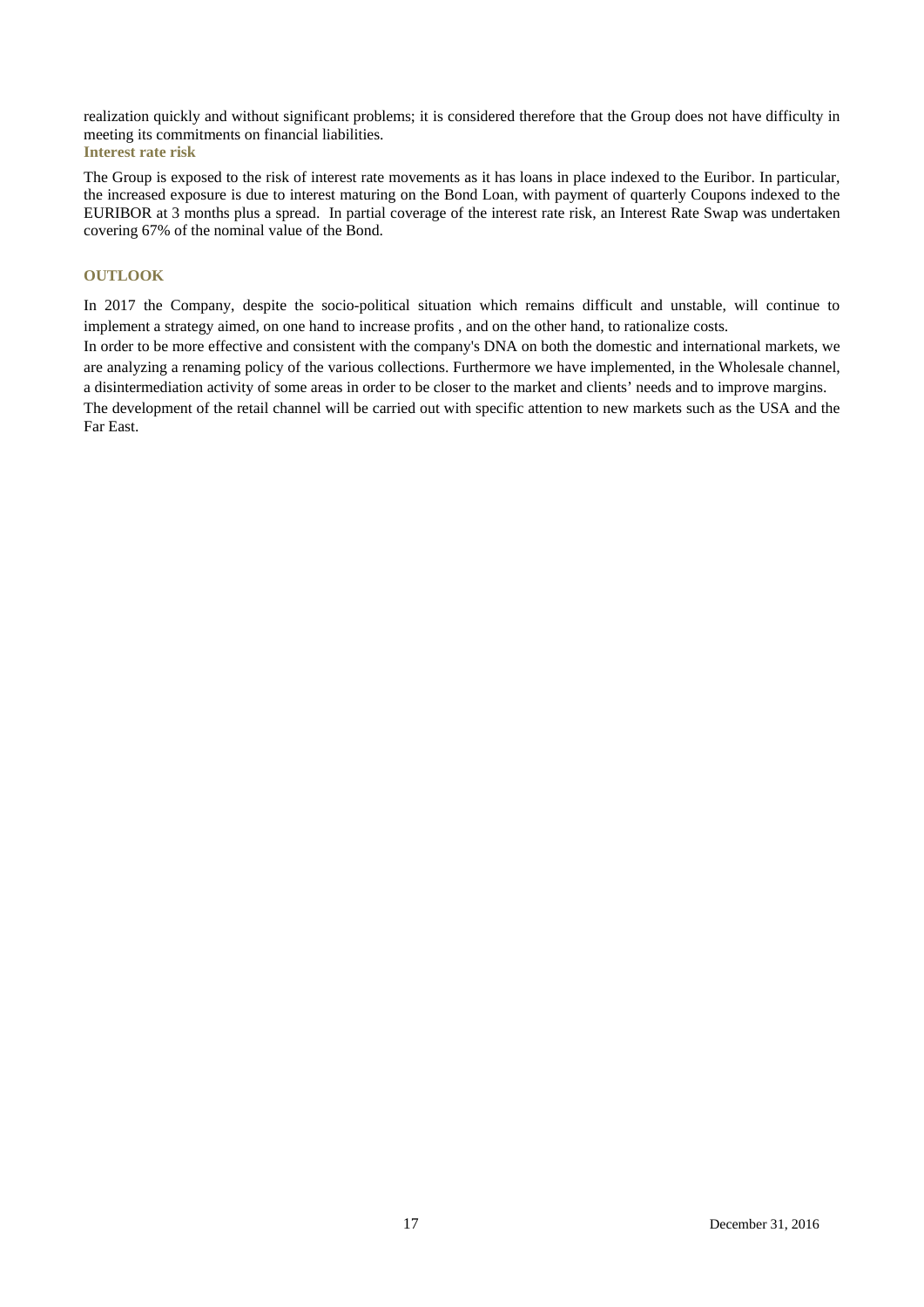realization quickly and without significant problems; it is considered therefore that the Group does not have difficulty in meeting its commitments on financial liabilities.

### Interest rate risk

The Group is exposed to the risk of interest rate movements as it has loans in place indexed to the Euribor. In particular, the increased exposure is due to interest maturing on the Bond Loan, with payment of quarterly Coupons indexed to the EURIBOR at 3 months plus a spread. In partial coverage of the interest rate risk, an Interest Rate Swap was undertaken covering 67% of the nominal value of the Bond.

## OUTLOOK

In 2017 the Company, despite the socio-political situation which remains difficult and unstable, will continue to implement a strategy aimed, on one hand to increase profits , and on the other hand, to rationalize costs.

In order to be more effective and consistent with the company's DNA on both the domestic and international markets, we are analyzing a renaming policy of the various collections. Furthermore we have implemented, in the Wholesale channel, a disintermediation activity of some areas in order to be closer to the market and clients' needs and to improve margins.

The development of the retail channel will be carried out with specific attention to new markets such as the USA and the Far East.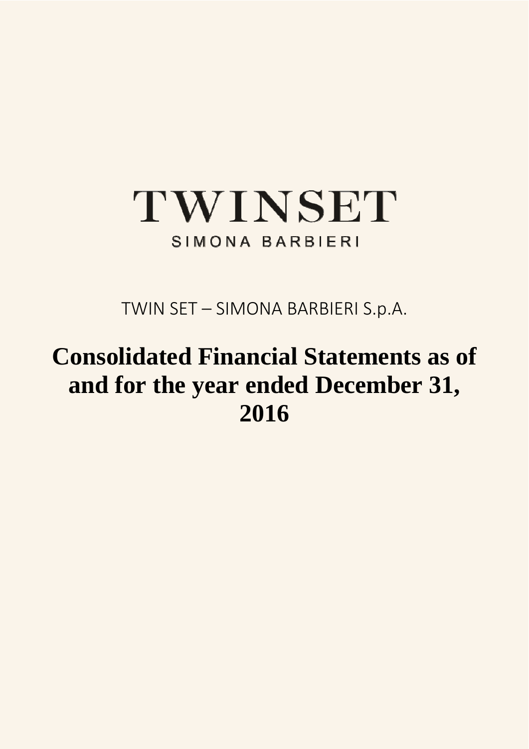# TWINSET

SIMONA BARBIERI

TWIN SET – SIMONA BARBIERI S.p.A.

# Consolidated Financial Statements as of and for the year ended December 31, 2016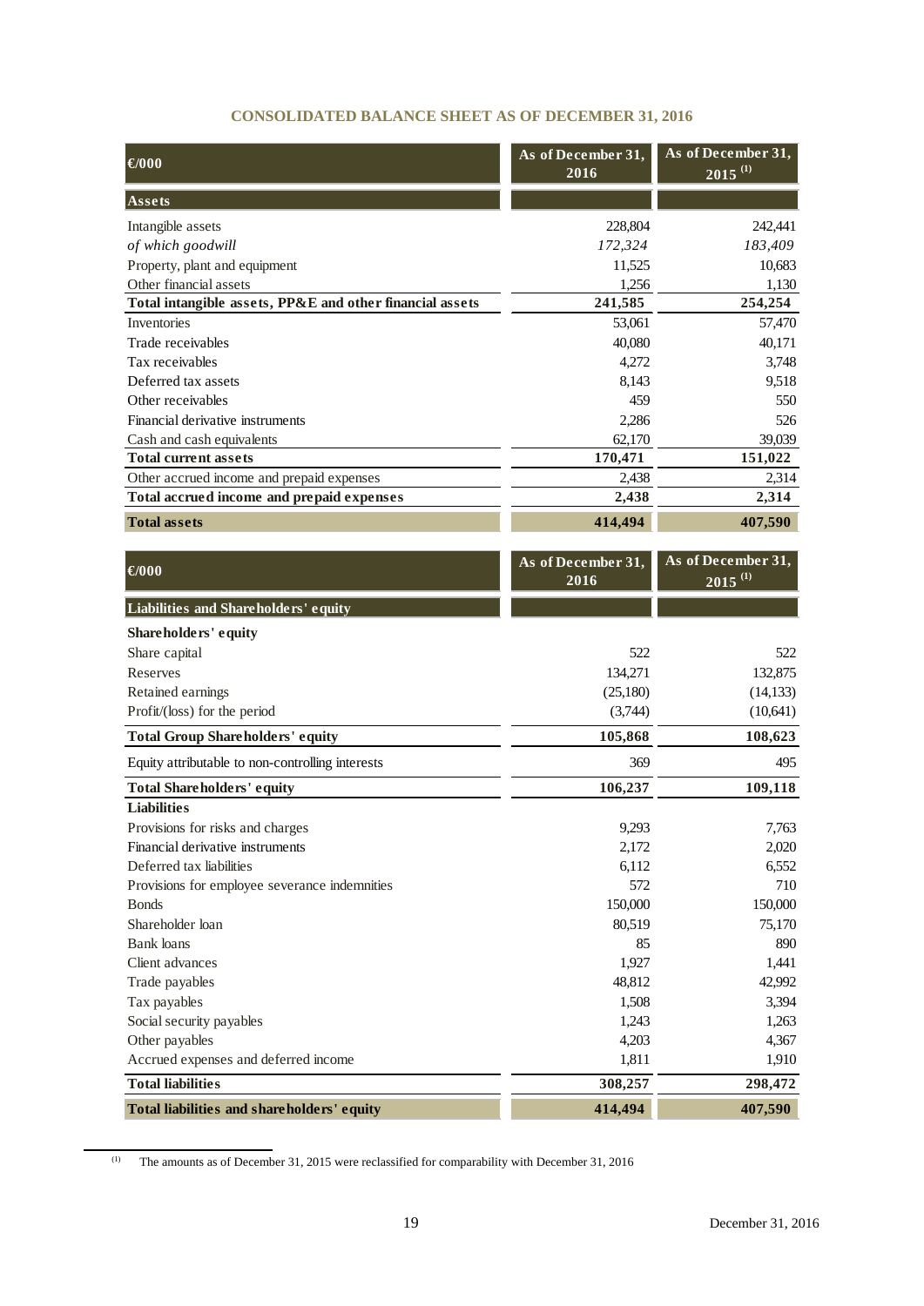## CONSOLIDATED BALANCE SHEET AS OF DECEMBER 31, 2016

| €/000 | As of December 31, 2016 | As of December 31, 2015 [(1)] |
|---|---|---|
| **Assets** | | |
| Intangible assets | 228,804 | 242,441 |
| *of which goodwill* | *172,324* | *183,409* |
| Property, plant and equipment | 11,525 | 10,683 |
| Other financial assets | 1,256 | 1,130 |
| **Total intangible assets, PP&E and other financial assets** | **241,585** | **254,254** |
| Inventories | 53,061 | 57,470 |
| Trade receivables | 40,080 | 40,171 |
| Tax receivables | 4,272 | 3,748 |
| Deferred tax assets | 8,143 | 9,518 |
| Other receivables | 459 | 550 |
| Financial derivative instruments | 2,286 | 526 |
| Cash and cash equivalents | 62,170 | 39,039 |
| **Total current assets** | **170,471** | **151,022** |
| Other accrued income and prepaid expenses | 2,438 | 2,314 |
| **Total accrued income and prepaid expenses** | **2,438** | **2,314** |
| **Total assets** | **414,494** | **407,590** |

| €/000 | As of December 31, 2016 | As of December 31, 2015 [(1)] |
|---|---|---|
| **Liabilities and Shareholders' equity** | | |
| **Shareholders' equity** | | |
| Share capital | 522 | 522 |
| Reserves | 134,271 | 132,875 |
| Retained earnings | (25,180) | (14,133) |
| Profit/(loss) for the period | (3,744) | (10,641) |
| **Total Group Shareholders' equity** | **105,868** | **108,623** |
| Equity attributable to non-controlling interests | 369 | 495 |
| **Total Shareholders' equity** | **106,237** | **109,118** |
| **Liabilities** | | |
| Provisions for risks and charges | 9,293 | 7,763 |
| Financial derivative instruments | 2,172 | 2,020 |
| Deferred tax liabilities | 6,112 | 6,552 |
| Provisions for employee severance indemnities | 572 | 710 |
| Bonds | 150,000 | 150,000 |
| Shareholder loan | 80,519 | 75,170 |
| Bank loans | 85 | 890 |
| Client advances | 1,927 | 1,441 |
| Trade payables | 48,812 | 42,992 |
| Tax payables | 1,508 | 3,394 |
| Social security payables | 1,243 | 1,263 |
| Other payables | 4,203 | 4,367 |
| Accrued expenses and deferred income | 1,811 | 1,910 |
| **Total liabilities** | **308,257** | **298,472** |
| **Total liabilities and shareholders' equity** | **414,494** | **407,590** |

(1) The amounts as of December 31, 2015 were reclassified for comparability with December 31, 2016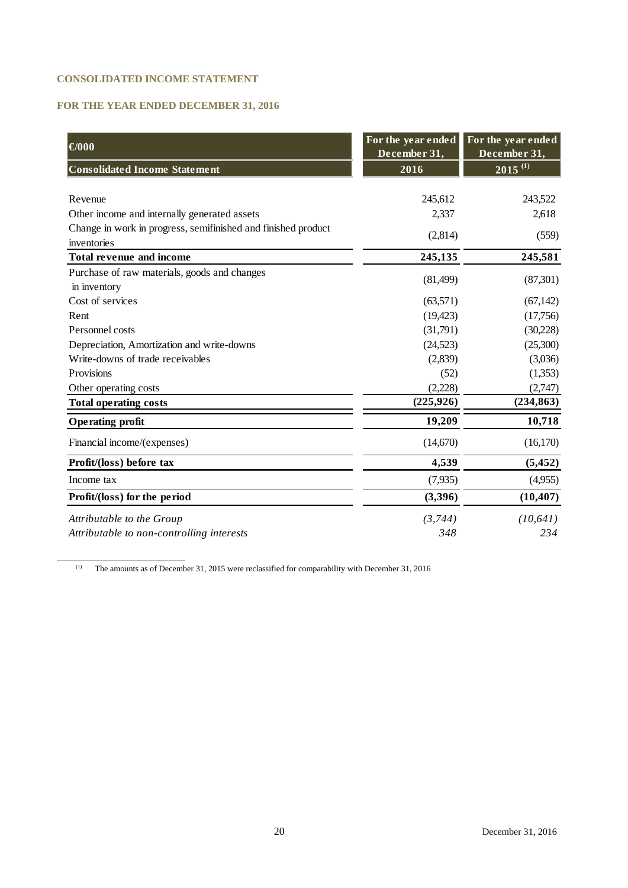## CONSOLIDATED INCOME STATEMENT

## FOR THE YEAR ENDED DECEMBER 31, 2016

| €/000<br>**Consolidated Income Statement** | For the year ended December 31, 2016 | For the year ended December 31, 2015 [(1)] |
|---|---|---|
| Revenue | 245,612 | 243,522 |
| Other income and internally generated assets | 2,337 | 2,618 |
| Change in work in progress, semifinished and finished product inventories | (2,814) | (559) |
| **Total revenue and income** | **245,135** | **245,581** |
| Purchase of raw materials, goods and changes in inventory | (81,499) | (87,301) |
| Cost of services | (63,571) | (67,142) |
| Rent | (19,423) | (17,756) |
| Personnel costs | (31,791) | (30,228) |
| Depreciation, Amortization and write-downs | (24,523) | (25,300) |
| Write-downs of trade receivables | (2,839) | (3,036) |
| Provisions | (52) | (1,353) |
| Other operating costs | (2,228) | (2,747) |
| **Total operating costs** | **(225,926)** | **(234,863)** |
| **Operating profit** | **19,209** | **10,718** |
| Financial income/(expenses) | (14,670) | (16,170) |
| **Profit/(loss) before tax** | **4,539** | **(5,452)** |
| Income tax | (7,935) | (4,955) |
| **Profit/(loss) for the period** | **(3,396)** | **(10,407)** |
| *Attributable to the Group* | *(3,744)* | *(10,641)* |
| *Attributable to non-controlling interests* | *348* | *234* |

[(1)] The amounts as of December 31, 2015 were reclassified for comparability with December 31, 2016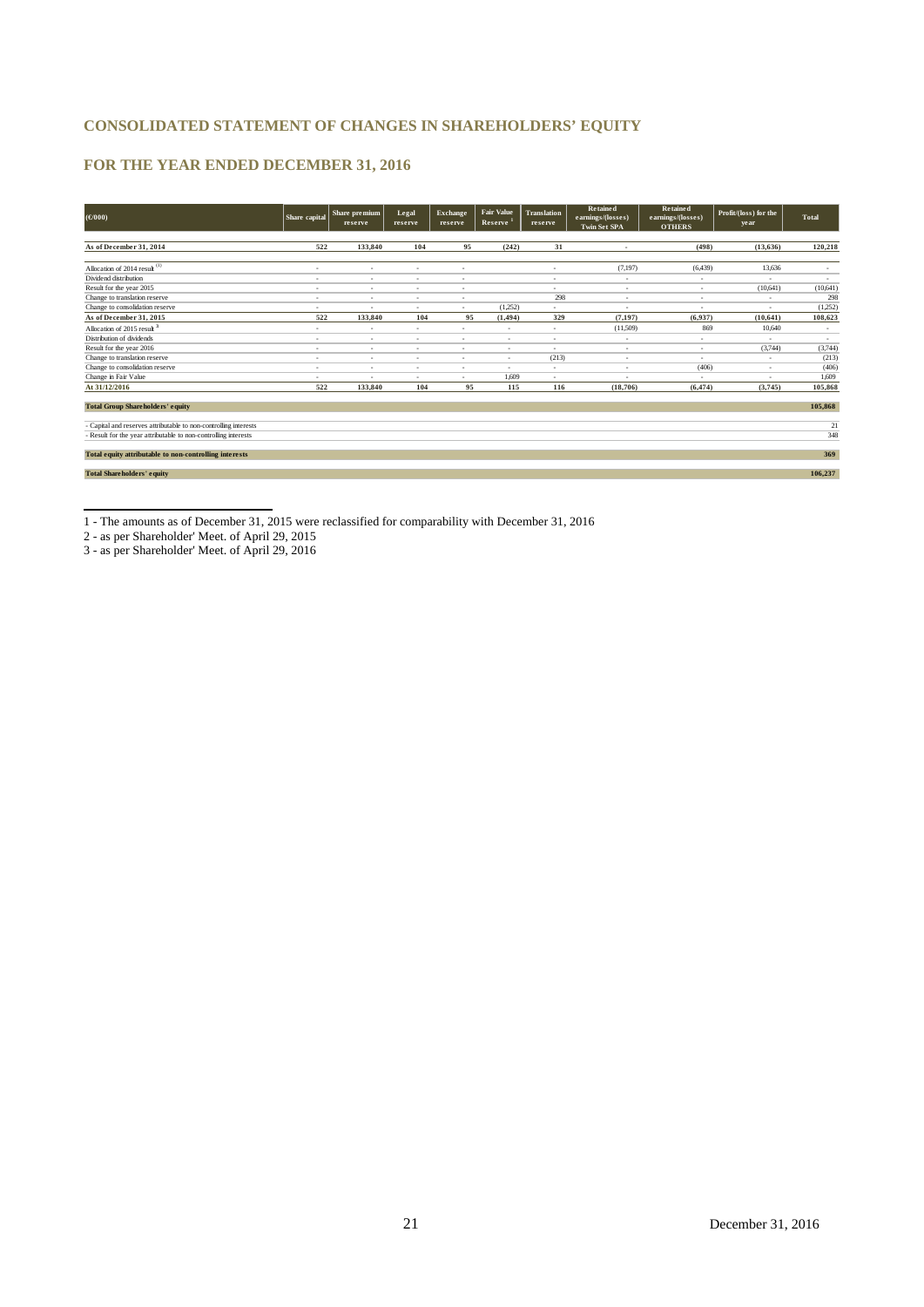## CONSOLIDATED STATEMENT OF CHANGES IN SHAREHOLDERS' EQUITY

## FOR THE YEAR ENDED DECEMBER 31, 2016

| (€/000) | Share capital | Share premium reserve | Legal reserve | Exchange reserve | Fair Value Reserve [1] | Translation reserve | Retained earnings/(losses) Twin Set SPA | Retained earnings/(losses) OTHERS | Profit/(loss) for the year | Total |
|---|---|---|---|---|---|---|---|---|---|---|
| **As of December 31, 2014** | **522** | **133,840** | **104** | **95** | **(242)** | **31** | **-** | **(498)** | **(13,636)** | **120,218** |
| Allocation of 2014 result [(1)] | - | - | - | - | | - | (7,197) | (6,439) | 13,636 | - |
| Dividend distribution | - | - | - | - | | - | - | - | - | - |
| Result for the year 2015 | - | - | - | - | | - | - | - | (10,641) | (10,641) |
| Change to translation reserve | - | - | - | - | | 298 | - | - | - | 298 |
| Change to consolidation reserve | - | - | - | - | (1,252) | - | - | - | - | (1,252) |
| **As of December 31, 2015** | **522** | **133,840** | **104** | **95** | **(1,494)** | **329** | **(7,197)** | **(6,937)** | **(10,641)** | **108,623** |
| Allocation of 2015 result [3] | - | - | - | - | - | - | (11,509) | 869 | 10,640 | - |
| Distribution of dividends | - | - | - | - | - | - | - | - | - | - |
| Result for the year 2016 | - | - | - | - | - | - | - | - | (3,744) | (3,744) |
| Change to translation reserve | - | - | - | - | - | (213) | - | - | - | (213) |
| Change to consolidation reserve | - | - | - | - | - | - | - | (406) | - | (406) |
| Change in Fair Value | - | - | - | - | 1,609 | - | - | - | - | 1,609 |
| **At 31/12/2016** | **522** | **133,840** | **104** | **95** | **115** | **116** | **(18,706)** | **(6,474)** | **(3,745)** | **105,868** |
| **Total Group Shareholders' equity** | | | | | | | | | | **105,868** |
| - Capital and reserves attributable to non-controlling interests | | | | | | | | | | 21 |
| - Result for the year attributable to non-controlling interests | | | | | | | | | | 348 |
| **Total equity attributable to non-controlling interests** | | | | | | | | | | **369** |
| **Total Shareholders' equity** | | | | | | | | | | **106,237** |

1 - The amounts as of December 31, 2015 were reclassified for comparability with December 31, 2016

2 - as per Shareholder' Meet. of April 29, 2015

3 - as per Shareholder' Meet. of April 29, 2016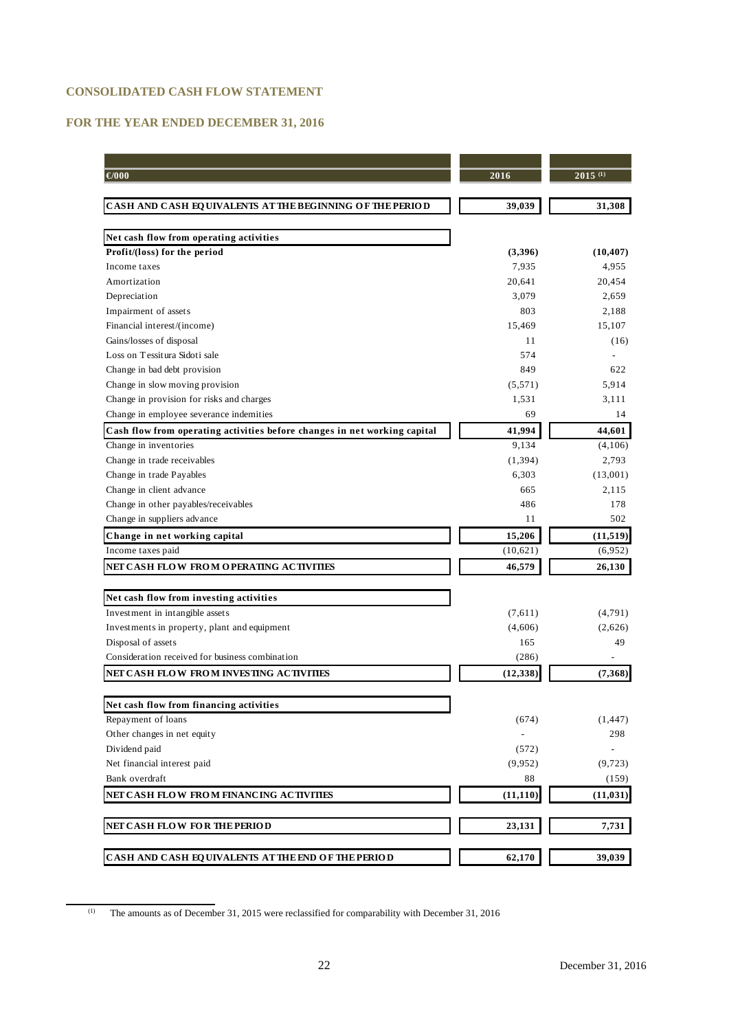## CONSOLIDATED CASH FLOW STATEMENT

## FOR THE YEAR ENDED DECEMBER 31, 2016

| €/000 | 2016 | 2015 [(1)] |
|---|---|---|
| **CASH AND CASH EQUIVALENTS AT THE BEGINNING OF THE PERIOD** | **39,039** | **31,308** |
| **Net cash flow from operating activities** | | |
| **Profit/(loss) for the period** | **(3,396)** | **(10,407)** |
| Income taxes | 7,935 | 4,955 |
| Amortization | 20,641 | 20,454 |
| Depreciation | 3,079 | 2,659 |
| Impairment of assets | 803 | 2,188 |
| Financial interest/(income) | 15,469 | 15,107 |
| Gains/losses of disposal | 11 | (16) |
| Loss on Tessitura Sidoti sale | 574 | - |
| Change in bad debt provision | 849 | 622 |
| Change in slow moving provision | (5,571) | 5,914 |
| Change in provision for risks and charges | 1,531 | 3,111 |
| Change in employee severance indemities | 69 | 14 |
| **Cash flow from operating activities before changes in net working capital** | **41,994** | **44,601** |
| Change in inventories | 9,134 | (4,106) |
| Change in trade receivables | (1,394) | 2,793 |
| Change in trade Payables | 6,303 | (13,001) |
| Change in client advance | 665 | 2,115 |
| Change in other payables/receivables | 486 | 178 |
| Change in suppliers advance | 11 | 502 |
| **Change in net working capital** | **15,206** | **(11,519)** |
| Income taxes paid | (10,621) | (6,952) |
| **NET CASH FLOW FROM OPERATING ACTIVITIES** | **46,579** | **26,130** |
| **Net cash flow from investing activities** | | |
| Investment in intangible assets | (7,611) | (4,791) |
| Investments in property, plant and equipment | (4,606) | (2,626) |
| Disposal of assets | 165 | 49 |
| Consideration received for business combination | (286) | - |
| **NET CASH FLOW FROM INVESTING ACTIVITIES** | **(12,338)** | **(7,368)** |
| **Net cash flow from financing activities** | | |
| Repayment of loans | (674) | (1,447) |
| Other changes in net equity | - | 298 |
| Dividend paid | (572) | - |
| Net financial interest paid | (9,952) | (9,723) |
| Bank overdraft | 88 | (159) |
| **NET CASH FLOW FROM FINANCING ACTIVITIES** | **(11,110)** | **(11,031)** |
| **NET CASH FLOW FOR THE PERIOD** | **23,131** | **7,731** |
| **CASH AND CASH EQUIVALENTS AT THE END OF THE PERIOD** | **62,170** | **39,039** |

(1) The amounts as of December 31, 2015 were reclassified for comparability with December 31, 2016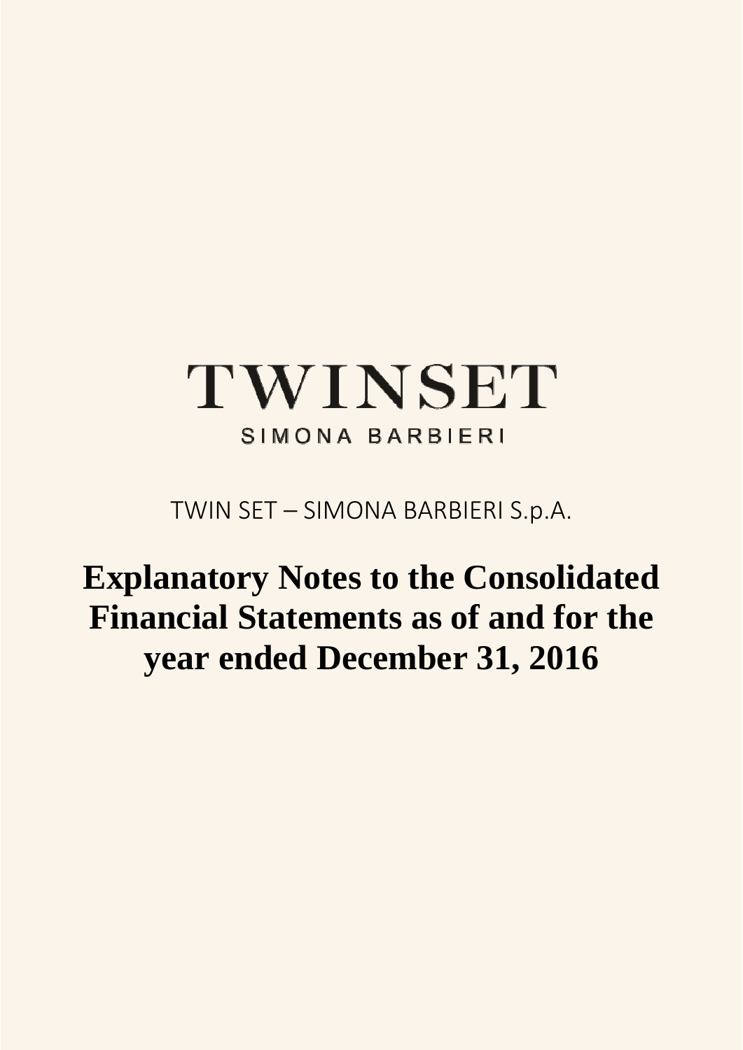# TWINSET

SIMONA BARBIERI

TWIN SET – SIMONA BARBIERI S.p.A.

# Explanatory Notes to the Consolidated Financial Statements as of and for the year ended December 31, 2016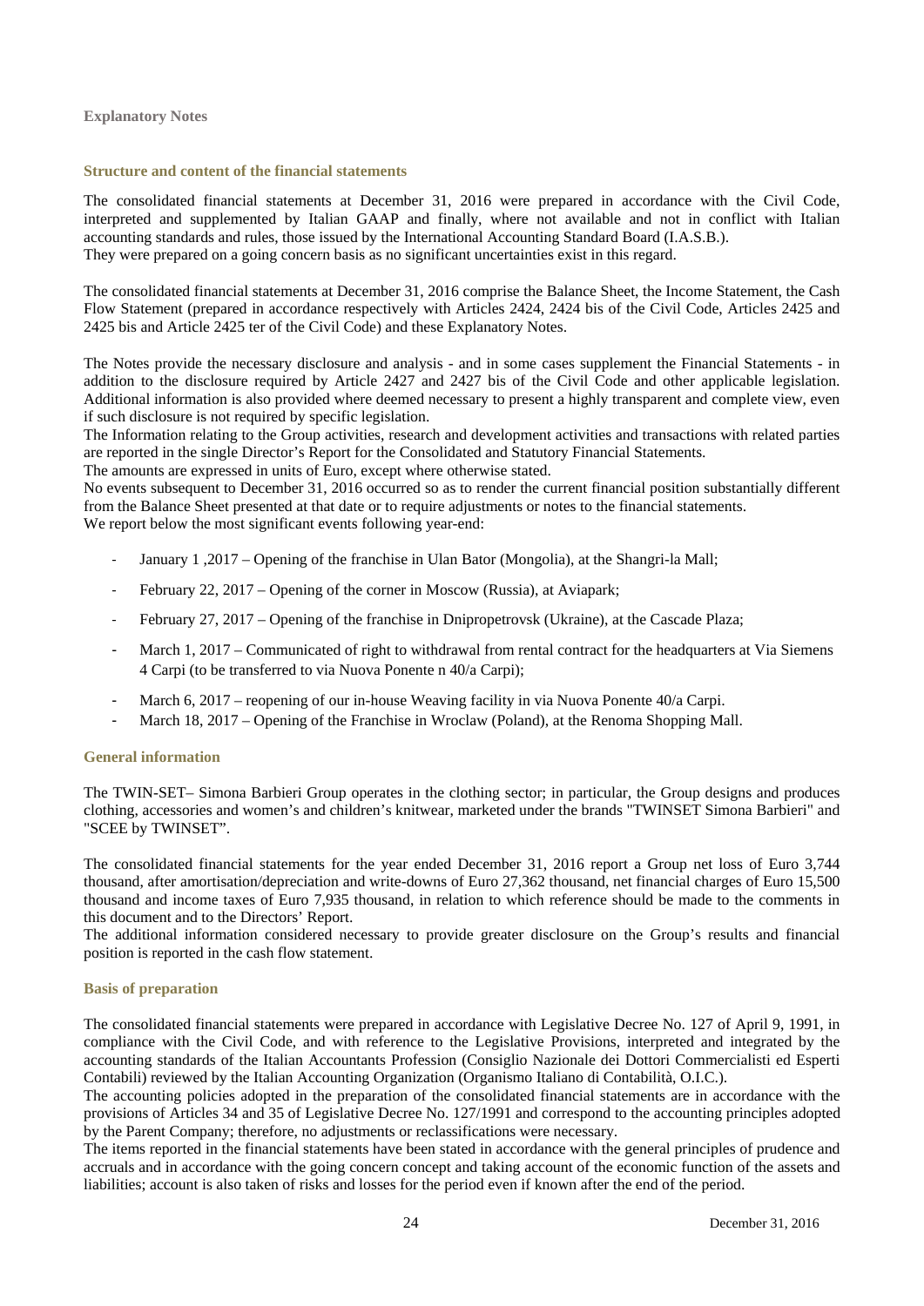## Explanatory Notes

### Structure and content of the financial statements

The consolidated financial statements at December 31, 2016 were prepared in accordance with the Civil Code, interpreted and supplemented by Italian GAAP and finally, where not available and not in conflict with Italian accounting standards and rules, those issued by the International Accounting Standard Board (I.A.S.B.).
They were prepared on a going concern basis as no significant uncertainties exist in this regard.

The consolidated financial statements at December 31, 2016 comprise the Balance Sheet, the Income Statement, the Cash Flow Statement (prepared in accordance respectively with Articles 2424, 2424 bis of the Civil Code, Articles 2425 and 2425 bis and Article 2425 ter of the Civil Code) and these Explanatory Notes.

The Notes provide the necessary disclosure and analysis - and in some cases supplement the Financial Statements - in addition to the disclosure required by Article 2427 and 2427 bis of the Civil Code and other applicable legislation. Additional information is also provided where deemed necessary to present a highly transparent and complete view, even if such disclosure is not required by specific legislation.
The Information relating to the Group activities, research and development activities and transactions with related parties are reported in the single Director's Report for the Consolidated and Statutory Financial Statements.
The amounts are expressed in units of Euro, except where otherwise stated.
No events subsequent to December 31, 2016 occurred so as to render the current financial position substantially different from the Balance Sheet presented at that date or to require adjustments or notes to the financial statements.
We report below the most significant events following year-end:

- January 1 ,2017 – Opening of the franchise in Ulan Bator (Mongolia), at the Shangri-la Mall;
- February 22, 2017 – Opening of the corner in Moscow (Russia), at Aviapark;
- February 27, 2017 – Opening of the franchise in Dnipropetrovsk (Ukraine), at the Cascade Plaza;
- March 1, 2017 – Communicated of right to withdrawal from rental contract for the headquarters at Via Siemens 4 Carpi (to be transferred to via Nuova Ponente n 40/a Carpi);
- March 6, 2017 – reopening of our in-house Weaving facility in via Nuova Ponente 40/a Carpi.
- March 18, 2017 – Opening of the Franchise in Wroclaw (Poland), at the Renoma Shopping Mall.

### General information

The TWIN-SET– Simona Barbieri Group operates in the clothing sector; in particular, the Group designs and produces clothing, accessories and women's and children's knitwear, marketed under the brands "TWINSET Simona Barbieri" and "SCEE by TWINSET".

The consolidated financial statements for the year ended December 31, 2016 report a Group net loss of Euro 3,744 thousand, after amortisation/depreciation and write-downs of Euro 27,362 thousand, net financial charges of Euro 15,500 thousand and income taxes of Euro 7,935 thousand, in relation to which reference should be made to the comments in this document and to the Directors' Report.
The additional information considered necessary to provide greater disclosure on the Group's results and financial position is reported in the cash flow statement.

### Basis of preparation

The consolidated financial statements were prepared in accordance with Legislative Decree No. 127 of April 9, 1991, in compliance with the Civil Code, and with reference to the Legislative Provisions, interpreted and integrated by the accounting standards of the Italian Accountants Profession (Consiglio Nazionale dei Dottori Commercialisti ed Esperti Contabili) reviewed by the Italian Accounting Organization (Organismo Italiano di Contabilità, O.I.C.).
The accounting policies adopted in the preparation of the consolidated financial statements are in accordance with the provisions of Articles 34 and 35 of Legislative Decree No. 127/1991 and correspond to the accounting principles adopted by the Parent Company; therefore, no adjustments or reclassifications were necessary.
The items reported in the financial statements have been stated in accordance with the general principles of prudence and accruals and in accordance with the going concern concept and taking account of the economic function of the assets and liabilities; account is also taken of risks and losses for the period even if known after the end of the period.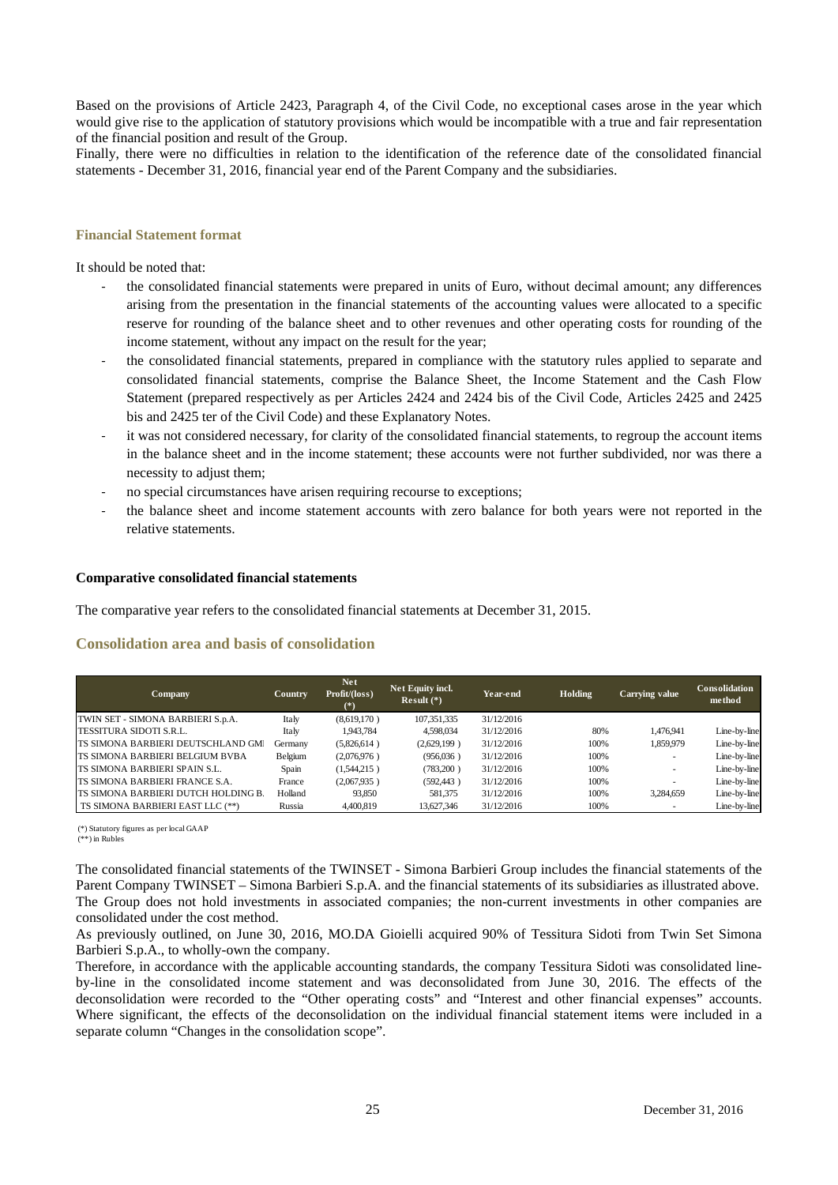Based on the provisions of Article 2423, Paragraph 4, of the Civil Code, no exceptional cases arose in the year which would give rise to the application of statutory provisions which would be incompatible with a true and fair representation of the financial position and result of the Group.

Finally, there were no difficulties in relation to the identification of the reference date of the consolidated financial statements - December 31, 2016, financial year end of the Parent Company and the subsidiaries.

### Financial Statement format

It should be noted that:

- the consolidated financial statements were prepared in units of Euro, without decimal amount; any differences arising from the presentation in the financial statements of the accounting values were allocated to a specific reserve for rounding of the balance sheet and to other revenues and other operating costs for rounding of the income statement, without any impact on the result for the year;
- the consolidated financial statements, prepared in compliance with the statutory rules applied to separate and consolidated financial statements, comprise the Balance Sheet, the Income Statement and the Cash Flow Statement (prepared respectively as per Articles 2424 and 2424 bis of the Civil Code, Articles 2425 and 2425 bis and 2425 ter of the Civil Code) and these Explanatory Notes.
- it was not considered necessary, for clarity of the consolidated financial statements, to regroup the account items in the balance sheet and in the income statement; these accounts were not further subdivided, nor was there a necessity to adjust them;
- no special circumstances have arisen requiring recourse to exceptions;
- the balance sheet and income statement accounts with zero balance for both years were not reported in the relative statements.

**Comparative consolidated financial statements**

The comparative year refers to the consolidated financial statements at December 31, 2015.

## Consolidation area and basis of consolidation

| Company | Country | Net Profit/(loss) (*) | Net Equity incl. Result (*) | Year-end | Holding | Carrying value | Consolidation method |
|---|---|---|---|---|---|---|---|
| TWIN SET - SIMONA BARBIERI S.p.A. | Italy | (8,619,170 ) | 107,351,335 | 31/12/2016 | | | |
| TESSITURA SIDOTI S.R.L. | Italy | 1,943,784 | 4,598,034 | 31/12/2016 | 80% | 1,476,941 | Line-by-line |
| TS SIMONA BARBIERI DEUTSCHLAND GMI | Germany | (5,826,614 ) | (2,629,199 ) | 31/12/2016 | 100% | 1,859,979 | Line-by-line |
| TS SIMONA BARBIERI BELGIUM BVBA | Belgium | (2,076,976 ) | (956,036 ) | 31/12/2016 | 100% | - | Line-by-line |
| TS SIMONA BARBIERI SPAIN S.L. | Spain | (1,544,215 ) | (783,200 ) | 31/12/2016 | 100% | - | Line-by-line |
| TS SIMONA BARBIERI FRANCE S.A. | France | (2,067,935 ) | (592,443 ) | 31/12/2016 | 100% | - | Line-by-line |
| TS SIMONA BARBIERI DUTCH HOLDING B. | Holland | 93,850 | 581,375 | 31/12/2016 | 100% | 3,284,659 | Line-by-line |
| TS SIMONA BARBIERI EAST LLC (**) | Russia | 4,400,819 | 13,627,346 | 31/12/2016 | 100% | - | Line-by-line |

(*) Statutory figures as per local GAAP
(**) in Rubles

The consolidated financial statements of the TWINSET - Simona Barbieri Group includes the financial statements of the Parent Company TWINSET – Simona Barbieri S.p.A. and the financial statements of its subsidiaries as illustrated above. The Group does not hold investments in associated companies; the non-current investments in other companies are consolidated under the cost method.

As previously outlined, on June 30, 2016, MO.DA Gioielli acquired 90% of Tessitura Sidoti from Twin Set Simona Barbieri S.p.A., to wholly-own the company.

Therefore, in accordance with the applicable accounting standards, the company Tessitura Sidoti was consolidated line-by-line in the consolidated income statement and was deconsolidated from June 30, 2016. The effects of the deconsolidation were recorded to the "Other operating costs" and "Interest and other financial expenses" accounts. Where significant, the effects of the deconsolidation on the individual financial statement items were included in a separate column "Changes in the consolidation scope".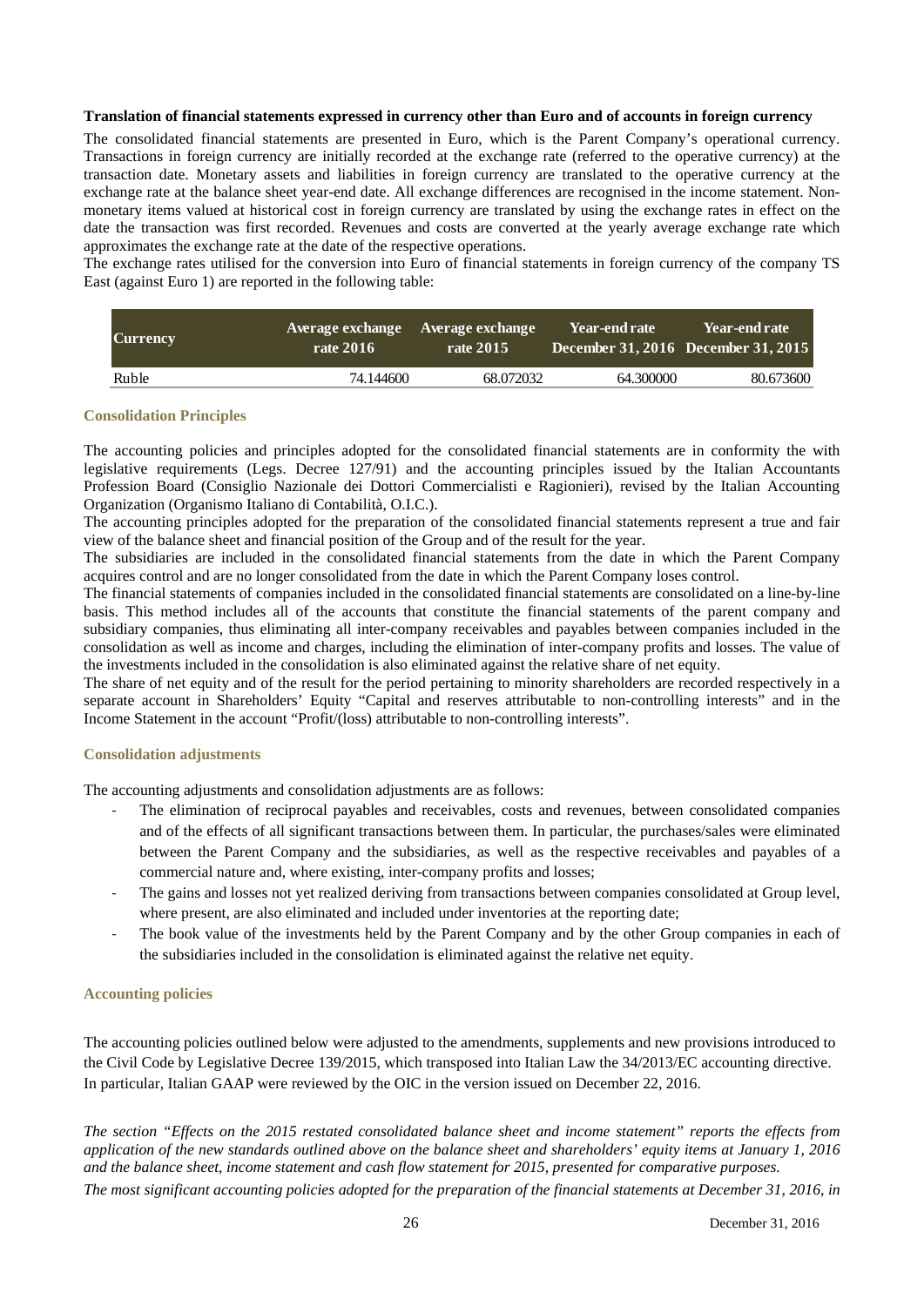**Translation of financial statements expressed in currency other than Euro and of accounts in foreign currency**

The consolidated financial statements are presented in Euro, which is the Parent Company's operational currency. Transactions in foreign currency are initially recorded at the exchange rate (referred to the operative currency) at the transaction date. Monetary assets and liabilities in foreign currency are translated to the operative currency at the exchange rate at the balance sheet year-end date. All exchange differences are recognised in the income statement. Non-monetary items valued at historical cost in foreign currency are translated by using the exchange rates in effect on the date the transaction was first recorded. Revenues and costs are converted at the yearly average exchange rate which approximates the exchange rate at the date of the respective operations.

The exchange rates utilised for the conversion into Euro of financial statements in foreign currency of the company TS East (against Euro 1) are reported in the following table:

| Currency | Average exchange rate 2016 | Average exchange rate 2015 | Year-end rate December 31, 2016 | Year-end rate December 31, 2015 |
|---|---|---|---|---|
| Ruble | 74.144600 | 68.072032 | 64.300000 | 80.673600 |

## Consolidation Principles

The accounting policies and principles adopted for the consolidated financial statements are in conformity the with legislative requirements (Legs. Decree 127/91) and the accounting principles issued by the Italian Accountants Profession Board (Consiglio Nazionale dei Dottori Commercialisti e Ragionieri), revised by the Italian Accounting Organization (Organismo Italiano di Contabilità, O.I.C.).

The accounting principles adopted for the preparation of the consolidated financial statements represent a true and fair view of the balance sheet and financial position of the Group and of the result for the year.

The subsidiaries are included in the consolidated financial statements from the date in which the Parent Company acquires control and are no longer consolidated from the date in which the Parent Company loses control.

The financial statements of companies included in the consolidated financial statements are consolidated on a line-by-line basis. This method includes all of the accounts that constitute the financial statements of the parent company and subsidiary companies, thus eliminating all inter-company receivables and payables between companies included in the consolidation as well as income and charges, including the elimination of inter-company profits and losses. The value of the investments included in the consolidation is also eliminated against the relative share of net equity.

The share of net equity and of the result for the period pertaining to minority shareholders are recorded respectively in a separate account in Shareholders' Equity "Capital and reserves attributable to non-controlling interests" and in the Income Statement in the account "Profit/(loss) attributable to non-controlling interests".

## Consolidation adjustments

The accounting adjustments and consolidation adjustments are as follows:

- The elimination of reciprocal payables and receivables, costs and revenues, between consolidated companies and of the effects of all significant transactions between them. In particular, the purchases/sales were eliminated between the Parent Company and the subsidiaries, as well as the respective receivables and payables of a commercial nature and, where existing, inter-company profits and losses;
- The gains and losses not yet realized deriving from transactions between companies consolidated at Group level, where present, are also eliminated and included under inventories at the reporting date;
- The book value of the investments held by the Parent Company and by the other Group companies in each of the subsidiaries included in the consolidation is eliminated against the relative net equity.

## Accounting policies

The accounting policies outlined below were adjusted to the amendments, supplements and new provisions introduced to the Civil Code by Legislative Decree 139/2015, which transposed into Italian Law the 34/2013/EC accounting directive. In particular, Italian GAAP were reviewed by the OIC in the version issued on December 22, 2016.

*The section "Effects on the 2015 restated consolidated balance sheet and income statement" reports the effects from application of the new standards outlined above on the balance sheet and shareholders' equity items at January 1, 2016 and the balance sheet, income statement and cash flow statement for 2015, presented for comparative purposes.*

*The most significant accounting policies adopted for the preparation of the financial statements at December 31, 2016, in*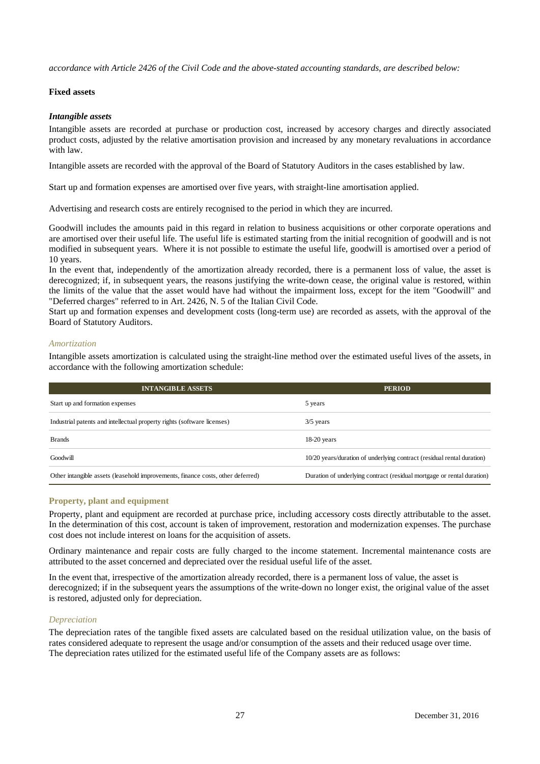*accordance with Article 2426 of the Civil Code and the above-stated accounting standards, are described below:*

**Fixed assets**

***Intangible assets***

Intangible assets are recorded at purchase or production cost, increased by accesory charges and directly associated product costs, adjusted by the relative amortisation provision and increased by any monetary revaluations in accordance with law.

Intangible assets are recorded with the approval of the Board of Statutory Auditors in the cases established by law.

Start up and formation expenses are amortised over five years, with straight-line amortisation applied.

Advertising and research costs are entirely recognised to the period in which they are incurred.

Goodwill includes the amounts paid in this regard in relation to business acquisitions or other corporate operations and are amortised over their useful life. The useful life is estimated starting from the initial recognition of goodwill and is not modified in subsequent years. Where it is not possible to estimate the useful life, goodwill is amortised over a period of 10 years.
In the event that, independently of the amortization already recorded, there is a permanent loss of value, the asset is derecognized; if, in subsequent years, the reasons justifying the write-down cease, the original value is restored, within the limits of the value that the asset would have had without the impairment loss, except for the item "Goodwill" and "Deferred charges" referred to in Art. 2426, N. 5 of the Italian Civil Code.
Start up and formation expenses and development costs (long-term use) are recorded as assets, with the approval of the Board of Statutory Auditors.

*Amortization*

Intangible assets amortization is calculated using the straight-line method over the estimated useful lives of the assets, in accordance with the following amortization schedule:

| INTANGIBLE ASSETS | PERIOD |
|---|---|
| Start up and formation expenses | 5 years |
| Industrial patents and intellectual property rights (software licenses) | 3/5 years |
| Brands | 18-20 years |
| Goodwill | 10/20 years/duration of underlying contract (residual rental duration) |
| Other intangible assets (leasehold improvements, finance costs, other deferred) | Duration of underlying contract (residual mortgage or rental duration) |

**Property, plant and equipment**

Property, plant and equipment are recorded at purchase price, including accessory costs directly attributable to the asset. In the determination of this cost, account is taken of improvement, restoration and modernization expenses. The purchase cost does not include interest on loans for the acquisition of assets.

Ordinary maintenance and repair costs are fully charged to the income statement. Incremental maintenance costs are attributed to the asset concerned and depreciated over the residual useful life of the asset.

In the event that, irrespective of the amortization already recorded, there is a permanent loss of value, the asset is derecognized; if in the subsequent years the assumptions of the write-down no longer exist, the original value of the asset is restored, adjusted only for depreciation.

*Depreciation*

The depreciation rates of the tangible fixed assets are calculated based on the residual utilization value, on the basis of rates considered adequate to represent the usage and/or consumption of the assets and their reduced usage over time.
The depreciation rates utilized for the estimated useful life of the Company assets are as follows: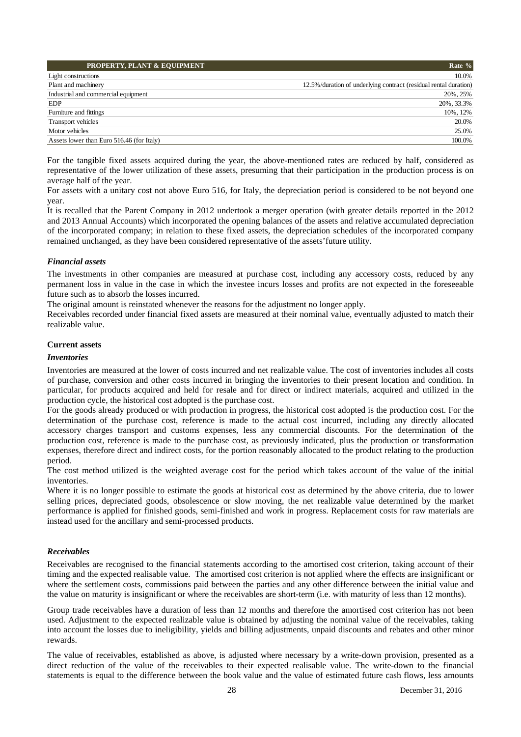| PROPERTY, PLANT & EQUIPMENT | Rate % |
|---|---|
| Light constructions | 10.0% |
| Plant and machinery | 12.5%/duration of underlying contract (residual rental duration) |
| Industrial and commercial equipment | 20%, 25% |
| EDP | 20%, 33.3% |
| Furniture and fittings | 10%, 12% |
| Transport vehicles | 20.0% |
| Motor vehicles | 25.0% |
| Assets lower than Euro 516.46 (for Italy) | 100.0% |

For the tangible fixed assets acquired during the year, the above-mentioned rates are reduced by half, considered as representative of the lower utilization of these assets, presuming that their participation in the production process is on average half of the year.

For assets with a unitary cost not above Euro 516, for Italy, the depreciation period is considered to be not beyond one year.

It is recalled that the Parent Company in 2012 undertook a merger operation (with greater details reported in the 2012 and 2013 Annual Accounts) which incorporated the opening balances of the assets and relative accumulated depreciation of the incorporated company; in relation to these fixed assets, the depreciation schedules of the incorporated company remained unchanged, as they have been considered representative of the assets'future utility.

***Financial assets***

The investments in other companies are measured at purchase cost, including any accessory costs, reduced by any permanent loss in value in the case in which the investee incurs losses and profits are not expected in the foreseeable future such as to absorb the losses incurred.

The original amount is reinstated whenever the reasons for the adjustment no longer apply.

Receivables recorded under financial fixed assets are measured at their nominal value, eventually adjusted to match their realizable value.

**Current assets**

***Inventories***

Inventories are measured at the lower of costs incurred and net realizable value. The cost of inventories includes all costs of purchase, conversion and other costs incurred in bringing the inventories to their present location and condition. In particular, for products acquired and held for resale and for direct or indirect materials, acquired and utilized in the production cycle, the historical cost adopted is the purchase cost.

For the goods already produced or with production in progress, the historical cost adopted is the production cost. For the determination of the purchase cost, reference is made to the actual cost incurred, including any directly allocated accessory charges transport and customs expenses, less any commercial discounts. For the determination of the production cost, reference is made to the purchase cost, as previously indicated, plus the production or transformation expenses, therefore direct and indirect costs, for the portion reasonably allocated to the product relating to the production period.

The cost method utilized is the weighted average cost for the period which takes account of the value of the initial inventories.

Where it is no longer possible to estimate the goods at historical cost as determined by the above criteria, due to lower selling prices, depreciated goods, obsolescence or slow moving, the net realizable value determined by the market performance is applied for finished goods, semi-finished and work in progress. Replacement costs for raw materials are instead used for the ancillary and semi-processed products.

***Receivables***

Receivables are recognised to the financial statements according to the amortised cost criterion, taking account of their timing and the expected realisable value. The amortised cost criterion is not applied where the effects are insignificant or where the settlement costs, commissions paid between the parties and any other difference between the initial value and the value on maturity is insignificant or where the receivables are short-term (i.e. with maturity of less than 12 months).

Group trade receivables have a duration of less than 12 months and therefore the amortised cost criterion has not been used. Adjustment to the expected realizable value is obtained by adjusting the nominal value of the receivables, taking into account the losses due to ineligibility, yields and billing adjustments, unpaid discounts and rebates and other minor rewards.

The value of receivables, established as above, is adjusted where necessary by a write-down provision, presented as a direct reduction of the value of the receivables to their expected realisable value. The write-down to the financial statements is equal to the difference between the book value and the value of estimated future cash flows, less amounts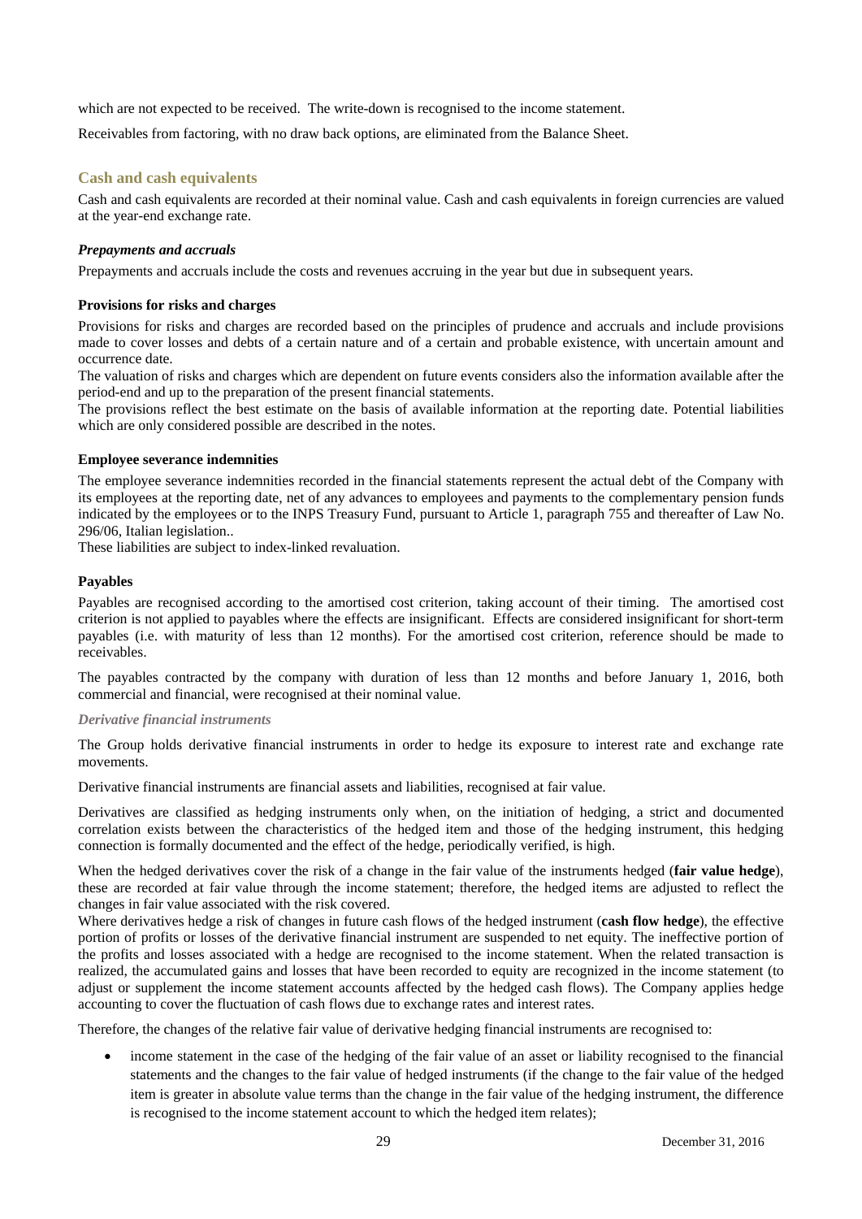which are not expected to be received. The write-down is recognised to the income statement.

Receivables from factoring, with no draw back options, are eliminated from the Balance Sheet.

## Cash and cash equivalents

Cash and cash equivalents are recorded at their nominal value. Cash and cash equivalents in foreign currencies are valued at the year-end exchange rate.

***Prepayments and accruals***

Prepayments and accruals include the costs and revenues accruing in the year but due in subsequent years.

**Provisions for risks and charges**

Provisions for risks and charges are recorded based on the principles of prudence and accruals and include provisions made to cover losses and debts of a certain nature and of a certain and probable existence, with uncertain amount and occurrence date.
The valuation of risks and charges which are dependent on future events considers also the information available after the period-end and up to the preparation of the present financial statements.
The provisions reflect the best estimate on the basis of available information at the reporting date. Potential liabilities which are only considered possible are described in the notes.

**Employee severance indemnities**

The employee severance indemnities recorded in the financial statements represent the actual debt of the Company with its employees at the reporting date, net of any advances to employees and payments to the complementary pension funds indicated by the employees or to the INPS Treasury Fund, pursuant to Article 1, paragraph 755 and thereafter of Law No. 296/06, Italian legislation..
These liabilities are subject to index-linked revaluation.

**Payables**

Payables are recognised according to the amortised cost criterion, taking account of their timing. The amortised cost criterion is not applied to payables where the effects are insignificant. Effects are considered insignificant for short-term payables (i.e. with maturity of less than 12 months). For the amortised cost criterion, reference should be made to receivables.

The payables contracted by the company with duration of less than 12 months and before January 1, 2016, both commercial and financial, were recognised at their nominal value.

***Derivative financial instruments***

The Group holds derivative financial instruments in order to hedge its exposure to interest rate and exchange rate movements.

Derivative financial instruments are financial assets and liabilities, recognised at fair value.

Derivatives are classified as hedging instruments only when, on the initiation of hedging, a strict and documented correlation exists between the characteristics of the hedged item and those of the hedging instrument, this hedging connection is formally documented and the effect of the hedge, periodically verified, is high.

When the hedged derivatives cover the risk of a change in the fair value of the instruments hedged (**fair value hedge**), these are recorded at fair value through the income statement; therefore, the hedged items are adjusted to reflect the changes in fair value associated with the risk covered.
Where derivatives hedge a risk of changes in future cash flows of the hedged instrument (**cash flow hedge**), the effective portion of profits or losses of the derivative financial instrument are suspended to net equity. The ineffective portion of the profits and losses associated with a hedge are recognised to the income statement. When the related transaction is realized, the accumulated gains and losses that have been recorded to equity are recognized in the income statement (to adjust or supplement the income statement accounts affected by the hedged cash flows). The Company applies hedge accounting to cover the fluctuation of cash flows due to exchange rates and interest rates.

Therefore, the changes of the relative fair value of derivative hedging financial instruments are recognised to:

- income statement in the case of the hedging of the fair value of an asset or liability recognised to the financial statements and the changes to the fair value of hedged instruments (if the change to the fair value of the hedged item is greater in absolute value terms than the change in the fair value of the hedging instrument, the difference is recognised to the income statement account to which the hedged item relates);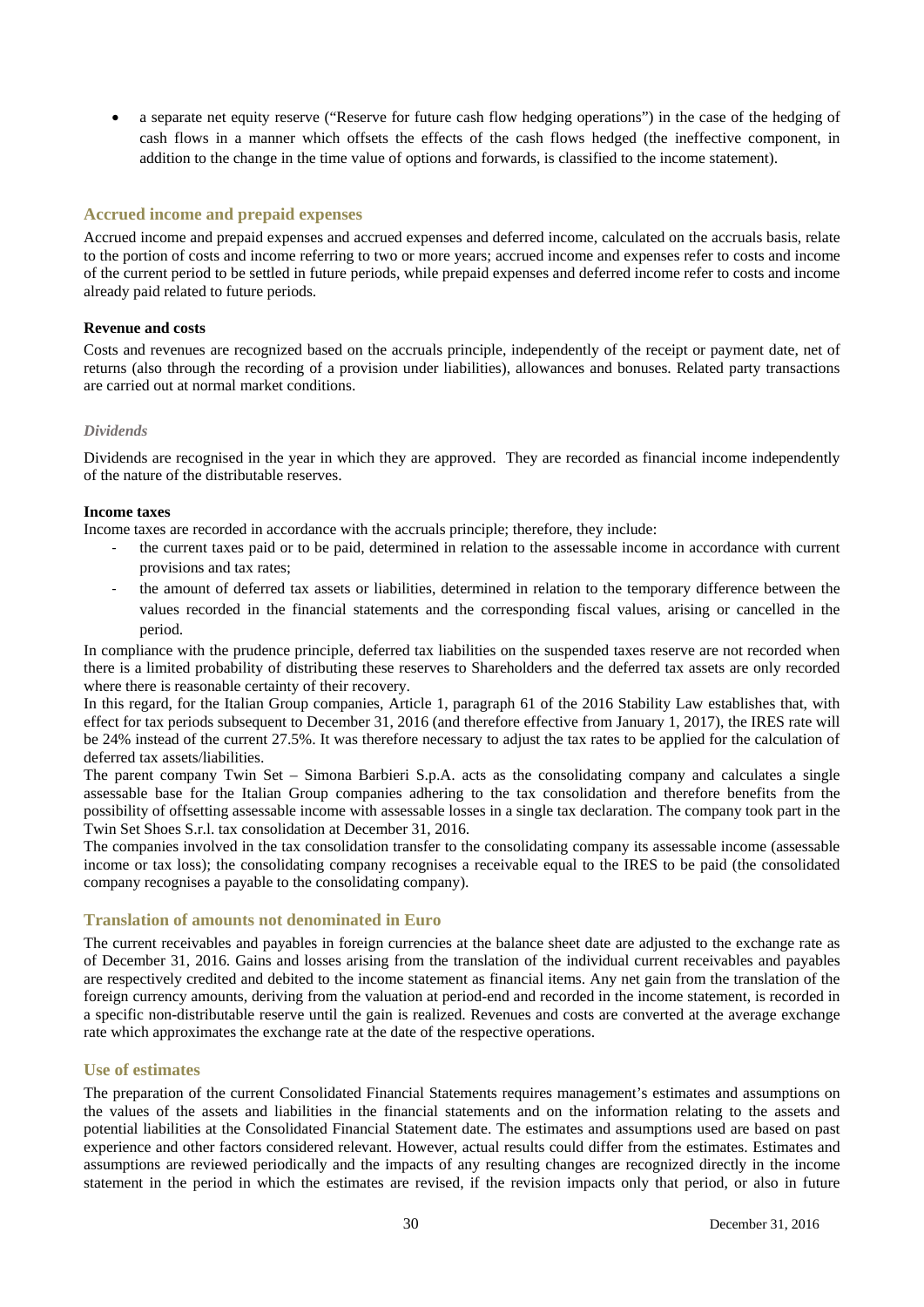- a separate net equity reserve ("Reserve for future cash flow hedging operations") in the case of the hedging of cash flows in a manner which offsets the effects of the cash flows hedged (the ineffective component, in addition to the change in the time value of options and forwards, is classified to the income statement).

## Accrued income and prepaid expenses

Accrued income and prepaid expenses and accrued expenses and deferred income, calculated on the accruals basis, relate to the portion of costs and income referring to two or more years; accrued income and expenses refer to costs and income of the current period to be settled in future periods, while prepaid expenses and deferred income refer to costs and income already paid related to future periods.

**Revenue and costs**

Costs and revenues are recognized based on the accruals principle, independently of the receipt or payment date, net of returns (also through the recording of a provision under liabilities), allowances and bonuses. Related party transactions are carried out at normal market conditions.

*Dividends*

Dividends are recognised in the year in which they are approved. They are recorded as financial income independently of the nature of the distributable reserves.

**Income taxes**

Income taxes are recorded in accordance with the accruals principle; therefore, they include:

- the current taxes paid or to be paid, determined in relation to the assessable income in accordance with current provisions and tax rates;
- the amount of deferred tax assets or liabilities, determined in relation to the temporary difference between the values recorded in the financial statements and the corresponding fiscal values, arising or cancelled in the period.

In compliance with the prudence principle, deferred tax liabilities on the suspended taxes reserve are not recorded when there is a limited probability of distributing these reserves to Shareholders and the deferred tax assets are only recorded where there is reasonable certainty of their recovery.

In this regard, for the Italian Group companies, Article 1, paragraph 61 of the 2016 Stability Law establishes that, with effect for tax periods subsequent to December 31, 2016 (and therefore effective from January 1, 2017), the IRES rate will be 24% instead of the current 27.5%. It was therefore necessary to adjust the tax rates to be applied for the calculation of deferred tax assets/liabilities.

The parent company Twin Set – Simona Barbieri S.p.A. acts as the consolidating company and calculates a single assessable base for the Italian Group companies adhering to the tax consolidation and therefore benefits from the possibility of offsetting assessable income with assessable losses in a single tax declaration. The company took part in the Twin Set Shoes S.r.l. tax consolidation at December 31, 2016.

The companies involved in the tax consolidation transfer to the consolidating company its assessable income (assessable income or tax loss); the consolidating company recognises a receivable equal to the IRES to be paid (the consolidated company recognises a payable to the consolidating company).

## Translation of amounts not denominated in Euro

The current receivables and payables in foreign currencies at the balance sheet date are adjusted to the exchange rate as of December 31, 2016. Gains and losses arising from the translation of the individual current receivables and payables are respectively credited and debited to the income statement as financial items. Any net gain from the translation of the foreign currency amounts, deriving from the valuation at period-end and recorded in the income statement, is recorded in a specific non-distributable reserve until the gain is realized. Revenues and costs are converted at the average exchange rate which approximates the exchange rate at the date of the respective operations.

## Use of estimates

The preparation of the current Consolidated Financial Statements requires management's estimates and assumptions on the values of the assets and liabilities in the financial statements and on the information relating to the assets and potential liabilities at the Consolidated Financial Statement date. The estimates and assumptions used are based on past experience and other factors considered relevant. However, actual results could differ from the estimates. Estimates and assumptions are reviewed periodically and the impacts of any resulting changes are recognized directly in the income statement in the period in which the estimates are revised, if the revision impacts only that period, or also in future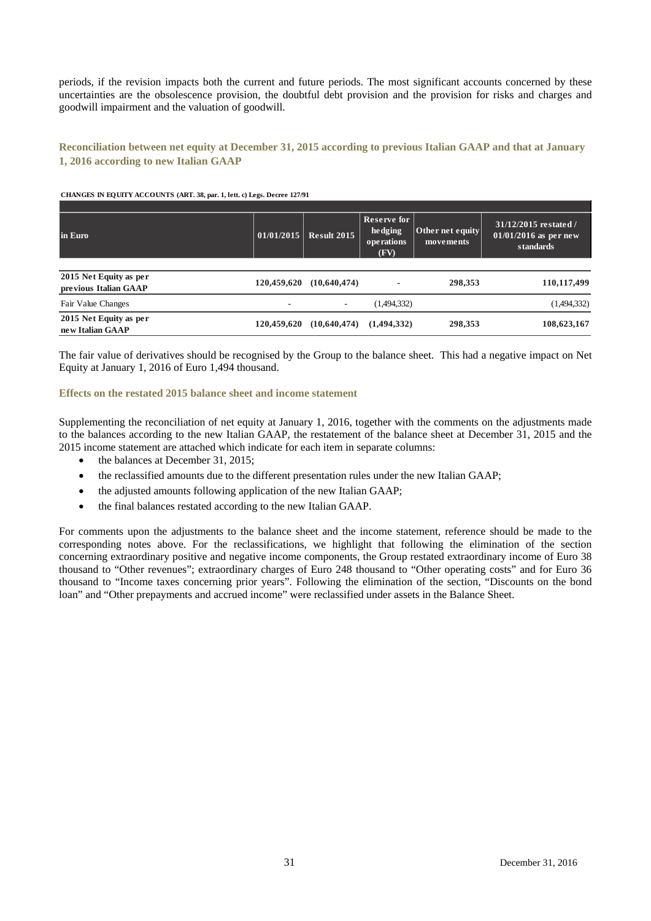periods, if the revision impacts both the current and future periods. The most significant accounts concerned by these uncertainties are the obsolescence provision, the doubtful debt provision and the provision for risks and charges and goodwill impairment and the valuation of goodwill.

### Reconciliation between net equity at December 31, 2015 according to previous Italian GAAP and that at January 1, 2016 according to new Italian GAAP

**CHANGES IN EQUITY ACCOUNTS (ART. 38, par. 1, lett. c) Legs. Decree 127/91**

| in Euro | 01/01/2015 | Result 2015 | Reserve for hedging operations (FV) | Other net equity movements | 31/12/2015 restated / 01/01/2016 as per new standards |
|---|---|---|---|---|---|
| **2015 Net Equity as per previous Italian GAAP** | **120,459,620** | **(10,640,474)** | - | **298,353** | **110,117,499** |
| Fair Value Changes | - | - | (1,494,332) | | (1,494,332) |
| **2015 Net Equity as per new Italian GAAP** | **120,459,620** | **(10,640,474)** | **(1,494,332)** | **298,353** | **108,623,167** |

The fair value of derivatives should be recognised by the Group to the balance sheet. This had a negative impact on Net Equity at January 1, 2016 of Euro 1,494 thousand.

### Effects on the restated 2015 balance sheet and income statement

Supplementing the reconciliation of net equity at January 1, 2016, together with the comments on the adjustments made to the balances according to the new Italian GAAP, the restatement of the balance sheet at December 31, 2015 and the 2015 income statement are attached which indicate for each item in separate columns:

- the balances at December 31, 2015;
- the reclassified amounts due to the different presentation rules under the new Italian GAAP;
- the adjusted amounts following application of the new Italian GAAP;
- the final balances restated according to the new Italian GAAP.

For comments upon the adjustments to the balance sheet and the income statement, reference should be made to the corresponding notes above. For the reclassifications, we highlight that following the elimination of the section concerning extraordinary positive and negative income components, the Group restated extraordinary income of Euro 38 thousand to "Other revenues"; extraordinary charges of Euro 248 thousand to "Other operating costs" and for Euro 36 thousand to "Income taxes concerning prior years". Following the elimination of the section, "Discounts on the bond loan" and "Other prepayments and accrued income" were reclassified under assets in the Balance Sheet.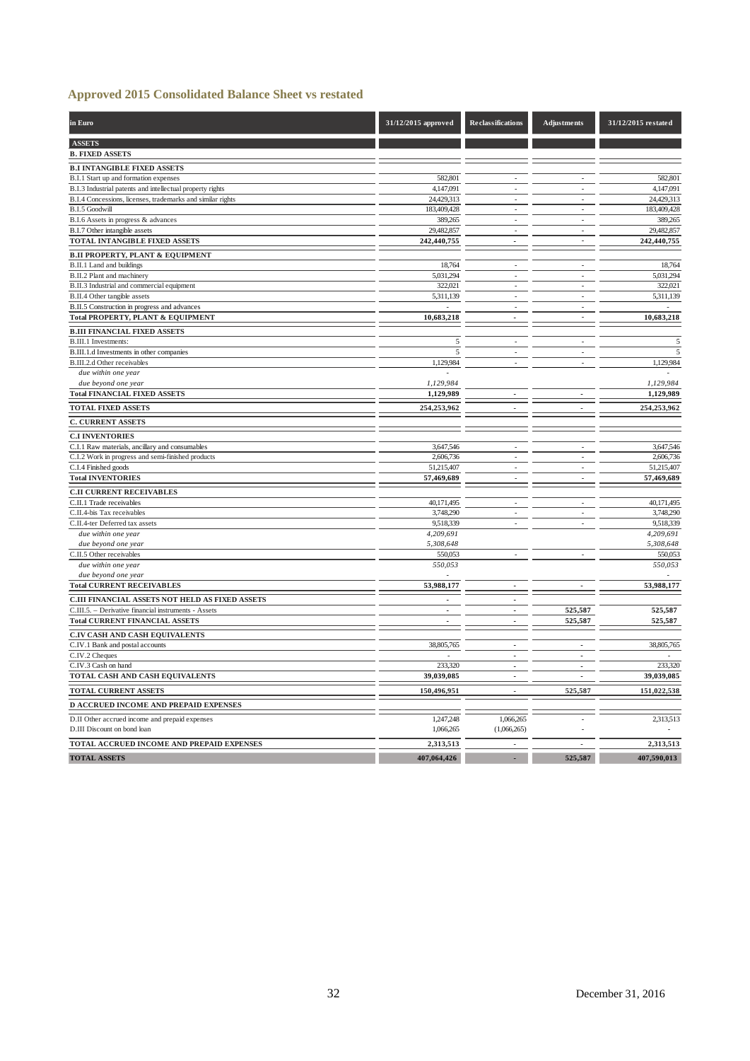## Approved 2015 Consolidated Balance Sheet vs restated

| in Euro | 31/12/2015 approved | Reclassifications | Adjustments | 31/12/2015 restated |
|---|---|---|---|---|
| **ASSETS** | | | | |
| **B. FIXED ASSETS** | | | | |
| **B.I INTANGIBLE FIXED ASSETS** | | | | |
| B.I.1 Start up and formation expenses | 582,801 | - | - | 582,801 |
| B.I.3 Industrial patents and intellectual property rights | 4,147,091 | - | - | 4,147,091 |
| B.I.4 Concessions, licenses, trademarks and similar rights | 24,429,313 | - | - | 24,429,313 |
| B.I.5 Goodwill | 183,409,428 | - | - | 183,409,428 |
| B.I.6 Assets in progress & advances | 389,265 | - | - | 389,265 |
| B.I.7 Other intangible assets | 29,482,857 | - | - | 29,482,857 |
| **TOTAL INTANGIBLE FIXED ASSETS** | **242,440,755** | - | - | **242,440,755** |
| **B.II PROPERTY, PLANT & EQUIPMENT** | | | | |
| B.II.1 Land and buildings | 18,764 | - | - | 18,764 |
| B.II.2 Plant and machinery | 5,031,294 | - | - | 5,031,294 |
| B.II.3 Industrial and commercial equipment | 322,021 | - | - | 322,021 |
| B.II.4 Other tangible assets | 5,311,139 | - | - | 5,311,139 |
| B.II.5 Construction in progress and advances | - | - | - | - |
| **Total PROPERTY, PLANT & EQUIPMENT** | **10,683,218** | - | - | **10,683,218** |
| **B.III FINANCIAL FIXED ASSETS** | | | | |
| B.III.1 Investments: | 5 | - | - | 5 |
| B.III.1.d Investments in other companies | 5 | - | - | 5 |
| B.III.2.d Other receivables | 1,129,984 | - | - | 1,129,984 |
| *due within one year* | - | | | - |
| *due beyond one year* | *1,129,984* | | | *1,129,984* |
| **Total FINANCIAL FIXED ASSETS** | **1,129,989** | - | - | **1,129,989** |
| **TOTAL FIXED ASSETS** | **254,253,962** | - | - | **254,253,962** |
| **C. CURRENT ASSETS** | | | | |
| **C.I INVENTORIES** | | | | |
| C.I.1 Raw materials, ancillary and consumables | 3,647,546 | - | - | 3,647,546 |
| C.I.2 Work in progress and semi-finished products | 2,606,736 | - | - | 2,606,736 |
| C.I.4 Finished goods | 51,215,407 | - | - | 51,215,407 |
| **Total INVENTORIES** | **57,469,689** | - | - | **57,469,689** |
| **C.II CURRENT RECEIVABLES** | | | | |
| C.II.1 Trade receivables | 40,171,495 | - | - | 40,171,495 |
| C.II.4-bis Tax receivables | 3,748,290 | - | - | 3,748,290 |
| C.II.4-ter Deferred tax assets | 9,518,339 | - | - | 9,518,339 |
| *due within one year* | *4,209,691* | | | *4,209,691* |
| *due beyond one year* | *5,308,648* | | | *5,308,648* |
| C.II.5 Other receivables | 550,053 | - | - | 550,053 |
| *due within one year* | *550,053* | | | *550,053* |
| *due beyond one year* | - | | | - |
| **Total CURRENT RECEIVABLES** | **53,988,177** | - | - | **53,988,177** |
| **C.III FINANCIAL ASSETS NOT HELD AS FIXED ASSETS** | - | - | | |
| C.III.5. – Derivative financial instruments - Assets | - | - | **525,587** | **525,587** |
| **Total CURRENT FINANCIAL ASSETS** | - | - | **525,587** | **525,587** |
| **C.IV CASH AND CASH EQUIVALENTS** | | | | |
| C.IV.1 Bank and postal accounts | 38,805,765 | - | - | 38,805,765 |
| C.IV.2 Cheques | - | - | - | - |
| C.IV.3 Cash on hand | 233,320 | - | - | 233,320 |
| **TOTAL CASH AND CASH EQUIVALENTS** | **39,039,085** | - | - | **39,039,085** |
| **TOTAL CURRENT ASSETS** | **150,496,951** | - | **525,587** | **151,022,538** |
| **D ACCRUED INCOME AND PREPAID EXPENSES** | | | | |
| D.II Other accrued income and prepaid expenses | 1,247,248 | 1,066,265 | - | 2,313,513 |
| D.III Discount on bond loan | 1,066,265 | (1,066,265) | - | - |
| **TOTAL ACCRUED INCOME AND PREPAID EXPENSES** | **2,313,513** | - | - | **2,313,513** |
| **TOTAL ASSETS** | **407,064,426** | - | **525,587** | **407,590,013** |

December 31, 2016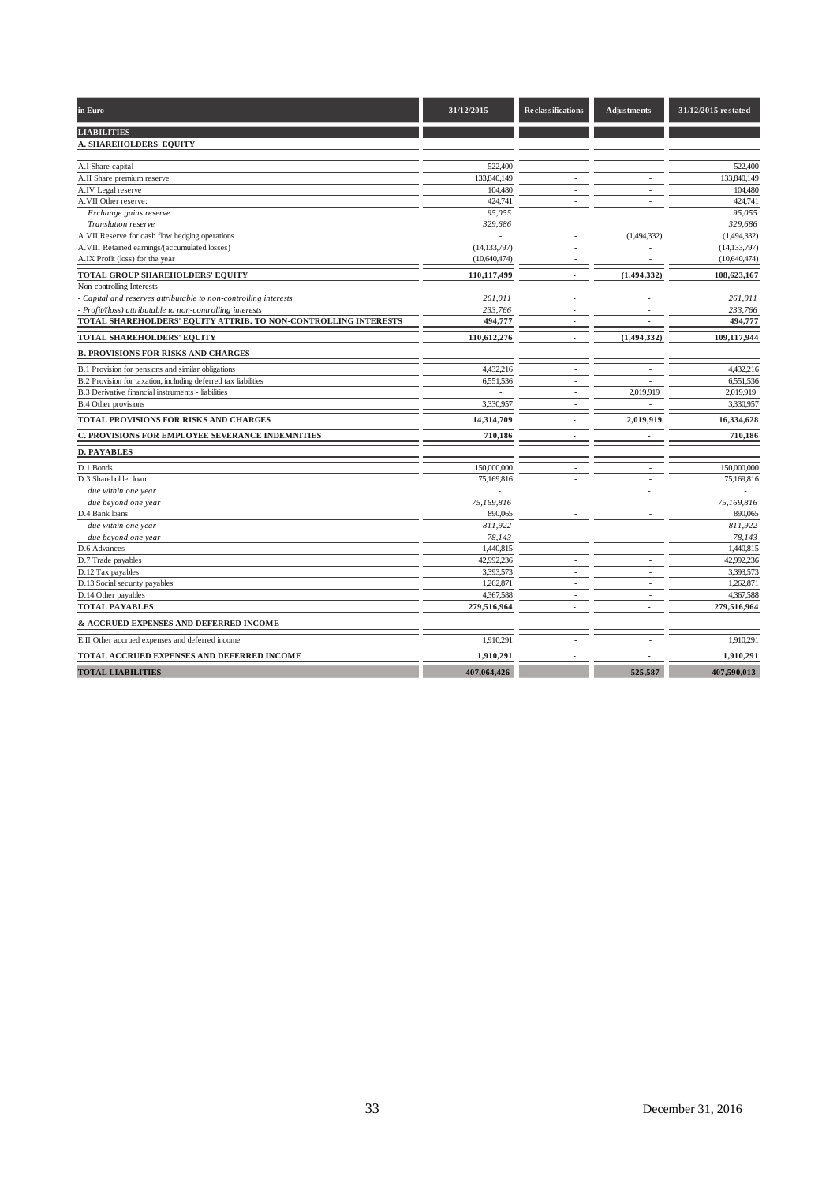| in Euro | 31/12/2015 | Reclassifications | Adjustments | 31/12/2015 restated |
|---|---|---|---|---|
| **LIABILITIES** | | | | |
| **A. SHAREHOLDERS' EQUITY** | | | | |
| A.I Share capital | 522,400 | - | - | 522,400 |
| A.II Share premium reserve | 133,840,149 | - | - | 133,840,149 |
| A.IV Legal reserve | 104,480 | - | - | 104,480 |
| A.VII Other reserve: | 424,741 | - | - | 424,741 |
| *Exchange gains reserve* | *95,055* | | | *95,055* |
| *Translation reserve* | *329,686* | | | *329,686* |
| A.VII Reserve for cash flow hedging operations | - | - | (1,494,332) | (1,494,332) |
| A.VIII Retained earnings/(accumulated losses) | (14,133,797) | - | - | (14,133,797) |
| A.IX Profit (loss) for the year | (10,640,474) | - | - | (10,640,474) |
| **TOTAL GROUP SHAREHOLDERS' EQUITY** | **110,117,499** | - | **(1,494,332)** | **108,623,167** |
| Non-controlling Interests | | | | |
| *- Capital and reserves attributable to non-controlling interests* | *261,011* | - | - | *261,011* |
| *- Profit/(loss) attributable to non-controlling interests* | *233,766* | - | - | *233,766* |
| **TOTAL SHAREHOLDERS' EQUITY ATTRIB. TO NON-CONTROLLING INTERESTS** | **494,777** | - | - | **494,777** |
| **TOTAL SHAREHOLDERS' EQUITY** | **110,612,276** | - | **(1,494,332)** | **109,117,944** |
| **B. PROVISIONS FOR RISKS AND CHARGES** | | | | |
| B.1 Provision for pensions and similar obligations | 4,432,216 | - | - | 4,432,216 |
| B.2 Provision for taxation, including deferred tax liabilities | 6,551,536 | - | - | 6,551,536 |
| B.3 Derivative financial instruments - liabilities | - | - | 2,019,919 | 2,019,919 |
| B.4 Other provisions | 3,330,957 | - | - | 3,330,957 |
| **TOTAL PROVISIONS FOR RISKS AND CHARGES** | **14,314,709** | - | **2,019,919** | **16,334,628** |
| **C. PROVISIONS FOR EMPLOYEE SEVERANCE INDEMNITIES** | **710,186** | - | - | **710,186** |
| **D. PAYABLES** | | | | |
| D.1 Bonds | 150,000,000 | - | - | 150,000,000 |
| D.3 Shareholder loan | 75,169,816 | - | - | 75,169,816 |
| *due within one year* | - | | - | - |
| *due beyond one year* | *75,169,816* | | | *75,169,816* |
| D.4 Bank loans | 890,065 | - | - | 890,065 |
| *due within one year* | *811,922* | | | *811,922* |
| *due beyond one year* | *78,143* | | | *78,143* |
| D.6 Advances | 1,440,815 | - | - | 1,440,815 |
| D.7 Trade payables | 42,992,236 | - | - | 42,992,236 |
| D.12 Tax payables | 3,393,573 | - | - | 3,393,573 |
| D.13 Social security payables | 1,262,871 | - | - | 1,262,871 |
| D.14 Other payables | 4,367,588 | - | - | 4,367,588 |
| **TOTAL PAYABLES** | **279,516,964** | - | - | **279,516,964** |
| **& ACCRUED EXPENSES AND DEFERRED INCOME** | | | | |
| E.II Other accrued expenses and deferred income | 1,910,291 | - | - | 1,910,291 |
| **TOTAL ACCRUED EXPENSES AND DEFERRED INCOME** | **1,910,291** | - | - | **1,910,291** |
| **TOTAL LIABILITIES** | **407,064,426** | - | **525,587** | **407,590,013** |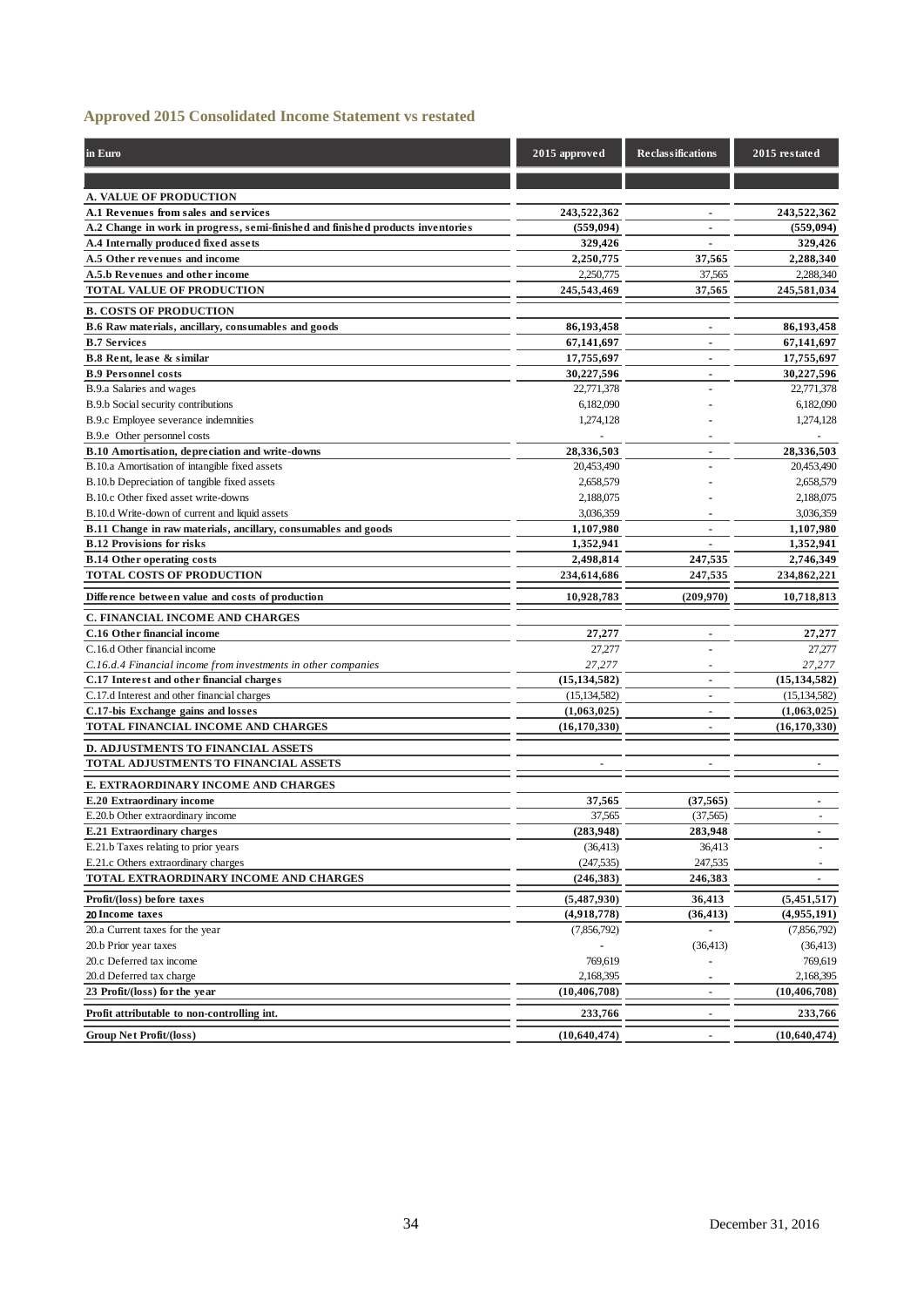## Approved 2015 Consolidated Income Statement vs restated

| in Euro | 2015 approved | Reclassifications | 2015 restated |
|---|---|---|---|
| **A. VALUE OF PRODUCTION** | | | |
| **A.1 Revenues from sales and services** | **243,522,362** | **-** | **243,522,362** |
| **A.2 Change in work in progress, semi-finished and finished products inventories** | **(559,094)** | **-** | **(559,094)** |
| **A.4 Internally produced fixed assets** | **329,426** | **-** | **329,426** |
| **A.5 Other revenues and income** | **2,250,775** | **37,565** | **2,288,340** |
| **A.5.b Revenues and other income** | 2,250,775 | 37,565 | 2,288,340 |
| **TOTAL VALUE OF PRODUCTION** | **245,543,469** | **37,565** | **245,581,034** |
| **B. COSTS OF PRODUCTION** | | | |
| **B.6 Raw materials, ancillary, consumables and goods** | **86,193,458** | **-** | **86,193,458** |
| **B.7 Services** | **67,141,697** | **-** | **67,141,697** |
| **B.8 Rent, lease & similar** | **17,755,697** | **-** | **17,755,697** |
| **B.9 Personnel costs** | **30,227,596** | **-** | **30,227,596** |
| B.9.a Salaries and wages | 22,771,378 | - | 22,771,378 |
| B.9.b Social security contributions | 6,182,090 | - | 6,182,090 |
| B.9.c Employee severance indemnities | 1,274,128 | - | 1,274,128 |
| B.9.e Other personnel costs | - | - | - |
| **B.10 Amortisation, depreciation and write-downs** | **28,336,503** | **-** | **28,336,503** |
| B.10.a Amortisation of intangible fixed assets | 20,453,490 | - | 20,453,490 |
| B.10.b Depreciation of tangible fixed assets | 2,658,579 | - | 2,658,579 |
| B.10.c Other fixed asset write-downs | 2,188,075 | - | 2,188,075 |
| B.10.d Write-down of current and liquid assets | 3,036,359 | - | 3,036,359 |
| **B.11 Change in raw materials, ancillary, consumables and goods** | **1,107,980** | **-** | **1,107,980** |
| **B.12 Provisions for risks** | **1,352,941** | **-** | **1,352,941** |
| **B.14 Other operating costs** | **2,498,814** | **247,535** | **2,746,349** |
| **TOTAL COSTS OF PRODUCTION** | **234,614,686** | **247,535** | **234,862,221** |
| **Difference between value and costs of production** | **10,928,783** | **(209,970)** | **10,718,813** |
| **C. FINANCIAL INCOME AND CHARGES** | | | |
| **C.16 Other financial income** | **27,277** | **-** | **27,277** |
| C.16.d Other financial income | 27,277 | - | 27,277 |
| *C.16.d.4 Financial income from investments in other companies* | *27,277* | - | *27,277* |
| **C.17 Interest and other financial charges** | **(15,134,582)** | **-** | **(15,134,582)** |
| C.17.d Interest and other financial charges | (15,134,582) | - | (15,134,582) |
| **C.17-bis Exchange gains and losses** | **(1,063,025)** | **-** | **(1,063,025)** |
| **TOTAL FINANCIAL INCOME AND CHARGES** | **(16,170,330)** | **-** | **(16,170,330)** |
| **D. ADJUSTMENTS TO FINANCIAL ASSETS** | | | |
| **TOTAL ADJUSTMENTS TO FINANCIAL ASSETS** | - | - | - |
| **E. EXTRAORDINARY INCOME AND CHARGES** | | | |
| **E.20 Extraordinary income** | **37,565** | **(37,565)** | **-** |
| E.20.b Other extraordinary income | 37,565 | (37,565) | - |
| **E.21 Extraordinary charges** | **(283,948)** | **283,948** | **-** |
| E.21.b Taxes relating to prior years | (36,413) | 36,413 | - |
| E.21.c Others extraordinary charges | (247,535) | 247,535 | - |
| **TOTAL EXTRAORDINARY INCOME AND CHARGES** | **(246,383)** | **246,383** | **-** |
| **Profit/(loss) before taxes** | **(5,487,930)** | **36,413** | **(5,451,517)** |
| **20 Income taxes** | **(4,918,778)** | **(36,413)** | **(4,955,191)** |
| 20.a Current taxes for the year | (7,856,792) | - | (7,856,792) |
| 20.b Prior year taxes | - | (36,413) | (36,413) |
| 20.c Deferred tax income | 769,619 | - | 769,619 |
| 20.d Deferred tax charge | 2,168,395 | - | 2,168,395 |
| **23 Profit/(loss) for the year** | **(10,406,708)** | **-** | **(10,406,708)** |
| **Profit attributable to non-controlling int.** | **233,766** | **-** | **233,766** |
| **Group Net Profit/(loss)** | **(10,640,474)** | **-** | **(10,640,474)** |

December 31, 2016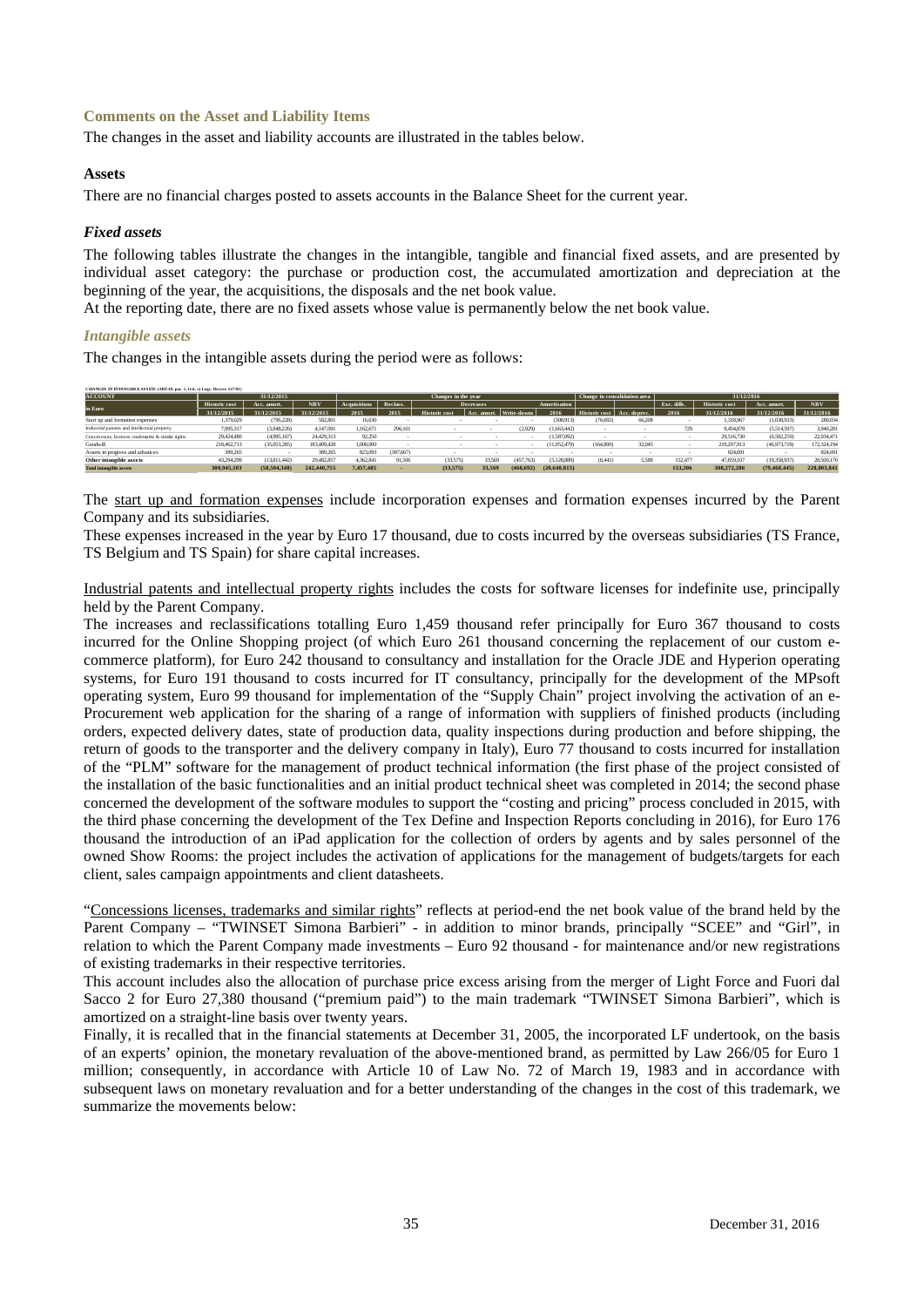## Comments on the Asset and Liability Items

The changes in the asset and liability accounts are illustrated in the tables below.

### Assets

There are no financial charges posted to assets accounts in the Balance Sheet for the current year.

### *Fixed assets*

The following tables illustrate the changes in the intangible, tangible and financial fixed assets, and are presented by individual asset category: the purchase or production cost, the accumulated amortization and depreciation at the beginning of the year, the acquisitions, the disposals and the net book value.

At the reporting date, there are no fixed assets whose value is permanently below the net book value.

### *Intangible assets*

The changes in the intangible assets during the period were as follows:

CHANGES IN INTANGIBLE ASSETS (ART.10, par. 1, lett. c) Legs. Decree 127/91)

| ACCOUNT | 31/12/2015 | | | Changes in the year | | | | | | Change in consolidation area | | | 31/12/2016 | | |
|---|---|---|---|---|---|---|---|---|---|---|---|---|---|---|---|
| in Euro | Historic cost | Acc. amort. | NBV | Acquisitions | Reclass. | Decreases | | | Amortisation | Historic cost | Acc. deprec. | Exc. diffs. | Historic cost | Acc. amort. | NBV |
| | 31/12/2015 | 31/12/2015 | 31/12/2015 | 2015 | 2015 | Historic cost | Acc. amort. | Write-downs | 2016 | | | 2016 | 31/12/2016 | 31/12/2016 | 31/12/2016 |
| Start up and formation expenses | 1,379,029 | (796,228) | 582,801 | 16,630 | - | - | - | - | (308,913) | (76,692) | 66,208 | - | 1,318,967 | (1,038,933) | 280,034 |
| Industrial patents and intellectual property | 7,995,317 | (3,848,226) | 4,147,091 | 1,162,671 | 296,161 | - | - | (2,929) | (1,663,442) | - | - | 729 | 9,454,878 | (5,514,597) | 3,940,281 |
| Concessions, licenses, trademarks & similar rights | 29,424,480 | (4,995,167) | 24,429,313 | 92,250 | - | - | - | - | (1,587,092) | - | - | - | 29,516,730 | (6,582,259) | 22,934,471 |
| Goodwill | 218,462,713 | (35,053,285) | 183,409,428 | 1,000,000 | - | - | - | - | (11,952,479) | (164,800) | 32,045 | - | 219,297,913 | (46,973,719) | 172,324,194 |
| Assets in progress and advances | 389,265 | - | 389,265 | 823,093 | (387,667) | - | - | - | - | - | - | - | 824,691 | - | 824,691 |
| Other intangible assets | 43,294,299 | (13,811,442) | 29,482,857 | 4,362,841 | 91,506 | (33,575) | 33,569 | (457,763) | (5,128,889) | (8,441) | 5,588 | 152,477 | 47,859,107 | (19,358,937) | 28,500,170 |
| **Total intangible assets** | **300,945,103** | **(58,504,348)** | **242,440,755** | **7,457,485** | **-** | **(33,575)** | **33,569** | **(460,692)** | **(20,640,815)** | | | **153,206** | **308,272,286** | **(79,468,445)** | **228,803,841** |

The start up and formation expenses include incorporation expenses and formation expenses incurred by the Parent Company and its subsidiaries.

These expenses increased in the year by Euro 17 thousand, due to costs incurred by the overseas subsidiaries (TS France, TS Belgium and TS Spain) for share capital increases.

Industrial patents and intellectual property rights includes the costs for software licenses for indefinite use, principally held by the Parent Company.

The increases and reclassifications totalling Euro 1,459 thousand refer principally for Euro 367 thousand to costs incurred for the Online Shopping project (of which Euro 261 thousand concerning the replacement of our custom e-commerce platform), for Euro 242 thousand to consultancy and installation for the Oracle JDE and Hyperion operating systems, for Euro 191 thousand to costs incurred for IT consultancy, principally for the development of the MPsoft operating system, Euro 99 thousand for implementation of the "Supply Chain" project involving the activation of an e-Procurement web application for the sharing of a range of information with suppliers of finished products (including orders, expected delivery dates, state of production data, quality inspections during production and before shipping, the return of goods to the transporter and the delivery company in Italy), Euro 77 thousand to costs incurred for installation of the "PLM" software for the management of product technical information (the first phase of the project consisted of the installation of the basic functionalities and an initial product technical sheet was completed in 2014; the second phase concerned the development of the software modules to support the "costing and pricing" process concluded in 2015, with the third phase concerning the development of the Tex Define and Inspection Reports concluding in 2016), for Euro 176 thousand the introduction of an iPad application for the collection of orders by agents and by sales personnel of the owned Show Rooms: the project includes the activation of applications for the management of budgets/targets for each client, sales campaign appointments and client datasheets.

"Concessions licenses, trademarks and similar rights" reflects at period-end the net book value of the brand held by the Parent Company – "TWINSET Simona Barbieri" - in addition to minor brands, principally "SCEE" and "Girl", in relation to which the Parent Company made investments – Euro 92 thousand - for maintenance and/or new registrations of existing trademarks in their respective territories.

This account includes also the allocation of purchase price excess arising from the merger of Light Force and Fuori dal Sacco 2 for Euro 27,380 thousand ("premium paid") to the main trademark "TWINSET Simona Barbieri", which is amortized on a straight-line basis over twenty years.

Finally, it is recalled that in the financial statements at December 31, 2005, the incorporated LF undertook, on the basis of an experts' opinion, the monetary revaluation of the above-mentioned brand, as permitted by Law 266/05 for Euro 1 million; consequently, in accordance with Article 10 of Law No. 72 of March 19, 1983 and in accordance with subsequent laws on monetary revaluation and for a better understanding of the changes in the cost of this trademark, we summarize the movements below: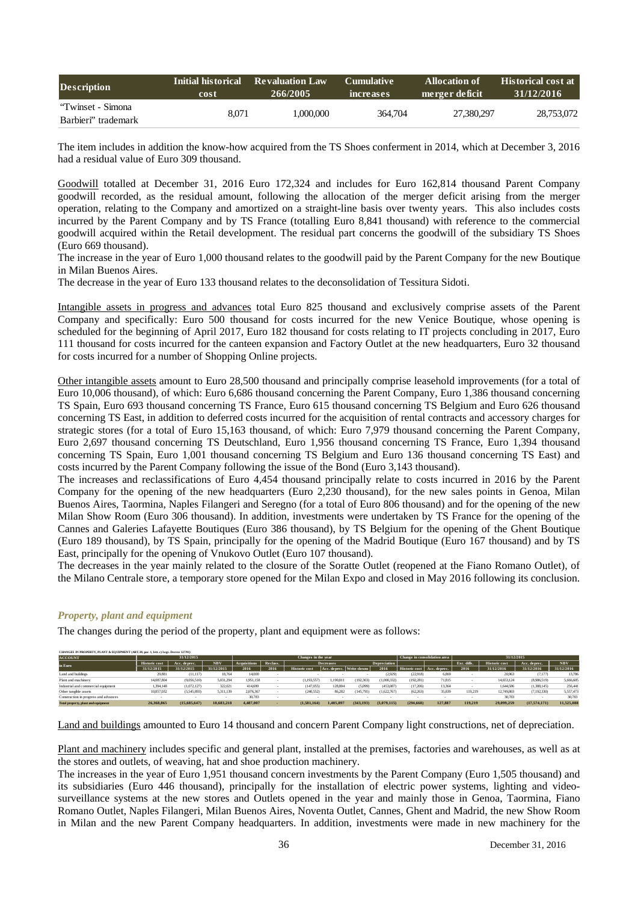| Description | Initial historical cost | Revaluation Law 266/2005 | Cumulative increases | Allocation of merger deficit | Historical cost at 31/12/2016 |
|---|---|---|---|---|---|
| "Twinset - Simona Barbieri" trademark | 8,071 | 1,000,000 | 364,704 | 27,380,297 | 28,753,072 |

The item includes in addition the know-how acquired from the TS Shoes conferment in 2014, which at December 3, 2016 had a residual value of Euro 309 thousand.

Goodwill totalled at December 31, 2016 Euro 172,324 and includes for Euro 162,814 thousand Parent Company goodwill recorded, as the residual amount, following the allocation of the merger deficit arising from the merger operation, relating to the Company and amortized on a straight-line basis over twenty years. This also includes costs incurred by the Parent Company and by TS France (totalling Euro 8,841 thousand) with reference to the commercial goodwill acquired within the Retail development. The residual part concerns the goodwill of the subsidiary TS Shoes (Euro 669 thousand).

The increase in the year of Euro 1,000 thousand relates to the goodwill paid by the Parent Company for the new Boutique in Milan Buenos Aires.

The decrease in the year of Euro 133 thousand relates to the deconsolidation of Tessitura Sidoti.

Intangible assets in progress and advances total Euro 825 thousand and exclusively comprise assets of the Parent Company and specifically: Euro 500 thousand for costs incurred for the new Venice Boutique, whose opening is scheduled for the beginning of April 2017, Euro 182 thousand for costs relating to IT projects concluding in 2017, Euro 111 thousand for costs incurred for the canteen expansion and Factory Outlet at the new headquarters, Euro 32 thousand for costs incurred for a number of Shopping Online projects.

Other intangible assets amount to Euro 28,500 thousand and principally comprise leasehold improvements (for a total of Euro 10,006 thousand), of which: Euro 6,686 thousand concerning the Parent Company, Euro 1,386 thousand concerning TS Spain, Euro 693 thousand concerning TS France, Euro 615 thousand concerning TS Belgium and Euro 626 thousand concerning TS East, in addition to deferred costs incurred for the acquisition of rental contracts and accessory charges for strategic stores (for a total of Euro 15,163 thousand, of which: Euro 7,979 thousand concerning the Parent Company, Euro 2,697 thousand concerning TS Deutschland, Euro 1,956 thousand concerning TS France, Euro 1,394 thousand concerning TS Spain, Euro 1,001 thousand concerning TS Belgium and Euro 136 thousand concerning TS East) and costs incurred by the Parent Company following the issue of the Bond (Euro 3,143 thousand).

The increases and reclassifications of Euro 4,454 thousand principally relate to costs incurred in 2016 by the Parent Company for the opening of the new headquarters (Euro 2,230 thousand), for the new sales points in Genoa, Milan Buenos Aires, Taormina, Naples Filangeri and Seregno (for a total of Euro 806 thousand) and for the opening of the new Milan Show Room (Euro 306 thousand). In addition, investments were undertaken by TS France for the opening of the Cannes and Galeries Lafayette Boutiques (Euro 386 thousand), by TS Belgium for the opening of the Ghent Boutique (Euro 189 thousand), by TS Spain, principally for the opening of the Madrid Boutique (Euro 167 thousand) and by TS East, principally for the opening of Vnukovo Outlet (Euro 107 thousand).

The decreases in the year mainly related to the closure of the Soratte Outlet (reopened at the Fiano Romano Outlet), of the Milano Centrale store, a temporary store opened for the Milan Expo and closed in May 2016 following its conclusion.

### *Property, plant and equipment*

The changes during the period of the property, plant and equipment were as follows:

CHANGES IN PROPERTY, PLANT & EQUIPMENT (ART.38, par. 1, lett. c) Legs. Decree 127/91)

| ACCOUNT | 31/12/2015 | | | Changes in the year | | | | | | Change in consolidation area | | | 31/12/2016 | | |
|---|---|---|---|---|---|---|---|---|---|---|---|---|---|---|---|
| in Euro | Historic cost | Acc. deprec. | NBV | Acquisitions | Reclass. | Decreases | | | Depreciation | Historic cost | Acc. deprec. | Exc. diffs. | Historic cost | Acc. deprec. | NBV |
| | 31/12/2015 | 31/12/2015 | 31/12/2015 | 2016 | 2016 | Historic cost | Acc. deprec. | Write-downs | 2016 | | | 2016 | 31/12/2016 | 31/12/2016 | 31/12/2016 |
| Land and buildings | 29,881 | (11,117) | 18,764 | 14,000 | - | - | - | - | (2,929) | (22,918) | 6,869 | - | 20,963 | (7,177) | 13,786 |
| Plant and machinery | 14,087,804 | (9,056,510) | 5,031,294 | 1,951,158 | - | (1,193,557) | 1,190,811 | (192,303) | (1,000,332) | (192,281) | 71,815 | - | 14,653,124 | (8,986,519) | 5,666,605 |
| Industrial and commercial equipment | 1,394,148 | (1,072,127) | 322,021 | 414,699 | - | (147,055) | 128,804 | (5,099) | (453,087) | (17,206) | 13,364 | - | 1,644,586 | (1,388,145) | 256,441 |
| Other tangible assets | 10,857,032 | (5,545,893) | 5,311,139 | 2,076,367 | - | (240,552) | 86,282 | (145,791) | (1,622,767) | (62,263) | 35,839 | 119,219 | 12,749,803 | (7,192,330) | 5,557,473 |
| Construction in progress and advances | - | - | - | 30,783 | - | - | - | - | - | - | - | - | 30,783 | - | 30,783 |
| **Total property, plant and equipment** | **26,368,865** | **(15,685,647)** | **10,683,218** | **4,487,007** | **-** | **(1,581,164)** | **1,405,897** | **(343,193)** | **(3,079,115)** | **(294,668)** | **127,887** | **119,219** | **29,099,259** | **(17,574,171)** | **11,525,088** |

Land and buildings amounted to Euro 14 thousand and concern Parent Company light constructions, net of depreciation.

Plant and machinery includes specific and general plant, installed at the premises, factories and warehouses, as well as at the stores and outlets, of weaving, hat and shoe production machinery.

The increases in the year of Euro 1,951 thousand concern investments by the Parent Company (Euro 1,505 thousand) and its subsidiaries (Euro 446 thousand), principally for the installation of electric power systems, lighting and video-surveillance systems at the new stores and Outlets opened in the year and mainly those in Genoa, Taormina, Fiano Romano Outlet, Naples Filangeri, Milan Buenos Aires, Noventa Outlet, Cannes, Ghent and Madrid, the new Show Room in Milan and the new Parent Company headquarters. In addition, investments were made in new machinery for the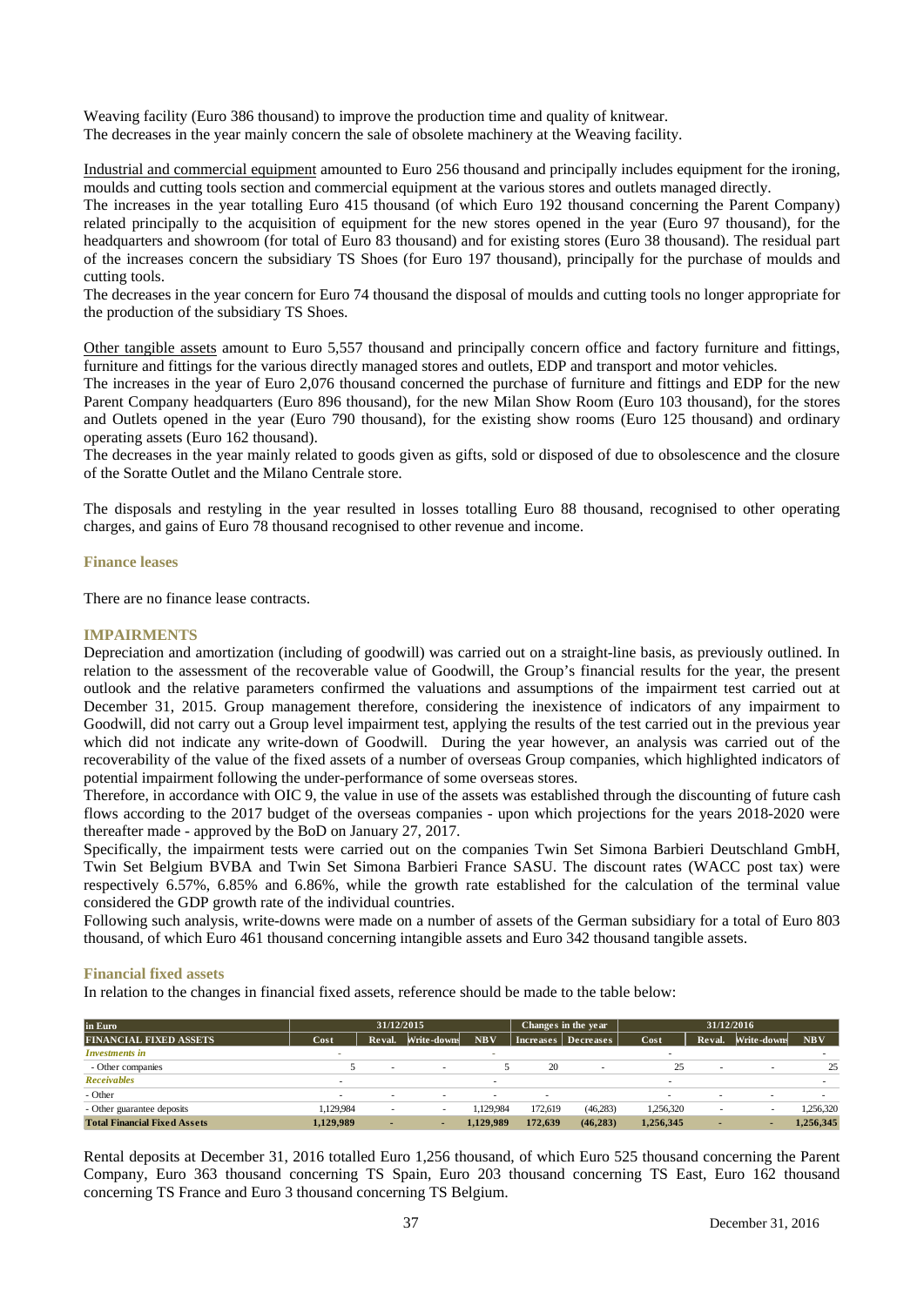Weaving facility (Euro 386 thousand) to improve the production time and quality of knitwear.
The decreases in the year mainly concern the sale of obsolete machinery at the Weaving facility.

Industrial and commercial equipment amounted to Euro 256 thousand and principally includes equipment for the ironing, moulds and cutting tools section and commercial equipment at the various stores and outlets managed directly.
The increases in the year totalling Euro 415 thousand (of which Euro 192 thousand concerning the Parent Company) related principally to the acquisition of equipment for the new stores opened in the year (Euro 97 thousand), for the headquarters and showroom (for total of Euro 83 thousand) and for existing stores (Euro 38 thousand). The residual part of the increases concern the subsidiary TS Shoes (for Euro 197 thousand), principally for the purchase of moulds and cutting tools.
The decreases in the year concern for Euro 74 thousand the disposal of moulds and cutting tools no longer appropriate for the production of the subsidiary TS Shoes.

Other tangible assets amount to Euro 5,557 thousand and principally concern office and factory furniture and fittings, furniture and fittings for the various directly managed stores and outlets, EDP and transport and motor vehicles.
The increases in the year of Euro 2,076 thousand concerned the purchase of furniture and fittings and EDP for the new Parent Company headquarters (Euro 896 thousand), for the new Milan Show Room (Euro 103 thousand), for the stores and Outlets opened in the year (Euro 790 thousand), for the existing show rooms (Euro 125 thousand) and ordinary operating assets (Euro 162 thousand).
The decreases in the year mainly related to goods given as gifts, sold or disposed of due to obsolescence and the closure of the Soratte Outlet and the Milano Centrale store.

The disposals and restyling in the year resulted in losses totalling Euro 88 thousand, recognised to other operating charges, and gains of Euro 78 thousand recognised to other revenue and income.

### Finance leases

There are no finance lease contracts.

## IMPAIRMENTS

Depreciation and amortization (including of goodwill) was carried out on a straight-line basis, as previously outlined. In relation to the assessment of the recoverable value of Goodwill, the Group's financial results for the year, the present outlook and the relative parameters confirmed the valuations and assumptions of the impairment test carried out at December 31, 2015. Group management therefore, considering the inexistence of indicators of any impairment to Goodwill, did not carry out a Group level impairment test, applying the results of the test carried out in the previous year which did not indicate any write-down of Goodwill. During the year however, an analysis was carried out of the recoverability of the value of the fixed assets of a number of overseas Group companies, which highlighted indicators of potential impairment following the under-performance of some overseas stores.
Therefore, in accordance with OIC 9, the value in use of the assets was established through the discounting of future cash flows according to the 2017 budget of the overseas companies - upon which projections for the years 2018-2020 were thereafter made - approved by the BoD on January 27, 2017.
Specifically, the impairment tests were carried out on the companies Twin Set Simona Barbieri Deutschland GmbH, Twin Set Belgium BVBA and Twin Set Simona Barbieri France SASU. The discount rates (WACC post tax) were respectively 6.57%, 6.85% and 6.86%, while the growth rate established for the calculation of the terminal value considered the GDP growth rate of the individual countries.
Following such analysis, write-downs were made on a number of assets of the German subsidiary for a total of Euro 803 thousand, of which Euro 461 thousand concerning intangible assets and Euro 342 thousand tangible assets.

### Financial fixed assets

In relation to the changes in financial fixed assets, reference should be made to the table below:

| in Euro | 31/12/2015 | | | | Changes in the year | | 31/12/2016 | | | |
|---|---|---|---|---|---|---|---|---|---|---|
| **FINANCIAL FIXED ASSETS** | **Cost** | **Reval.** | **Write-downs** | **NBV** | **Increases** | **Decreases** | **Cost** | **Reval.** | **Write-downs** | **NBV** |
| ***Investments in*** | - | | | - | | | - | | | - |
| - Other companies | 5 | - | - | 5 | 20 | - | 25 | - | - | 25 |
| ***Receivables*** | - | | | - | | | - | | | - |
| - Other | - | - | - | - | - | | - | - | - | - |
| - Other guarantee deposits | 1,129,984 | - | - | 1,129,984 | 172,619 | (46,283) | 1,256,320 | - | - | 1,256,320 |
| **Total Financial Fixed Assets** | **1,129,989** | **-** | **-** | **1,129,989** | **172,639** | **(46,283)** | **1,256,345** | **-** | **-** | **1,256,345** |

Rental deposits at December 31, 2016 totalled Euro 1,256 thousand, of which Euro 525 thousand concerning the Parent Company, Euro 363 thousand concerning TS Spain, Euro 203 thousand concerning TS East, Euro 162 thousand concerning TS France and Euro 3 thousand concerning TS Belgium.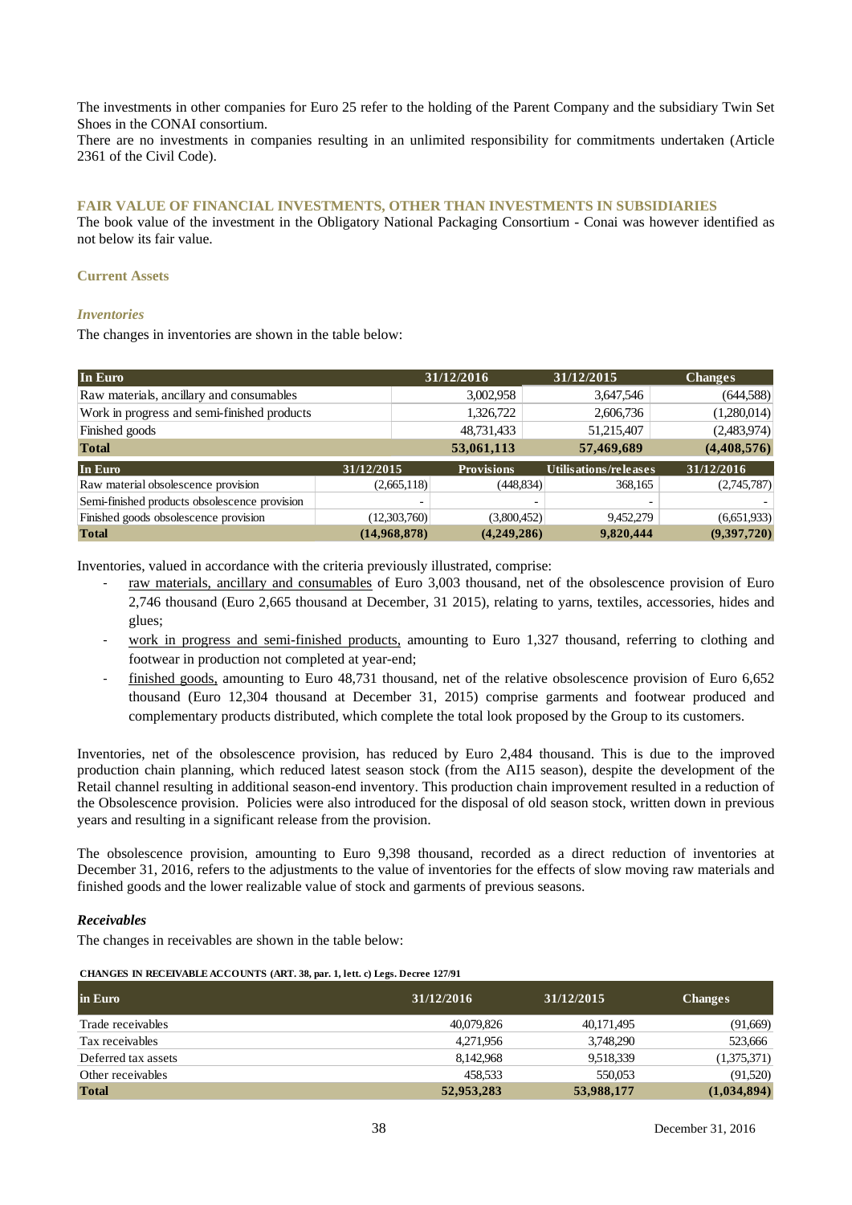The investments in other companies for Euro 25 refer to the holding of the Parent Company and the subsidiary Twin Set Shoes in the CONAI consortium.
There are no investments in companies resulting in an unlimited responsibility for commitments undertaken (Article 2361 of the Civil Code).

### FAIR VALUE OF FINANCIAL INVESTMENTS, OTHER THAN INVESTMENTS IN SUBSIDIARIES

The book value of the investment in the Obligatory National Packaging Consortium - Conai was however identified as not below its fair value.

### Current Assets

#### *Inventories*

The changes in inventories are shown in the table below:

| In Euro | 31/12/2016 | 31/12/2015 | Changes |
|---|---|---|---|
| Raw materials, ancillary and consumables | 3,002,958 | 3,647,546 | (644,588) |
| Work in progress and semi-finished products | 1,326,722 | 2,606,736 | (1,280,014) |
| Finished goods | 48,731,433 | 51,215,407 | (2,483,974) |
| **Total** | **53,061,113** | **57,469,689** | **(4,408,576)** |

| In Euro | 31/12/2015 | Provisions | Utilisations/releases | 31/12/2016 |
|---|---|---|---|---|
| Raw material obsolescence provision | (2,665,118) | (448,834) | 368,165 | (2,745,787) |
| Semi-finished products obsolescence provision | - | - | - | - |
| Finished goods obsolescence provision | (12,303,760) | (3,800,452) | 9,452,279 | (6,651,933) |
| **Total** | **(14,968,878)** | **(4,249,286)** | **9,820,444** | **(9,397,720)** |

Inventories, valued in accordance with the criteria previously illustrated, comprise:

- raw materials, ancillary and consumables of Euro 3,003 thousand, net of the obsolescence provision of Euro 2,746 thousand (Euro 2,665 thousand at December, 31 2015), relating to yarns, textiles, accessories, hides and glues;
- work in progress and semi-finished products, amounting to Euro 1,327 thousand, referring to clothing and footwear in production not completed at year-end;
- finished goods, amounting to Euro 48,731 thousand, net of the relative obsolescence provision of Euro 6,652 thousand (Euro 12,304 thousand at December 31, 2015) comprise garments and footwear produced and complementary products distributed, which complete the total look proposed by the Group to its customers.

Inventories, net of the obsolescence provision, has reduced by Euro 2,484 thousand. This is due to the improved production chain planning, which reduced latest season stock (from the AI15 season), despite the development of the Retail channel resulting in additional season-end inventory. This production chain improvement resulted in a reduction of the Obsolescence provision. Policies were also introduced for the disposal of old season stock, written down in previous years and resulting in a significant release from the provision.

The obsolescence provision, amounting to Euro 9,398 thousand, recorded as a direct reduction of inventories at December 31, 2016, refers to the adjustments to the value of inventories for the effects of slow moving raw materials and finished goods and the lower realizable value of stock and garments of previous seasons.

#### *Receivables*

The changes in receivables are shown in the table below:

**CHANGES IN RECEIVABLE ACCOUNTS (ART. 38, par. 1, lett. c) Legs. Decree 127/91**

| in Euro | 31/12/2016 | 31/12/2015 | Changes |
|---|---|---|---|
| Trade receivables | 40,079,826 | 40,171,495 | (91,669) |
| Tax receivables | 4,271,956 | 3,748,290 | 523,666 |
| Deferred tax assets | 8,142,968 | 9,518,339 | (1,375,371) |
| Other receivables | 458,533 | 550,053 | (91,520) |
| **Total** | **52,953,283** | **53,988,177** | **(1,034,894)** |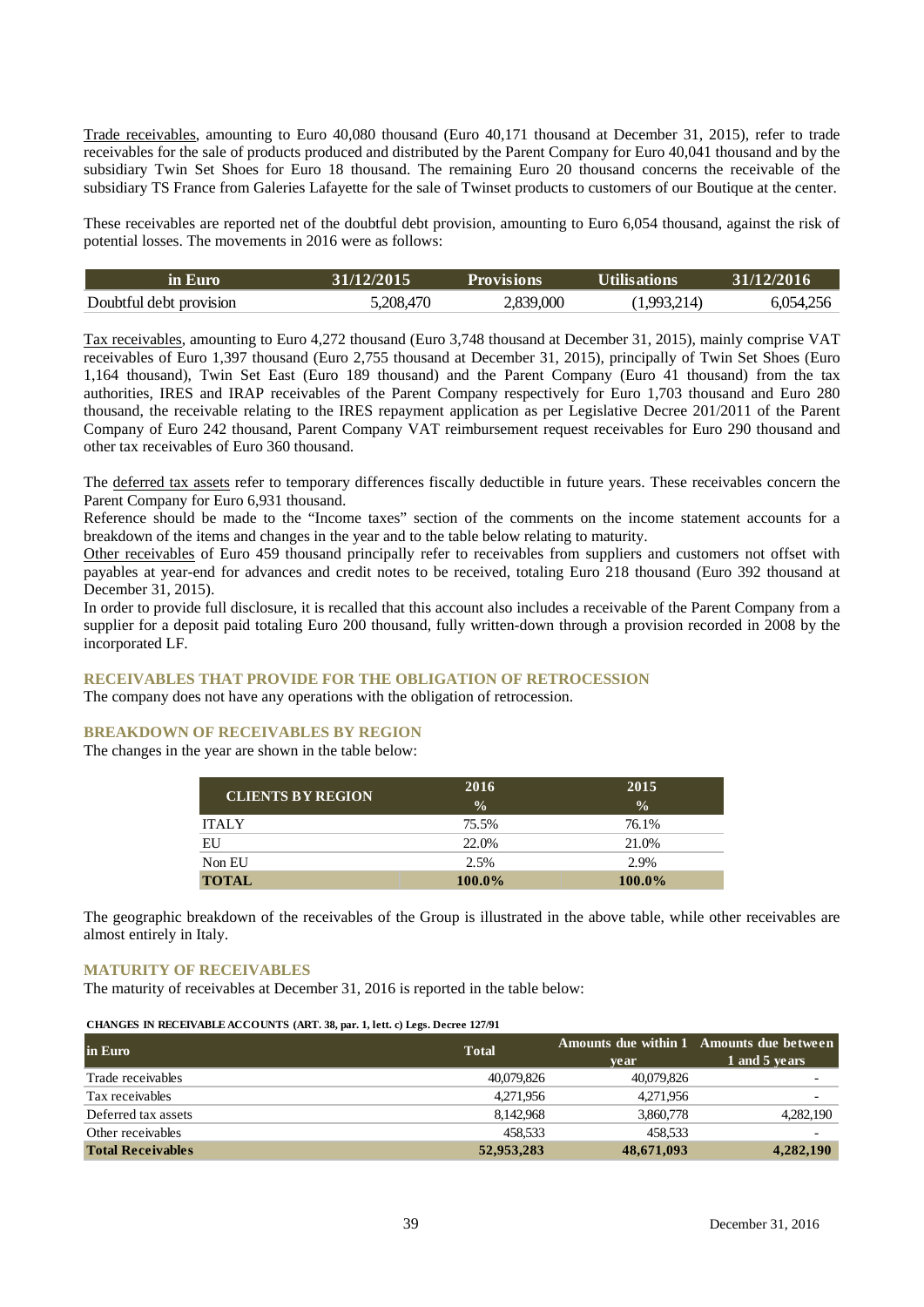Trade receivables, amounting to Euro 40,080 thousand (Euro 40,171 thousand at December 31, 2015), refer to trade receivables for the sale of products produced and distributed by the Parent Company for Euro 40,041 thousand and by the subsidiary Twin Set Shoes for Euro 18 thousand. The remaining Euro 20 thousand concerns the receivable of the subsidiary TS France from Galeries Lafayette for the sale of Twinset products to customers of our Boutique at the center.

These receivables are reported net of the doubtful debt provision, amounting to Euro 6,054 thousand, against the risk of potential losses. The movements in 2016 were as follows:

| in Euro | 31/12/2015 | Provisions | Utilisations | 31/12/2016 |
|---|---|---|---|---|
| Doubtful debt provision | 5,208,470 | 2,839,000 | (1,993,214) | 6,054,256 |

Tax receivables, amounting to Euro 4,272 thousand (Euro 3,748 thousand at December 31, 2015), mainly comprise VAT receivables of Euro 1,397 thousand (Euro 2,755 thousand at December 31, 2015), principally of Twin Set Shoes (Euro 1,164 thousand), Twin Set East (Euro 189 thousand) and the Parent Company (Euro 41 thousand) from the tax authorities, IRES and IRAP receivables of the Parent Company respectively for Euro 1,703 thousand and Euro 280 thousand, the receivable relating to the IRES repayment application as per Legislative Decree 201/2011 of the Parent Company of Euro 242 thousand, Parent Company VAT reimbursement request receivables for Euro 290 thousand and other tax receivables of Euro 360 thousand.

The deferred tax assets refer to temporary differences fiscally deductible in future years. These receivables concern the Parent Company for Euro 6,931 thousand.

Reference should be made to the "Income taxes" section of the comments on the income statement accounts for a breakdown of the items and changes in the year and to the table below relating to maturity.

Other receivables of Euro 459 thousand principally refer to receivables from suppliers and customers not offset with payables at year-end for advances and credit notes to be received, totaling Euro 218 thousand (Euro 392 thousand at December 31, 2015).

In order to provide full disclosure, it is recalled that this account also includes a receivable of the Parent Company from a supplier for a deposit paid totaling Euro 200 thousand, fully written-down through a provision recorded in 2008 by the incorporated LF.

### RECEIVABLES THAT PROVIDE FOR THE OBLIGATION OF RETROCESSION

The company does not have any operations with the obligation of retrocession.

### BREAKDOWN OF RECEIVABLES BY REGION

The changes in the year are shown in the table below:

| CLIENTS BY REGION | 2016 % | 2015 % |
|---|---|---|
| ITALY | 75.5% | 76.1% |
| EU | 22.0% | 21.0% |
| Non EU | 2.5% | 2.9% |
| **TOTAL** | **100.0%** | **100.0%** |

The geographic breakdown of the receivables of the Group is illustrated in the above table, while other receivables are almost entirely in Italy.

### MATURITY OF RECEIVABLES

The maturity of receivables at December 31, 2016 is reported in the table below:

**CHANGES IN RECEIVABLE ACCOUNTS (ART. 38, par. 1, lett. c) Legs. Decree 127/91**

| in Euro | Total | Amounts due within 1 year | Amounts due between 1 and 5 years |
|---|---|---|---|
| Trade receivables | 40,079,826 | 40,079,826 | - |
| Tax receivables | 4,271,956 | 4,271,956 | - |
| Deferred tax assets | 8,142,968 | 3,860,778 | 4,282,190 |
| Other receivables | 458,533 | 458,533 | - |
| **Total Receivables** | **52,953,283** | **48,671,093** | **4,282,190** |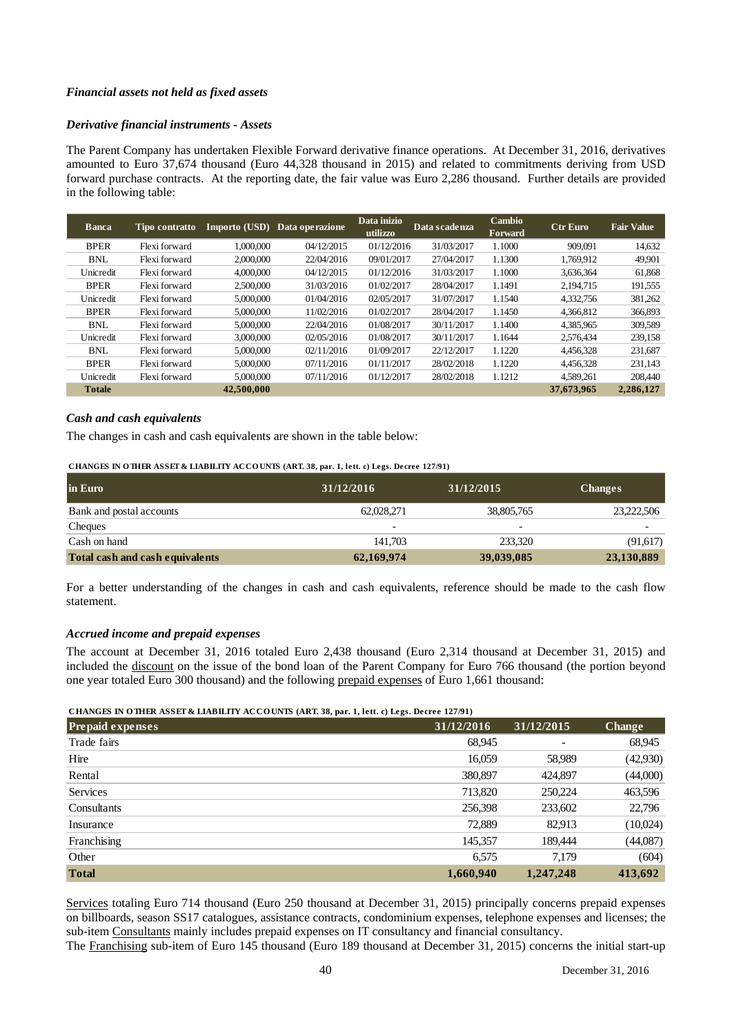### *Financial assets not held as fixed assets*

### *Derivative financial instruments - Assets*

The Parent Company has undertaken Flexible Forward derivative finance operations. At December 31, 2016, derivatives amounted to Euro 37,674 thousand (Euro 44,328 thousand in 2015) and related to commitments deriving from USD forward purchase contracts. At the reporting date, the fair value was Euro 2,286 thousand. Further details are provided in the following table:

| Banca | Tipo contratto | Importo (USD) | Data operazione | Data inizio utilizzo | Data scadenza | Cambio Forward | Ctr Euro | Fair Value |
|---|---|---|---|---|---|---|---|---|
| BPER | Flexi forward | 1,000,000 | 04/12/2015 | 01/12/2016 | 31/03/2017 | 1.1000 | 909,091 | 14,632 |
| BNL | Flexi forward | 2,000,000 | 22/04/2016 | 09/01/2017 | 27/04/2017 | 1.1300 | 1,769,912 | 49,901 |
| Unicredit | Flexi forward | 4,000,000 | 04/12/2015 | 01/12/2016 | 31/03/2017 | 1.1000 | 3,636,364 | 61,868 |
| BPER | Flexi forward | 2,500,000 | 31/03/2016 | 01/02/2017 | 28/04/2017 | 1.1491 | 2,194,715 | 191,555 |
| Unicredit | Flexi forward | 5,000,000 | 01/04/2016 | 02/05/2017 | 31/07/2017 | 1.1540 | 4,332,756 | 381,262 |
| BPER | Flexi forward | 5,000,000 | 11/02/2016 | 01/02/2017 | 28/04/2017 | 1.1450 | 4,366,812 | 366,893 |
| BNL | Flexi forward | 5,000,000 | 22/04/2016 | 01/08/2017 | 30/11/2017 | 1.1400 | 4,385,965 | 309,589 |
| Unicredit | Flexi forward | 3,000,000 | 02/05/2016 | 01/08/2017 | 30/11/2017 | 1.1644 | 2,576,434 | 239,158 |
| BNL | Flexi forward | 5,000,000 | 02/11/2016 | 01/09/2017 | 22/12/2017 | 1.1220 | 4,456,328 | 231,687 |
| BPER | Flexi forward | 5,000,000 | 07/11/2016 | 01/11/2017 | 28/02/2018 | 1.1220 | 4,456,328 | 231,143 |
| Unicredit | Flexi forward | 5,000,000 | 07/11/2016 | 01/12/2017 | 28/02/2018 | 1.1212 | 4,589,261 | 208,440 |
| **Totale** | | **42,500,000** | | | | | **37,673,965** | **2,286,127** |

### *Cash and cash equivalents*

The changes in cash and cash equivalents are shown in the table below:

**CHANGES IN OTHER ASSET & LIABILITY ACCOUNTS (ART. 38, par. 1, lett. c) Legs. Decree 127/91)**

| in Euro | 31/12/2016 | 31/12/2015 | Changes |
|---|---|---|---|
| Bank and postal accounts | 62,028,271 | 38,805,765 | 23,222,506 |
| Cheques | - | - | - |
| Cash on hand | 141,703 | 233,320 | (91,617) |
| **Total cash and cash equivalents** | **62,169,974** | **39,039,085** | **23,130,889** |

For a better understanding of the changes in cash and cash equivalents, reference should be made to the cash flow statement.

### *Accrued income and prepaid expenses*

The account at December 31, 2016 totaled Euro 2,438 thousand (Euro 2,314 thousand at December 31, 2015) and included the discount on the issue of the bond loan of the Parent Company for Euro 766 thousand (the portion beyond one year totaled Euro 300 thousand) and the following prepaid expenses of Euro 1,661 thousand:

**CHANGES IN OTHER ASSET & LIABILITY ACCOUNTS (ART. 38, par. 1, lett. c) Legs. Decree 127/91)**

| Prepaid expenses | 31/12/2016 | 31/12/2015 | Change |
|---|---|---|---|
| Trade fairs | 68,945 | - | 68,945 |
| Hire | 16,059 | 58,989 | (42,930) |
| Rental | 380,897 | 424,897 | (44,000) |
| Services | 713,820 | 250,224 | 463,596 |
| Consultants | 256,398 | 233,602 | 22,796 |
| Insurance | 72,889 | 82,913 | (10,024) |
| Franchising | 145,357 | 189,444 | (44,087) |
| Other | 6,575 | 7,179 | (604) |
| **Total** | **1,660,940** | **1,247,248** | **413,692** |

Services totaling Euro 714 thousand (Euro 250 thousand at December 31, 2015) principally concerns prepaid expenses on billboards, season SS17 catalogues, assistance contracts, condominium expenses, telephone expenses and licenses; the sub-item Consultants mainly includes prepaid expenses on IT consultancy and financial consultancy.

The Franchising sub-item of Euro 145 thousand (Euro 189 thousand at December 31, 2015) concerns the initial start-up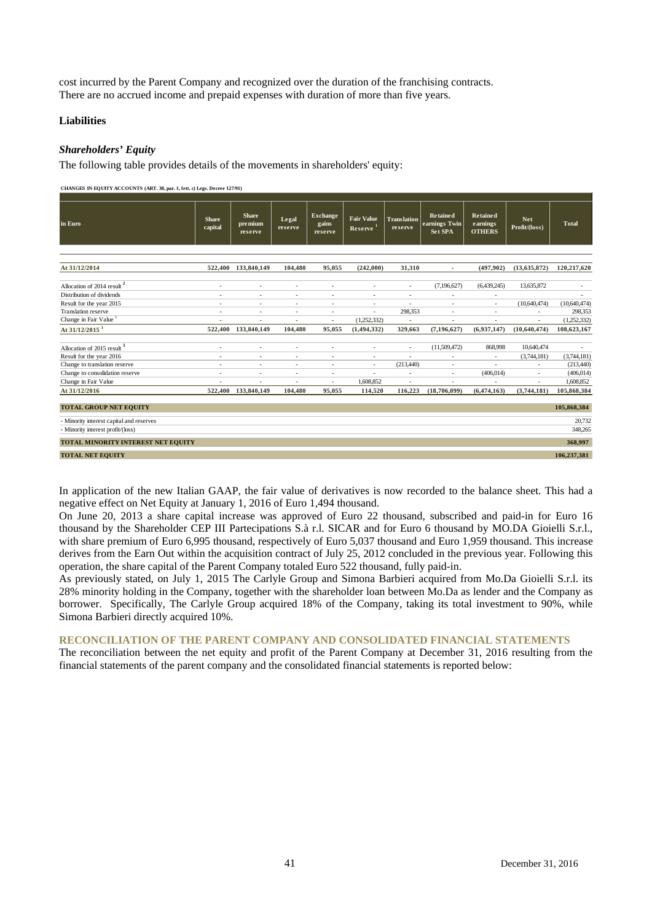cost incurred by the Parent Company and recognized over the duration of the franchising contracts.
There are no accrued income and prepaid expenses with duration of more than five years.

**Liabilities**

***Shareholders' Equity***

The following table provides details of the movements in shareholders' equity:

**CHANGES IN EQUITY ACCOUNTS (ART. 38, par. 1, lett. c) Legs. Decree 127/91)**

| in Euro | Share capital | Share premium reserve | Legal reserve | Exchange gains reserve | Fair Value Reserve [1] | Translation reserve | Retained earnings Twin Set SPA | Retained earnings OTHERS | Net Profit/(loss) | Total |
|---|---|---|---|---|---|---|---|---|---|---|
| **At 31/12/2014** | **522,400** | **133,840,149** | **104,480** | **95,055** | **(242,000)** | **31,310** | **-** | **(497,902)** | **(13,635,872)** | **120,217,620** |
| Allocation of 2014 result [2] | - | - | - | - | - | - | (7,196,627) | (6,439,245) | 13,635,872 | - |
| Distribution of dividends | - | - | - | - | - | - | - | - | | - |
| Result for the year 2015 | - | - | - | - | - | - | - | - | (10,640,474) | (10,640,474) |
| Translation reserve | - | - | - | - | - | 298,353 | - | - | - | 298,353 |
| Change in Fair Value [1] | - | - | - | - | (1,252,332) | - | - | - | - | (1,252,332) |
| **At 31/12/2015 [1]** | **522,400** | **133,840,149** | **104,480** | **95,055** | **(1,494,332)** | **329,663** | **(7,196,627)** | **(6,937,147)** | **(10,640,474)** | **108,623,167** |
| Allocation of 2015 result [3] | - | - | - | - | - | - | (11,509,472) | 868,998 | 10,640,474 | - |
| Result for the year 2016 | - | - | - | - | - | - | - | - | (3,744,181) | (3,744,181) |
| Change to translation reserve | - | - | - | - | - | (213,440) | - | - | - | (213,440) |
| Change to consolidation reserve | - | - | - | - | - | - | - | (406,014) | - | (406,014) |
| Change in Fair Value | - | - | - | - | 1,608,852 | - | - | - | - | 1,608,852 |
| **At 31/12/2016** | **522,400** | **133,840,149** | **104,480** | **95,055** | **114,520** | **116,223** | **(18,706,099)** | **(6,474,163)** | **(3,744,181)** | **105,868,384** |
| **TOTAL GROUP NET EQUITY** | | | | | | | | | | **105,868,384** |
| - Minority interest capital and reserves | | | | | | | | | | 20,732 |
| - Minority interest profit/(loss) | | | | | | | | | | 348,265 |
| **TOTAL MINORITY INTEREST NET EQUITY** | | | | | | | | | | **368,997** |
| **TOTAL NET EQUITY** | | | | | | | | | | **106,237,381** |

In application of the new Italian GAAP, the fair value of derivatives is now recorded to the balance sheet. This had a negative effect on Net Equity at January 1, 2016 of Euro 1,494 thousand.

On June 20, 2013 a share capital increase was approved of Euro 22 thousand, subscribed and paid-in for Euro 16 thousand by the Shareholder CEP III Partecipations S.à r.l. SICAR and for Euro 6 thousand by MO.DA Gioielli S.r.l., with share premium of Euro 6,995 thousand, respectively of Euro 5,037 thousand and Euro 1,959 thousand. This increase derives from the Earn Out within the acquisition contract of July 25, 2012 concluded in the previous year. Following this operation, the share capital of the Parent Company totaled Euro 522 thousand, fully paid-in.

As previously stated, on July 1, 2015 The Carlyle Group and Simona Barbieri acquired from Mo.Da Gioielli S.r.l. its 28% minority holding in the Company, together with the shareholder loan between Mo.Da as lender and the Company as borrower. Specifically, The Carlyle Group acquired 18% of the Company, taking its total investment to 90%, while Simona Barbieri directly acquired 10%.

## RECONCILIATION OF THE PARENT COMPANY AND CONSOLIDATED FINANCIAL STATEMENTS

The reconciliation between the net equity and profit of the Parent Company at December 31, 2016 resulting from the financial statements of the parent company and the consolidated financial statements is reported below: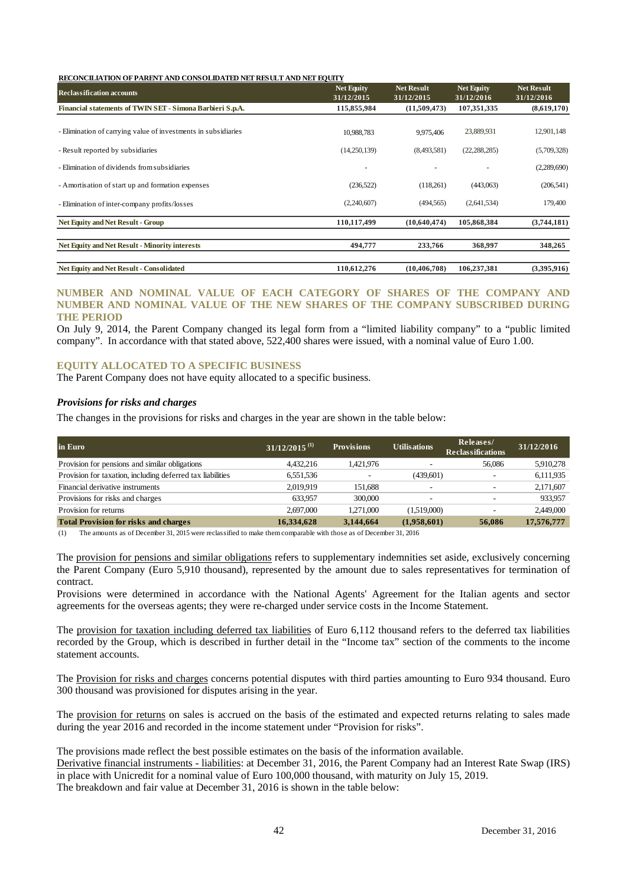**RECONCILIATION OF PARENT AND CONSOLIDATED NET RESULT AND NET EQUITY**

| Reclassification accounts | Net Equity 31/12/2015 | Net Result 31/12/2015 | Net Equity 31/12/2016 | Net Result 31/12/2016 |
|---|---|---|---|---|
| **Financial statements of TWIN SET - Simona Barbieri S.p.A.** | **115,855,984** | **(11,509,473)** | **107,351,335** | **(8,619,170)** |
| - Elimination of carrying value of investments in subsidiaries | 10,988,783 | 9,975,406 | 23,889,931 | 12,901,148 |
| - Result reported by subsidiaries | (14,250,139) | (8,493,581) | (22,288,285) | (5,709,328) |
| - Elimination of dividends from subsidiaries | - | - | - | (2,289,690) |
| - Amortisation of start up and formation expenses | (236,522) | (118,261) | (443,063) | (206,541) |
| - Elimination of inter-company profits/losses | (2,240,607) | (494,565) | (2,641,534) | 179,400 |
| **Net Equity and Net Result - Group** | **110,117,499** | **(10,640,474)** | **105,868,384** | **(3,744,181)** |
| **Net Equity and Net Result - Minority interests** | **494,777** | **233,766** | **368,997** | **348,265** |
| **Net Equity and Net Result - Consolidated** | **110,612,276** | **(10,406,708)** | **106,237,381** | **(3,395,916)** |

## NUMBER AND NOMINAL VALUE OF EACH CATEGORY OF SHARES OF THE COMPANY AND NUMBER AND NOMINAL VALUE OF THE NEW SHARES OF THE COMPANY SUBSCRIBED DURING THE PERIOD

On July 9, 2014, the Parent Company changed its legal form from a "limited liability company" to a "public limited company". In accordance with that stated above, 522,400 shares were issued, with a nominal value of Euro 1.00.

## EQUITY ALLOCATED TO A SPECIFIC BUSINESS

The Parent Company does not have equity allocated to a specific business.

### *Provisions for risks and charges*

The changes in the provisions for risks and charges in the year are shown in the table below:

| in Euro | 31/12/2015 (1) | Provisions | Utilisations | Releases/ Reclassifications | 31/12/2016 |
|---|---|---|---|---|---|
| Provision for pensions and similar obligations | 4,432,216 | 1,421,976 | - | 56,086 | 5,910,278 |
| Provision for taxation, including deferred tax liabilities | 6,551,536 | - | (439,601) | - | 6,111,935 |
| Financial derivative instruments | 2,019,919 | 151,688 | - | - | 2,171,607 |
| Provisions for risks and charges | 633,957 | 300,000 | - | - | 933,957 |
| Provision for returns | 2,697,000 | 1,271,000 | (1,519,000) | - | 2,449,000 |
| **Total Provision for risks and charges** | **16,334,628** | **3,144,664** | **(1,958,601)** | **56,086** | **17,576,777** |

(1) The amounts as of December 31, 2015 were reclassified to make them comparable with those as of December 31, 2016

The provision for pensions and similar obligations refers to supplementary indemnities set aside, exclusively concerning the Parent Company (Euro 5,910 thousand), represented by the amount due to sales representatives for termination of contract.
Provisions were determined in accordance with the National Agents' Agreement for the Italian agents and sector agreements for the overseas agents; they were re-charged under service costs in the Income Statement.

The provision for taxation including deferred tax liabilities of Euro 6,112 thousand refers to the deferred tax liabilities recorded by the Group, which is described in further detail in the "Income tax" section of the comments to the income statement accounts.

The Provision for risks and charges concerns potential disputes with third parties amounting to Euro 934 thousand. Euro 300 thousand was provisioned for disputes arising in the year.

The provision for returns on sales is accrued on the basis of the estimated and expected returns relating to sales made during the year 2016 and recorded in the income statement under "Provision for risks".

The provisions made reflect the best possible estimates on the basis of the information available.
Derivative financial instruments - liabilities: at December 31, 2016, the Parent Company had an Interest Rate Swap (IRS) in place with Unicredit for a nominal value of Euro 100,000 thousand, with maturity on July 15, 2019.
The breakdown and fair value at December 31, 2016 is shown in the table below: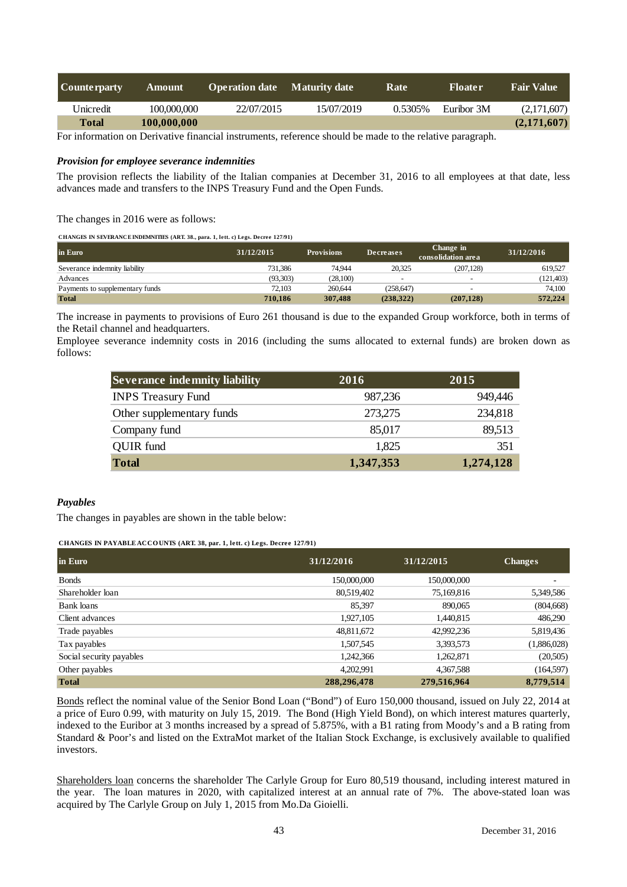| Counterparty | Amount | Operation date | Maturity date | Rate | Floater | Fair Value |
|---|---|---|---|---|---|---|
| Unicredit | 100,000,000 | 22/07/2015 | 15/07/2019 | 0.5305% | Euribor 3M | (2,171,607) |
| **Total** | **100,000,000** | | | | | **(2,171,607)** |

For information on Derivative financial instruments, reference should be made to the relative paragraph.

***Provision for employee severance indemnities***

The provision reflects the liability of the Italian companies at December 31, 2016 to all employees at that date, less advances made and transfers to the INPS Treasury Fund and the Open Funds.

The changes in 2016 were as follows:

**CHANGES IN SEVERANCE INDEMNITIES (ART. 38., para. 1, lett. c) Legs. Decree 127/91)**

| in Euro | 31/12/2015 | Provisions | Decreases | Change in consolidation area | 31/12/2016 |
|---|---|---|---|---|---|
| Severance indemnity liability | 731,386 | 74,944 | 20,325 | (207,128) | 619,527 |
| Advances | (93,303) | (28,100) | - | - | (121,403) |
| Payments to supplementary funds | 72,103 | 260,644 | (258,647) | - | 74,100 |
| **Total** | **710,186** | **307,488** | **(238,322)** | **(207,128)** | **572,224** |

The increase in payments to provisions of Euro 261 thousand is due to the expanded Group workforce, both in terms of the Retail channel and headquarters.
Employee severance indemnity costs in 2016 (including the sums allocated to external funds) are broken down as follows:

| Severance indemnity liability | 2016 | 2015 |
|---|---|---|
| INPS Treasury Fund | 987,236 | 949,446 |
| Other supplementary funds | 273,275 | 234,818 |
| Company fund | 85,017 | 89,513 |
| QUIR fund | 1,825 | 351 |
| **Total** | **1,347,353** | **1,274,128** |

***Payables***

The changes in payables are shown in the table below:

**CHANGES IN PAYABLE ACCOUNTS (ART. 38, par. 1, lett. c) Legs. Decree 127/91)**

| in Euro | 31/12/2016 | 31/12/2015 | Changes |
|---|---|---|---|
| Bonds | 150,000,000 | 150,000,000 | - |
| Shareholder loan | 80,519,402 | 75,169,816 | 5,349,586 |
| Bank loans | 85,397 | 890,065 | (804,668) |
| Client advances | 1,927,105 | 1,440,815 | 486,290 |
| Trade payables | 48,811,672 | 42,992,236 | 5,819,436 |
| Tax payables | 1,507,545 | 3,393,573 | (1,886,028) |
| Social security payables | 1,242,366 | 1,262,871 | (20,505) |
| Other payables | 4,202,991 | 4,367,588 | (164,597) |
| **Total** | **288,296,478** | **279,516,964** | **8,779,514** |

Bonds reflect the nominal value of the Senior Bond Loan ("Bond") of Euro 150,000 thousand, issued on July 22, 2014 at a price of Euro 0.99, with maturity on July 15, 2019. The Bond (High Yield Bond), on which interest matures quarterly, indexed to the Euribor at 3 months increased by a spread of 5.875%, with a B1 rating from Moody's and a B rating from Standard & Poor's and listed on the ExtraMot market of the Italian Stock Exchange, is exclusively available to qualified investors.

Shareholders loan concerns the shareholder The Carlyle Group for Euro 80,519 thousand, including interest matured in the year. The loan matures in 2020, with capitalized interest at an annual rate of 7%. The above-stated loan was acquired by The Carlyle Group on July 1, 2015 from Mo.Da Gioielli.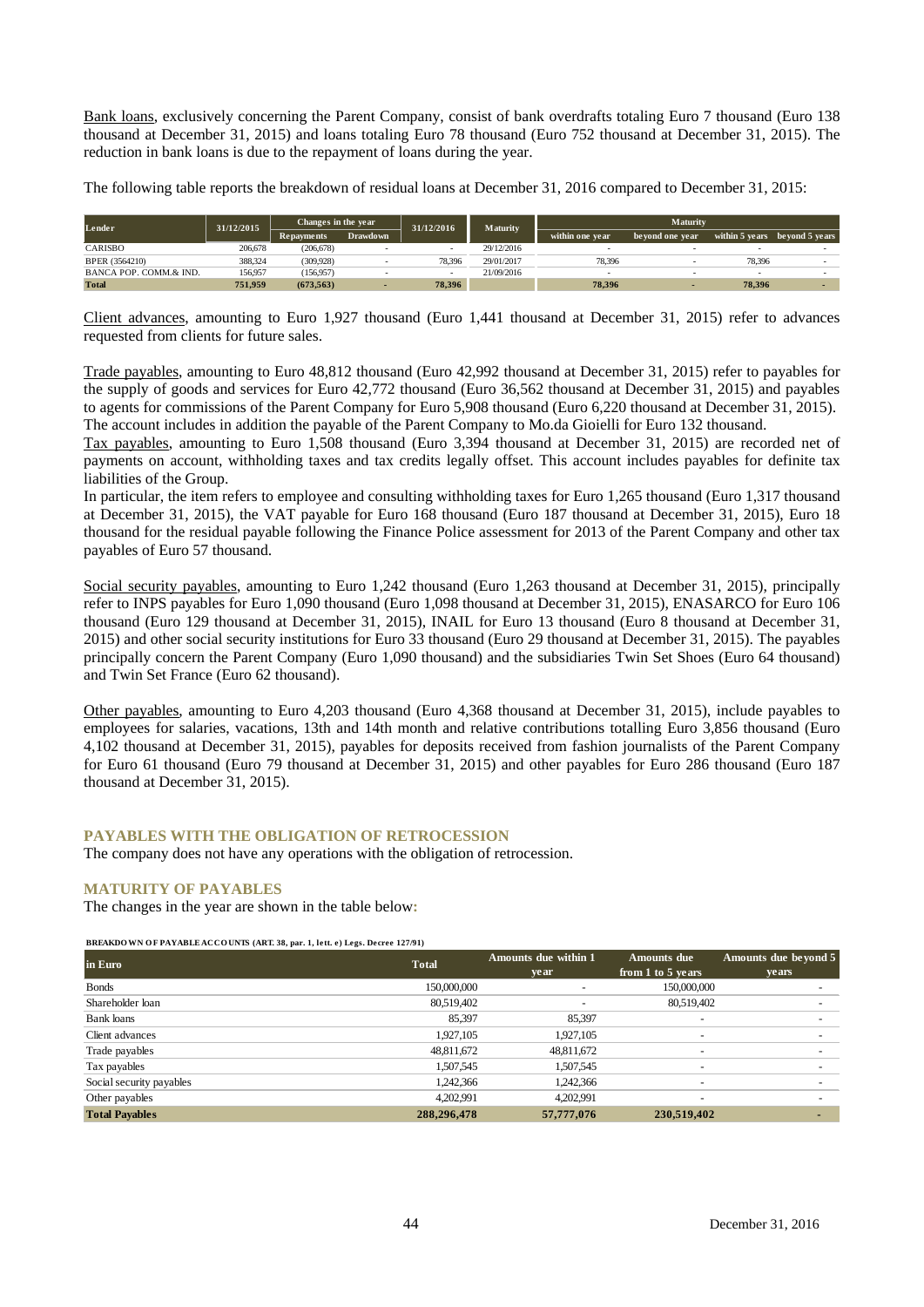Bank loans, exclusively concerning the Parent Company, consist of bank overdrafts totaling Euro 7 thousand (Euro 138 thousand at December 31, 2015) and loans totaling Euro 78 thousand (Euro 752 thousand at December 31, 2015). The reduction in bank loans is due to the repayment of loans during the year.

The following table reports the breakdown of residual loans at December 31, 2016 compared to December 31, 2015:

| Lender | 31/12/2015 | Changes in the year | | 31/12/2016 | Maturity | Maturity | | | |
|---|---|---|---|---|---|---|---|---|---|
| | | Repayments | Drawdown | | | within one year | beyond one year | within 5 years | beyond 5 years |
| CARISBO | 206,678 | (206,678) | - | - | 29/12/2016 | - | - | - | - |
| BPER (3564210) | 388,324 | (309,928) | - | 78,396 | 29/01/2017 | 78,396 | - | 78,396 | - |
| BANCA POP. COMM.& IND. | 156,957 | (156,957) | - | - | 21/09/2016 | - | - | - | - |
| **Total** | **751,959** | **(673,563)** | **-** | **78,396** | | **78,396** | **-** | **78,396** | **-** |

Client advances, amounting to Euro 1,927 thousand (Euro 1,441 thousand at December 31, 2015) refer to advances requested from clients for future sales.

Trade payables, amounting to Euro 48,812 thousand (Euro 42,992 thousand at December 31, 2015) refer to payables for the supply of goods and services for Euro 42,772 thousand (Euro 36,562 thousand at December 31, 2015) and payables to agents for commissions of the Parent Company for Euro 5,908 thousand (Euro 6,220 thousand at December 31, 2015). The account includes in addition the payable of the Parent Company to Mo.da Gioielli for Euro 132 thousand.

Tax payables, amounting to Euro 1,508 thousand (Euro 3,394 thousand at December 31, 2015) are recorded net of payments on account, withholding taxes and tax credits legally offset. This account includes payables for definite tax liabilities of the Group.

In particular, the item refers to employee and consulting withholding taxes for Euro 1,265 thousand (Euro 1,317 thousand at December 31, 2015), the VAT payable for Euro 168 thousand (Euro 187 thousand at December 31, 2015), Euro 18 thousand for the residual payable following the Finance Police assessment for 2013 of the Parent Company and other tax payables of Euro 57 thousand.

Social security payables, amounting to Euro 1,242 thousand (Euro 1,263 thousand at December 31, 2015), principally refer to INPS payables for Euro 1,090 thousand (Euro 1,098 thousand at December 31, 2015), ENASARCO for Euro 106 thousand (Euro 129 thousand at December 31, 2015), INAIL for Euro 13 thousand (Euro 8 thousand at December 31, 2015) and other social security institutions for Euro 33 thousand (Euro 29 thousand at December 31, 2015). The payables principally concern the Parent Company (Euro 1,090 thousand) and the subsidiaries Twin Set Shoes (Euro 64 thousand) and Twin Set France (Euro 62 thousand).

Other payables, amounting to Euro 4,203 thousand (Euro 4,368 thousand at December 31, 2015), include payables to employees for salaries, vacations, 13th and 14th month and relative contributions totalling Euro 3,856 thousand (Euro 4,102 thousand at December 31, 2015), payables for deposits received from fashion journalists of the Parent Company for Euro 61 thousand (Euro 79 thousand at December 31, 2015) and other payables for Euro 286 thousand (Euro 187 thousand at December 31, 2015).

## PAYABLES WITH THE OBLIGATION OF RETROCESSION

The company does not have any operations with the obligation of retrocession.

## MATURITY OF PAYABLES

The changes in the year are shown in the table below:

**BREAKDOWN OF PAYABLE ACCOUNTS (ART. 38, par. 1, lett. e) Legs. Decree 127/91)**

| in Euro | Total | Amounts due within 1 year | Amounts due from 1 to 5 years | Amounts due beyond 5 years |
|---|---|---|---|---|
| Bonds | 150,000,000 | - | 150,000,000 | - |
| Shareholder loan | 80,519,402 | - | 80,519,402 | - |
| Bank loans | 85,397 | 85,397 | - | - |
| Client advances | 1,927,105 | 1,927,105 | - | - |
| Trade payables | 48,811,672 | 48,811,672 | - | - |
| Tax payables | 1,507,545 | 1,507,545 | - | - |
| Social security payables | 1,242,366 | 1,242,366 | - | - |
| Other payables | 4,202,991 | 4,202,991 | - | - |
| **Total Payables** | **288,296,478** | **57,777,076** | **230,519,402** | **-** |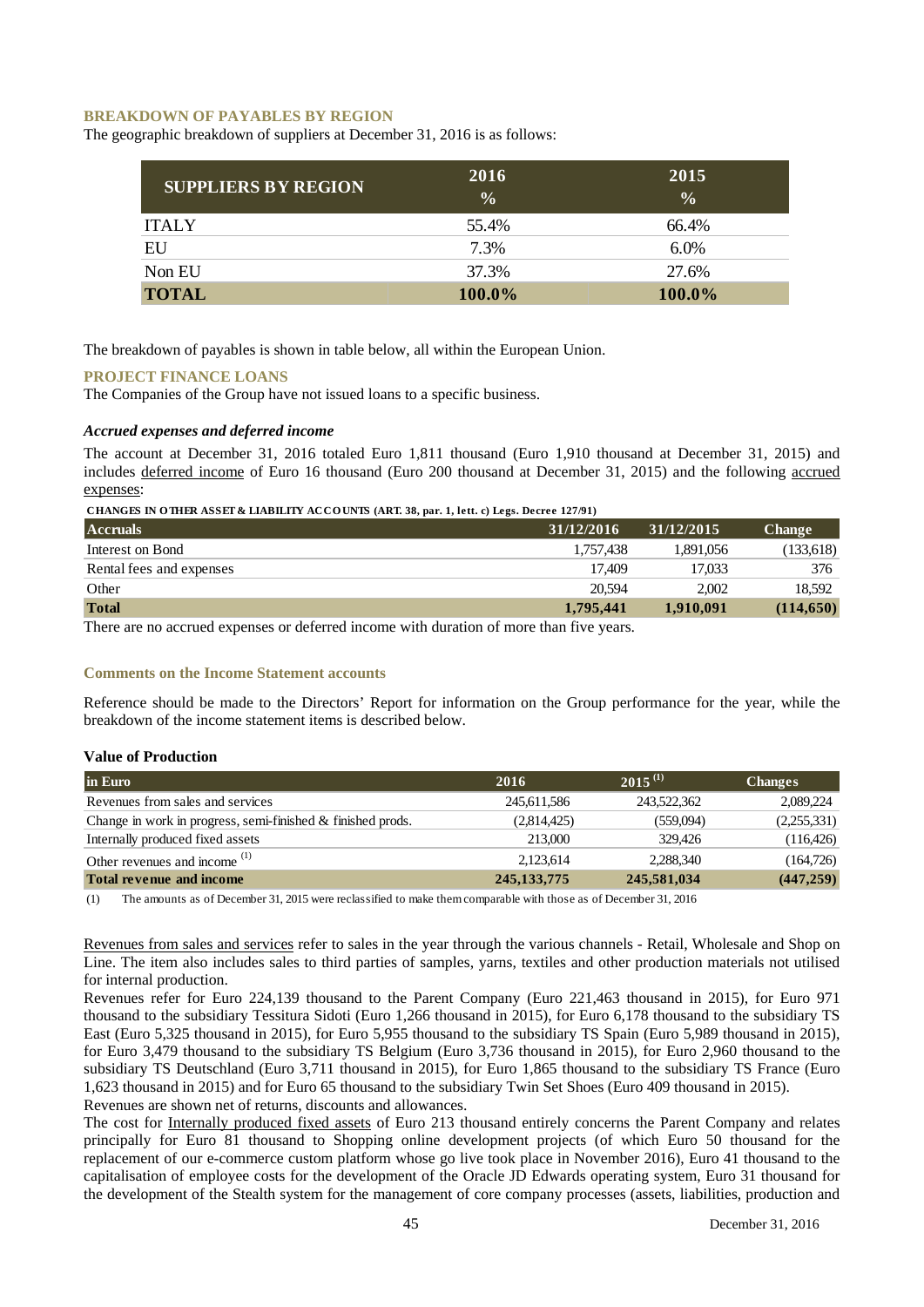### BREAKDOWN OF PAYABLES BY REGION

The geographic breakdown of suppliers at December 31, 2016 is as follows:

| SUPPLIERS BY REGION | 2016 % | 2015 % |
|---|---|---|
| ITALY | 55.4% | 66.4% |
| EU | 7.3% | 6.0% |
| Non EU | 37.3% | 27.6% |
| **TOTAL** | **100.0%** | **100.0%** |

The breakdown of payables is shown in table below, all within the European Union.

### PROJECT FINANCE LOANS

The Companies of the Group have not issued loans to a specific business.

#### *Accrued expenses and deferred income*

The account at December 31, 2016 totaled Euro 1,811 thousand (Euro 1,910 thousand at December 31, 2015) and includes deferred income of Euro 16 thousand (Euro 200 thousand at December 31, 2015) and the following accrued expenses:

**CHANGES IN OTHER ASSET & LIABILITY ACCOUNTS (ART. 38, par. 1, lett. c) Legs. Decree 127/91)**

| Accruals | 31/12/2016 | 31/12/2015 | Change |
|---|---|---|---|
| Interest on Bond | 1,757,438 | 1,891,056 | (133,618) |
| Rental fees and expenses | 17,409 | 17,033 | 376 |
| Other | 20,594 | 2,002 | 18,592 |
| **Total** | **1,795,441** | **1,910,091** | **(114,650)** |

There are no accrued expenses or deferred income with duration of more than five years.

### Comments on the Income Statement accounts

Reference should be made to the Directors' Report for information on the Group performance for the year, while the breakdown of the income statement items is described below.

#### Value of Production

| in Euro | 2016 | 2015 (1) | Changes |
|---|---|---|---|
| Revenues from sales and services | 245,611,586 | 243,522,362 | 2,089,224 |
| Change in work in progress, semi-finished & finished prods. | (2,814,425) | (559,094) | (2,255,331) |
| Internally produced fixed assets | 213,000 | 329,426 | (116,426) |
| Other revenues and income (1) | 2,123,614 | 2,288,340 | (164,726) |
| **Total revenue and income** | **245,133,775** | **245,581,034** | **(447,259)** |

(1) The amounts as of December 31, 2015 were reclassified to make them comparable with those as of December 31, 2016

Revenues from sales and services refer to sales in the year through the various channels - Retail, Wholesale and Shop on Line. The item also includes sales to third parties of samples, yarns, textiles and other production materials not utilised for internal production.

Revenues refer for Euro 224,139 thousand to the Parent Company (Euro 221,463 thousand in 2015), for Euro 971 thousand to the subsidiary Tessitura Sidoti (Euro 1,266 thousand in 2015), for Euro 6,178 thousand to the subsidiary TS East (Euro 5,325 thousand in 2015), for Euro 5,955 thousand to the subsidiary TS Spain (Euro 5,989 thousand in 2015), for Euro 3,479 thousand to the subsidiary TS Belgium (Euro 3,736 thousand in 2015), for Euro 2,960 thousand to the subsidiary TS Deutschland (Euro 3,711 thousand in 2015), for Euro 1,865 thousand to the subsidiary TS France (Euro 1,623 thousand in 2015) and for Euro 65 thousand to the subsidiary Twin Set Shoes (Euro 409 thousand in 2015).

Revenues are shown net of returns, discounts and allowances.

The cost for Internally produced fixed assets of Euro 213 thousand entirely concerns the Parent Company and relates principally for Euro 81 thousand to Shopping online development projects (of which Euro 50 thousand for the replacement of our e-commerce custom platform whose go live took place in November 2016), Euro 41 thousand to the capitalisation of employee costs for the development of the Oracle JD Edwards operating system, Euro 31 thousand for the development of the Stealth system for the management of core company processes (assets, liabilities, production and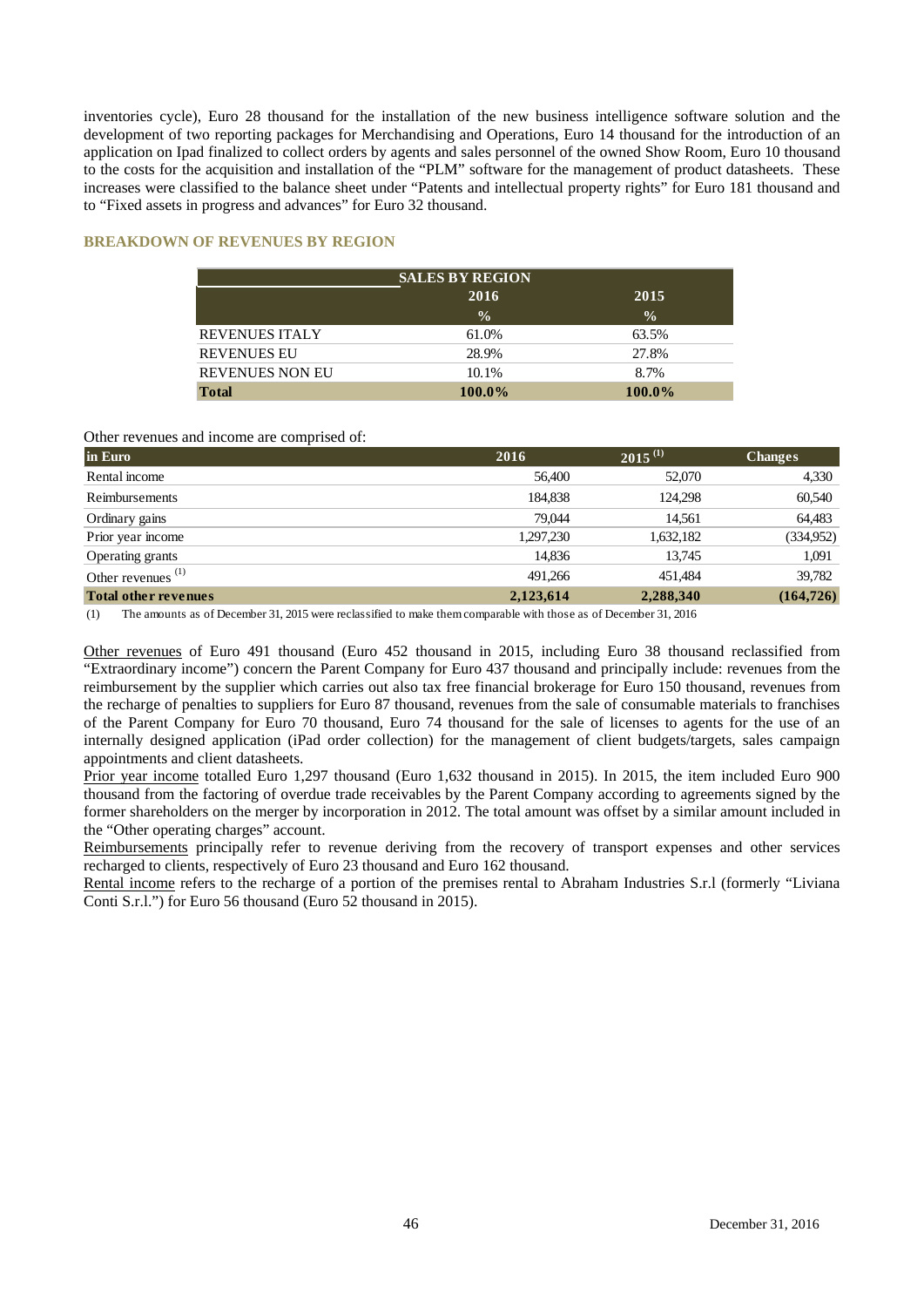inventories cycle), Euro 28 thousand for the installation of the new business intelligence software solution and the development of two reporting packages for Merchandising and Operations, Euro 14 thousand for the introduction of an application on Ipad finalized to collect orders by agents and sales personnel of the owned Show Room, Euro 10 thousand to the costs for the acquisition and installation of the "PLM" software for the management of product datasheets. These increases were classified to the balance sheet under "Patents and intellectual property rights" for Euro 181 thousand and to "Fixed assets in progress and advances" for Euro 32 thousand.

## BREAKDOWN OF REVENUES BY REGION

| SALES BY REGION | | |
|---|---|---|
| | 2016 | 2015 |
| | % | % |
| REVENUES ITALY | 61.0% | 63.5% |
| REVENUES EU | 28.9% | 27.8% |
| REVENUES NON EU | 10.1% | 8.7% |
| **Total** | **100.0%** | **100.0%** |

Other revenues and income are comprised of:

| in Euro | 2016 | 2015 (1) | Changes |
|---|---|---|---|
| Rental income | 56,400 | 52,070 | 4,330 |
| Reimbursements | 184,838 | 124,298 | 60,540 |
| Ordinary gains | 79,044 | 14,561 | 64,483 |
| Prior year income | 1,297,230 | 1,632,182 | (334,952) |
| Operating grants | 14,836 | 13,745 | 1,091 |
| Other revenues (1) | 491,266 | 451,484 | 39,782 |
| **Total other revenues** | **2,123,614** | **2,288,340** | **(164,726)** |

(1) The amounts as of December 31, 2015 were reclassified to make them comparable with those as of December 31, 2016

Other revenues of Euro 491 thousand (Euro 452 thousand in 2015, including Euro 38 thousand reclassified from "Extraordinary income") concern the Parent Company for Euro 437 thousand and principally include: revenues from the reimbursement by the supplier which carries out also tax free financial brokerage for Euro 150 thousand, revenues from the recharge of penalties to suppliers for Euro 87 thousand, revenues from the sale of consumable materials to franchises of the Parent Company for Euro 70 thousand, Euro 74 thousand for the sale of licenses to agents for the use of an internally designed application (iPad order collection) for the management of client budgets/targets, sales campaign appointments and client datasheets.

Prior year income totalled Euro 1,297 thousand (Euro 1,632 thousand in 2015). In 2015, the item included Euro 900 thousand from the factoring of overdue trade receivables by the Parent Company according to agreements signed by the former shareholders on the merger by incorporation in 2012. The total amount was offset by a similar amount included in the "Other operating charges" account.

Reimbursements principally refer to revenue deriving from the recovery of transport expenses and other services recharged to clients, respectively of Euro 23 thousand and Euro 162 thousand.

Rental income refers to the recharge of a portion of the premises rental to Abraham Industries S.r.l (formerly "Liviana Conti S.r.l.") for Euro 56 thousand (Euro 52 thousand in 2015).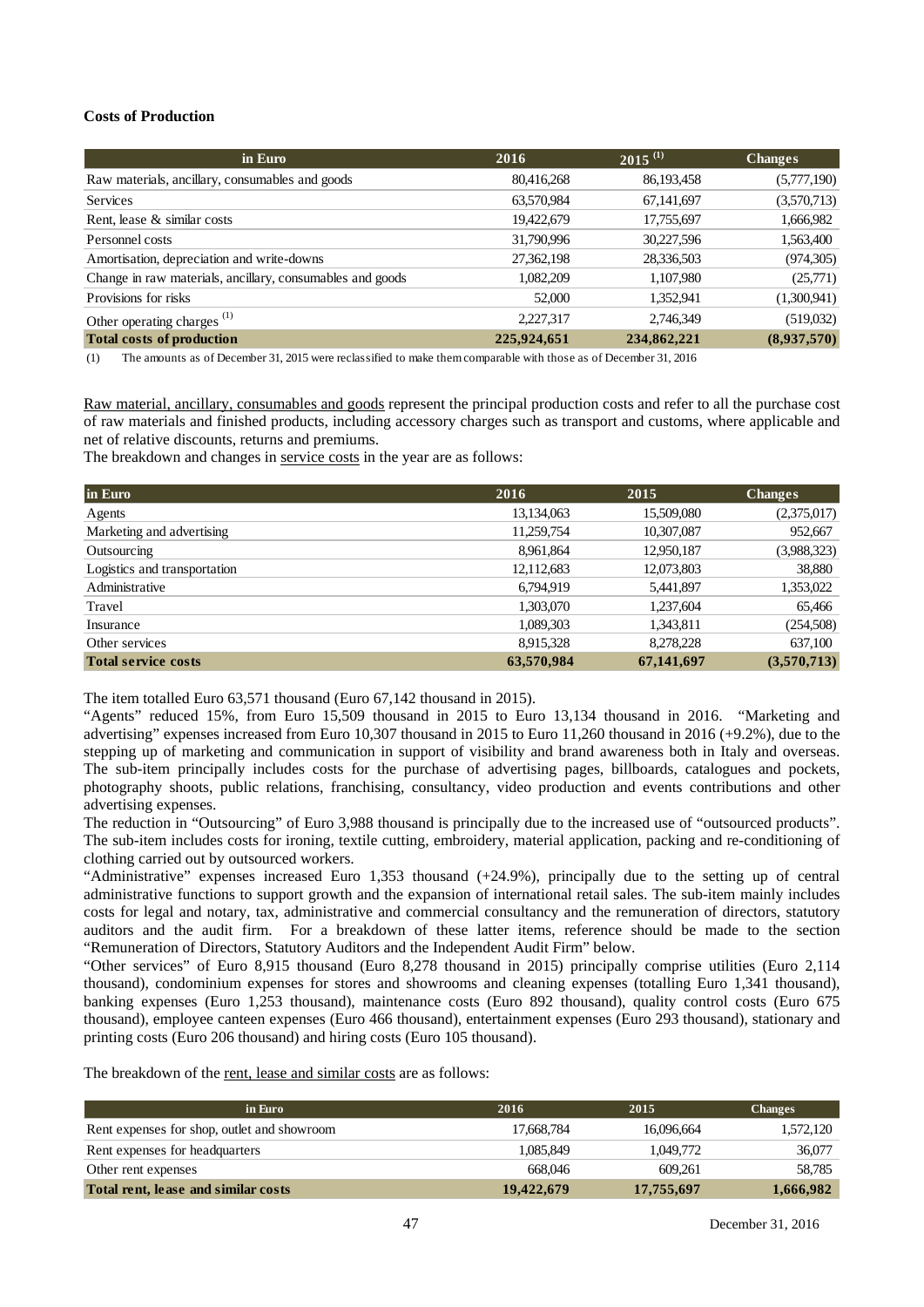**Costs of Production**

| in Euro | 2016 | 2015 [(1)] | Changes |
|---|---|---|---|
| Raw materials, ancillary, consumables and goods | 80,416,268 | 86,193,458 | (5,777,190) |
| Services | 63,570,984 | 67,141,697 | (3,570,713) |
| Rent, lease & similar costs | 19,422,679 | 17,755,697 | 1,666,982 |
| Personnel costs | 31,790,996 | 30,227,596 | 1,563,400 |
| Amortisation, depreciation and write-downs | 27,362,198 | 28,336,503 | (974,305) |
| Change in raw materials, ancillary, consumables and goods | 1,082,209 | 1,107,980 | (25,771) |
| Provisions for risks | 52,000 | 1,352,941 | (1,300,941) |
| Other operating charges [(1)] | 2,227,317 | 2,746,349 | (519,032) |
| **Total costs of production** | **225,924,651** | **234,862,221** | **(8,937,570)** |

(1) The amounts as of December 31, 2015 were reclassified to make them comparable with those as of December 31, 2016

Raw material, ancillary, consumables and goods represent the principal production costs and refer to all the purchase cost of raw materials and finished products, including accessory charges such as transport and customs, where applicable and net of relative discounts, returns and premiums.
The breakdown and changes in service costs in the year are as follows:

| in Euro | 2016 | 2015 | Changes |
|---|---|---|---|
| Agents | 13,134,063 | 15,509,080 | (2,375,017) |
| Marketing and advertising | 11,259,754 | 10,307,087 | 952,667 |
| Outsourcing | 8,961,864 | 12,950,187 | (3,988,323) |
| Logistics and transportation | 12,112,683 | 12,073,803 | 38,880 |
| Administrative | 6,794,919 | 5,441,897 | 1,353,022 |
| Travel | 1,303,070 | 1,237,604 | 65,466 |
| Insurance | 1,089,303 | 1,343,811 | (254,508) |
| Other services | 8,915,328 | 8,278,228 | 637,100 |
| **Total service costs** | **63,570,984** | **67,141,697** | **(3,570,713)** |

The item totalled Euro 63,571 thousand (Euro 67,142 thousand in 2015).
"Agents" reduced 15%, from Euro 15,509 thousand in 2015 to Euro 13,134 thousand in 2016. "Marketing and advertising" expenses increased from Euro 10,307 thousand in 2015 to Euro 11,260 thousand in 2016 (+9.2%), due to the stepping up of marketing and communication in support of visibility and brand awareness both in Italy and overseas. The sub-item principally includes costs for the purchase of advertising pages, billboards, catalogues and pockets, photography shoots, public relations, franchising, consultancy, video production and events contributions and other advertising expenses.
The reduction in "Outsourcing" of Euro 3,988 thousand is principally due to the increased use of "outsourced products". The sub-item includes costs for ironing, textile cutting, embroidery, material application, packing and re-conditioning of clothing carried out by outsourced workers.
"Administrative" expenses increased Euro 1,353 thousand (+24.9%), principally due to the setting up of central administrative functions to support growth and the expansion of international retail sales. The sub-item mainly includes costs for legal and notary, tax, administrative and commercial consultancy and the remuneration of directors, statutory auditors and the audit firm. For a breakdown of these latter items, reference should be made to the section "Remuneration of Directors, Statutory Auditors and the Independent Audit Firm" below.
"Other services" of Euro 8,915 thousand (Euro 8,278 thousand in 2015) principally comprise utilities (Euro 2,114 thousand), condominium expenses for stores and showrooms and cleaning expenses (totalling Euro 1,341 thousand), banking expenses (Euro 1,253 thousand), maintenance costs (Euro 892 thousand), quality control costs (Euro 675 thousand), employee canteen expenses (Euro 466 thousand), entertainment expenses (Euro 293 thousand), stationary and printing costs (Euro 206 thousand) and hiring costs (Euro 105 thousand).

The breakdown of the rent, lease and similar costs are as follows:

| in Euro | 2016 | 2015 | Changes |
|---|---|---|---|
| Rent expenses for shop, outlet and showroom | 17,668,784 | 16,096,664 | 1,572,120 |
| Rent expenses for headquarters | 1,085,849 | 1,049,772 | 36,077 |
| Other rent expenses | 668,046 | 609,261 | 58,785 |
| **Total rent, lease and similar costs** | **19,422,679** | **17,755,697** | **1,666,982** |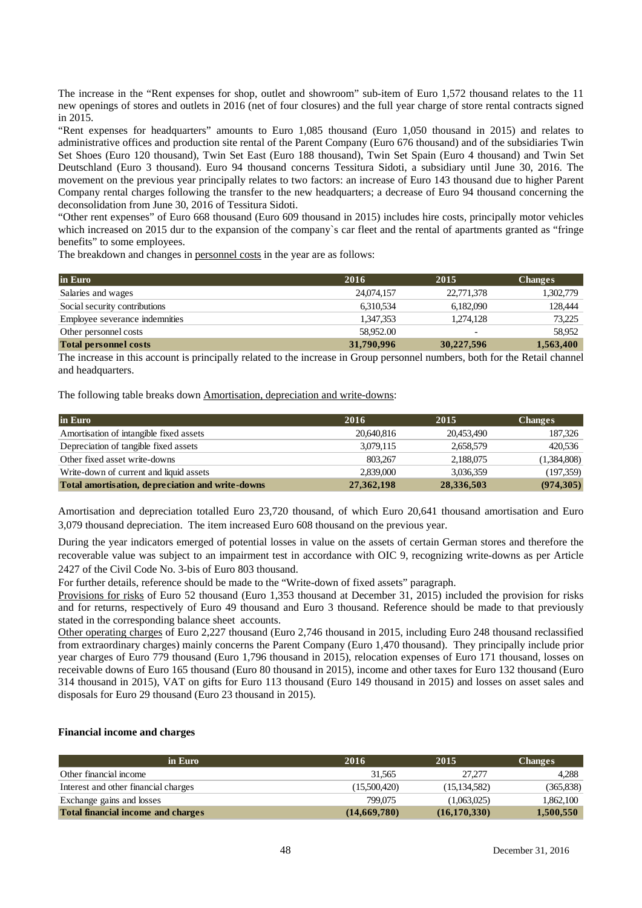The increase in the "Rent expenses for shop, outlet and showroom" sub-item of Euro 1,572 thousand relates to the 11 new openings of stores and outlets in 2016 (net of four closures) and the full year charge of store rental contracts signed in 2015.

"Rent expenses for headquarters" amounts to Euro 1,085 thousand (Euro 1,050 thousand in 2015) and relates to administrative offices and production site rental of the Parent Company (Euro 676 thousand) and of the subsidiaries Twin Set Shoes (Euro 120 thousand), Twin Set East (Euro 188 thousand), Twin Set Spain (Euro 4 thousand) and Twin Set Deutschland (Euro 3 thousand). Euro 94 thousand concerns Tessitura Sidoti, a subsidiary until June 30, 2016. The movement on the previous year principally relates to two factors: an increase of Euro 143 thousand due to higher Parent Company rental charges following the transfer to the new headquarters; a decrease of Euro 94 thousand concerning the deconsolidation from June 30, 2016 of Tessitura Sidoti.

"Other rent expenses" of Euro 668 thousand (Euro 609 thousand in 2015) includes hire costs, principally motor vehicles which increased on 2015 dur to the expansion of the company`s car fleet and the rental of apartments granted as "fringe benefits" to some employees.

The breakdown and changes in personnel costs in the year are as follows:

| in Euro | 2016 | 2015 | Changes |
|---|---|---|---|
| Salaries and wages | 24,074,157 | 22,771,378 | 1,302,779 |
| Social security contributions | 6,310,534 | 6,182,090 | 128,444 |
| Employee severance indemnities | 1,347,353 | 1,274,128 | 73,225 |
| Other personnel costs | 58,952.00 | - | 58,952 |
| **Total personnel costs** | **31,790,996** | **30,227,596** | **1,563,400** |

The increase in this account is principally related to the increase in Group personnel numbers, both for the Retail channel and headquarters.

The following table breaks down Amortisation, depreciation and write-downs:

| in Euro | 2016 | 2015 | Changes |
|---|---|---|---|
| Amortisation of intangible fixed assets | 20,640,816 | 20,453,490 | 187,326 |
| Depreciation of tangible fixed assets | 3,079,115 | 2,658,579 | 420,536 |
| Other fixed asset write-downs | 803,267 | 2,188,075 | (1,384,808) |
| Write-down of current and liquid assets | 2,839,000 | 3,036,359 | (197,359) |
| **Total amortisation, depreciation and write-downs** | **27,362,198** | **28,336,503** | **(974,305)** |

Amortisation and depreciation totalled Euro 23,720 thousand, of which Euro 20,641 thousand amortisation and Euro 3,079 thousand depreciation. The item increased Euro 608 thousand on the previous year.

During the year indicators emerged of potential losses in value on the assets of certain German stores and therefore the recoverable value was subject to an impairment test in accordance with OIC 9, recognizing write-downs as per Article 2427 of the Civil Code No. 3-bis of Euro 803 thousand.

For further details, reference should be made to the "Write-down of fixed assets" paragraph.

Provisions for risks of Euro 52 thousand (Euro 1,353 thousand at December 31, 2015) included the provision for risks and for returns, respectively of Euro 49 thousand and Euro 3 thousand. Reference should be made to that previously stated in the corresponding balance sheet accounts.

Other operating charges of Euro 2,227 thousand (Euro 2,746 thousand in 2015, including Euro 248 thousand reclassified from extraordinary charges) mainly concerns the Parent Company (Euro 1,470 thousand). They principally include prior year charges of Euro 779 thousand (Euro 1,796 thousand in 2015), relocation expenses of Euro 171 thousand, losses on receivable downs of Euro 165 thousand (Euro 80 thousand in 2015), income and other taxes for Euro 132 thousand (Euro 314 thousand in 2015), VAT on gifts for Euro 113 thousand (Euro 149 thousand in 2015) and losses on asset sales and disposals for Euro 29 thousand (Euro 23 thousand in 2015).

**Financial income and charges**

| in Euro | 2016 | 2015 | Changes |
|---|---|---|---|
| Other financial income | 31,565 | 27,277 | 4,288 |
| Interest and other financial charges | (15,500,420) | (15,134,582) | (365,838) |
| Exchange gains and losses | 799,075 | (1,063,025) | 1,862,100 |
| **Total financial income and charges** | **(14,669,780)** | **(16,170,330)** | **1,500,550** |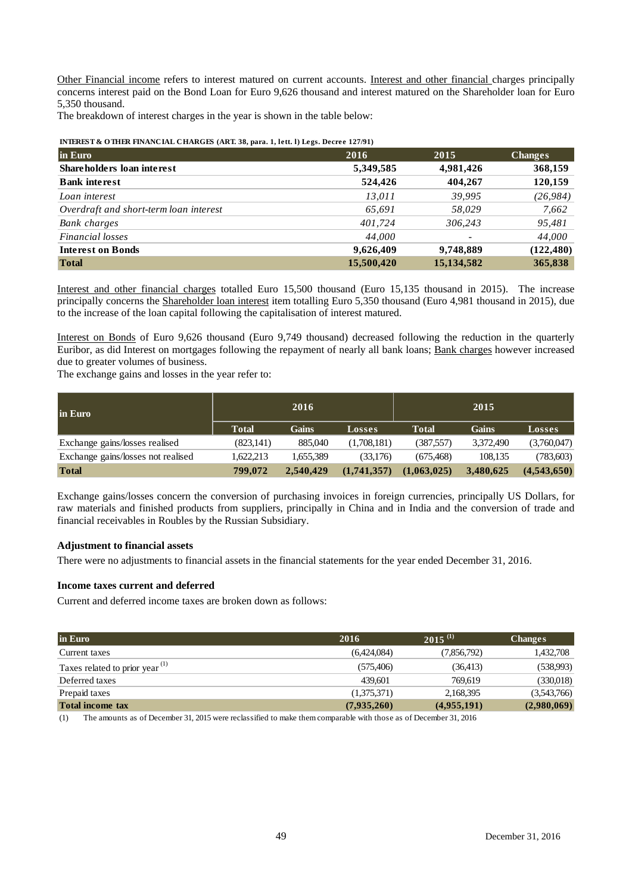Other Financial income refers to interest matured on current accounts. Interest and other financial charges principally concerns interest paid on the Bond Loan for Euro 9,626 thousand and interest matured on the Shareholder loan for Euro 5,350 thousand.

The breakdown of interest charges in the year is shown in the table below:

**INTEREST & OTHER FINANCIAL CHARGES (ART. 38, para. 1, lett. l) Legs. Decree 127/91)**

| in Euro | 2016 | 2015 | Changes |
|---|---|---|---|
| **Shareholders loan interest** | **5,349,585** | **4,981,426** | **368,159** |
| **Bank interest** | **524,426** | **404,267** | **120,159** |
| *Loan interest* | *13,011* | *39,995* | *(26,984)* |
| *Overdraft and short-term loan interest* | *65,691* | *58,029* | *7,662* |
| *Bank charges* | *401,724* | *306,243* | *95,481* |
| *Financial losses* | *44,000* | *-* | *44,000* |
| **Interest on Bonds** | **9,626,409** | **9,748,889** | **(122,480)** |
| **Total** | **15,500,420** | **15,134,582** | **365,838** |

Interest and other financial charges totalled Euro 15,500 thousand (Euro 15,135 thousand in 2015). The increase principally concerns the Shareholder loan interest item totalling Euro 5,350 thousand (Euro 4,981 thousand in 2015), due to the increase of the loan capital following the capitalisation of interest matured.

Interest on Bonds of Euro 9,626 thousand (Euro 9,749 thousand) decreased following the reduction in the quarterly Euribor, as did Interest on mortgages following the repayment of nearly all bank loans; Bank charges however increased due to greater volumes of business.

The exchange gains and losses in the year refer to:

| in Euro | 2016 | | | 2015 | | |
|---|---|---|---|---|---|---|
| | Total | Gains | Losses | Total | Gains | Losses |
| Exchange gains/losses realised | (823,141) | 885,040 | (1,708,181) | (387,557) | 3,372,490 | (3,760,047) |
| Exchange gains/losses not realised | 1,622,213 | 1,655,389 | (33,176) | (675,468) | 108,135 | (783,603) |
| **Total** | **799,072** | **2,540,429** | **(1,741,357)** | **(1,063,025)** | **3,480,625** | **(4,543,650)** |

Exchange gains/losses concern the conversion of purchasing invoices in foreign currencies, principally US Dollars, for raw materials and finished products from suppliers, principally in China and in India and the conversion of trade and financial receivables in Roubles by the Russian Subsidiary.

### Adjustment to financial assets

There were no adjustments to financial assets in the financial statements for the year ended December 31, 2016.

### Income taxes current and deferred

Current and deferred income taxes are broken down as follows:

| in Euro | 2016 | 2015 [1] | Changes |
|---|---|---|---|
| Current taxes | (6,424,084) | (7,856,792) | 1,432,708 |
| Taxes related to prior year [1] | (575,406) | (36,413) | (538,993) |
| Deferred taxes | 439,601 | 769,619 | (330,018) |
| Prepaid taxes | (1,375,371) | 2,168,395 | (3,543,766) |
| **Total income tax** | **(7,935,260)** | **(4,955,191)** | **(2,980,069)** |

(1) The amounts as of December 31, 2015 were reclassified to make them comparable with those as of December 31, 2016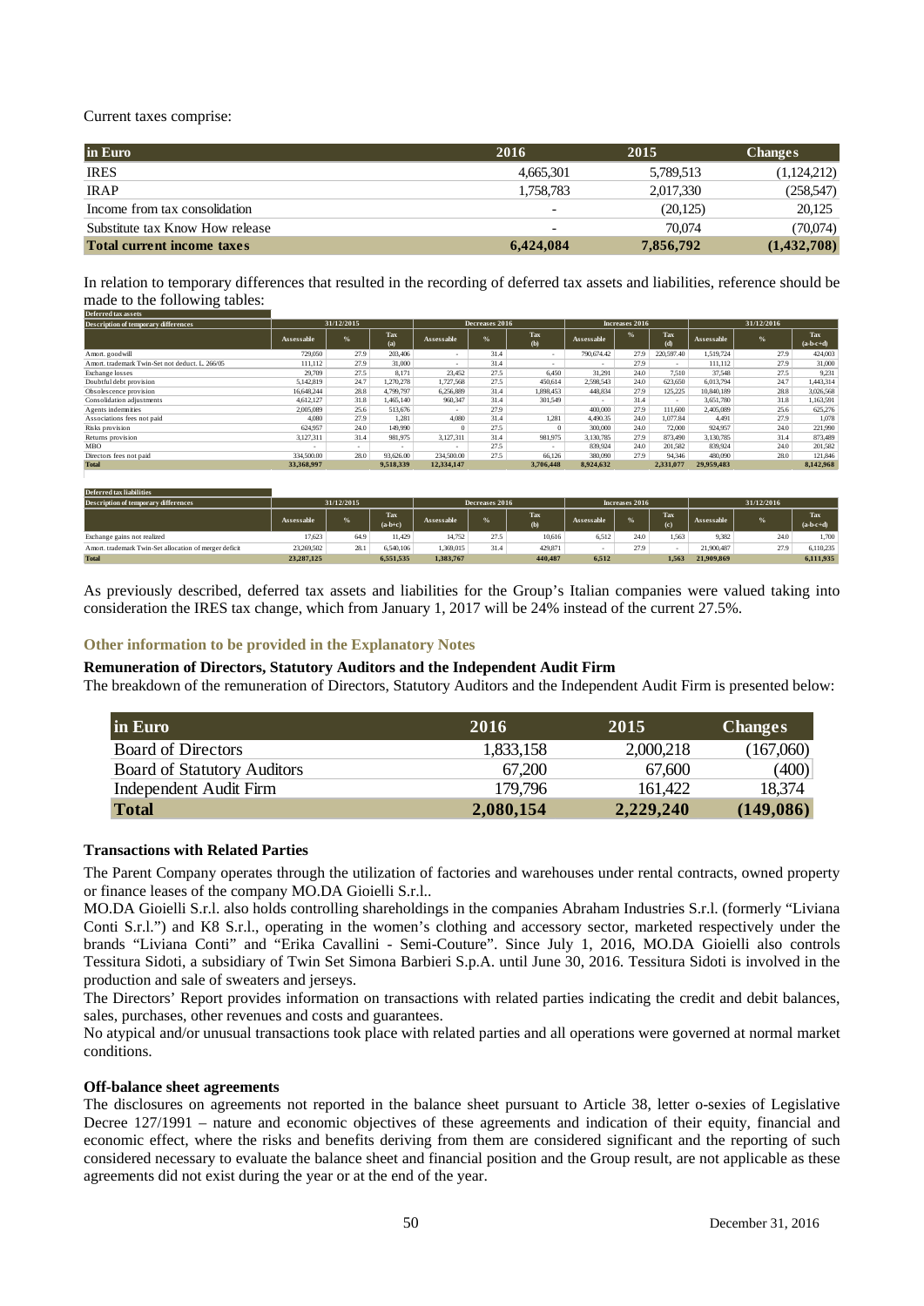Current taxes comprise:

| in Euro | 2016 | 2015 | Changes |
|---|---|---|---|
| IRES | 4,665,301 | 5,789,513 | (1,124,212) |
| IRAP | 1,758,783 | 2,017,330 | (258,547) |
| Income from tax consolidation | - | (20,125) | 20,125 |
| Substitute tax Know How release | - | 70,074 | (70,074) |
| **Total current income taxes** | **6,424,084** | **7,856,792** | **(1,432,708)** |

In relation to temporary differences that resulted in the recording of deferred tax assets and liabilities, reference should be made to the following tables:

**Deferred tax assets**

| Description of temporary differences | 31/12/2015 | | | Decreases 2016 | | | Increases 2016 | | | 31/12/2016 | | |
|---|---|---|---|---|---|---|---|---|---|---|---|---|
| | Assessable | % | Tax (a) | Assessable | % | Tax (b) | Assessable | % | Tax (d) | Assessable | % | Tax (a-b-c+d) |
| Amort. goodwill | 729,050 | 27.9 | 203,406 | - | 31.4 | - | 790,674.42 | 27.9 | 220,597.40 | 1,519,724 | 27.9 | 424,003 |
| Amort. trademark Twin-Set not deduct. L. 266/05 | 111,112 | 27.9 | 31,000 | - | 31.4 | - | - | 27.9 | - | 111,112 | 27.9 | 31,000 |
| Exchange losses | 29,709 | 27.5 | 8,171 | 23,452 | 27.5 | 6,450 | 31,291 | 24.0 | 7,510 | 37,548 | 27.5 | 9,231 |
| Doubtful debt provision | 5,142,819 | 24.7 | 1,270,278 | 1,727,568 | 27.5 | 450,614 | 2,598,543 | 24.0 | 623,650 | 6,013,794 | 24.7 | 1,443,314 |
| Obsolescence provision | 16,648,244 | 28.8 | 4,799,797 | 6,256,889 | 31.4 | 1,898,453 | 448,834 | 27.9 | 125,225 | 10,840,189 | 28.8 | 3,026,568 |
| Consolidation adjustments | 4,612,127 | 31.8 | 1,465,140 | 960,347 | 31.4 | 301,549 | - | 31.4 | - | 3,651,780 | 31.8 | 1,163,591 |
| Agents indemnities | 2,005,089 | 25.6 | 513,676 | - | 27.9 | | 400,000 | 27.9 | 111,600 | 2,405,089 | 25.6 | 625,276 |
| Associations fees not paid | 4,080 | 27.9 | 1,281 | 4,080 | 31.4 | 1,281 | 4,490.35 | 24.0 | 1,077.84 | 4,491 | 27.9 | 1,078 |
| Risks provision | 624,957 | 24.0 | 149,990 | 0 | 27.5 | 0 | 300,000 | 24.0 | 72,000 | 924,957 | 24.0 | 221,990 |
| Returns provision | 3,127,311 | 31.4 | 981,975 | 3,127,311 | 31.4 | 981,975 | 3,130,785 | 27.9 | 873,490 | 3,130,785 | 31.4 | 873,489 |
| MBO | - | - | - | - | 27.5 | - | 839,924 | 24.0 | 201,582 | 839,924 | 24.0 | 201,582 |
| Directors fees not paid | 334,500.00 | 28.0 | 93,626.00 | 234,500.00 | 27.5 | 66,126 | 380,090 | 27.9 | 94,346 | 480,090 | 28.0 | 121,846 |
| **Total** | **33,368,997** | | **9,518,339** | **12,334,147** | | **3,706,448** | **8,924,632** | | **2,331,077** | **29,959,483** | | **8,142,968** |

**Deferred tax liabilities**

| Description of temporary differences | 31/12/2015 | | | Decreases 2016 | | | Increases 2016 | | | 31/12/2016 | | |
|---|---|---|---|---|---|---|---|---|---|---|---|---|
| | Assessable | % | Tax (a-b+c) | Assessable | % | Tax (b) | Assessable | % | Tax (c) | Assessable | % | Tax (a-b+c) |
| Exchange gains not realized | 17,623 | 64.9 | 11,429 | 14,752 | 27.5 | 10,616 | 6,512 | 24.0 | 1,563 | 9,382 | 24.0 | 1,700 |
| Amort. trademark Twin-Set allocation of merger deficit | 23,269,502 | 28.1 | 6,540,106 | 1,369,015 | 31.4 | 429,871 | - | 27.9 | - | 21,900,487 | 27.9 | 6,110,235 |
| **Total** | **23,287,125** | | **6,551,535** | **1,383,767** | | **440,487** | **6,512** | | **1,563** | **21,909,869** | | **6,111,935** |

As previously described, deferred tax assets and liabilities for the Group's Italian companies were valued taking into consideration the IRES tax change, which from January 1, 2017 will be 24% instead of the current 27.5%.

### Other information to be provided in the Explanatory Notes

#### Remuneration of Directors, Statutory Auditors and the Independent Audit Firm

The breakdown of the remuneration of Directors, Statutory Auditors and the Independent Audit Firm is presented below:

| in Euro | 2016 | 2015 | Changes |
|---|---|---|---|
| Board of Directors | 1,833,158 | 2,000,218 | (167,060) |
| Board of Statutory Auditors | 67,200 | 67,600 | (400) |
| Independent Audit Firm | 179,796 | 161,422 | 18,374 |
| **Total** | **2,080,154** | **2,229,240** | **(149,086)** |

#### Transactions with Related Parties

The Parent Company operates through the utilization of factories and warehouses under rental contracts, owned property or finance leases of the company MO.DA Gioielli S.r.l..

MO.DA Gioielli S.r.l. also holds controlling shareholdings in the companies Abraham Industries S.r.l. (formerly "Liviana Conti S.r.l.") and K8 S.r.l., operating in the women's clothing and accessory sector, marketed respectively under the brands "Liviana Conti" and "Erika Cavallini - Semi-Couture". Since July 1, 2016, MO.DA Gioielli also controls Tessitura Sidoti, a subsidiary of Twin Set Simona Barbieri S.p.A. until June 30, 2016. Tessitura Sidoti is involved in the production and sale of sweaters and jerseys.

The Directors' Report provides information on transactions with related parties indicating the credit and debit balances, sales, purchases, other revenues and costs and guarantees.

No atypical and/or unusual transactions took place with related parties and all operations were governed at normal market conditions.

#### Off-balance sheet agreements

The disclosures on agreements not reported in the balance sheet pursuant to Article 38, letter o-sexies of Legislative Decree 127/1991 – nature and economic objectives of these agreements and indication of their equity, financial and economic effect, where the risks and benefits deriving from them are considered significant and the reporting of such considered necessary to evaluate the balance sheet and financial position and the Group result, are not applicable as these agreements did not exist during the year or at the end of the year.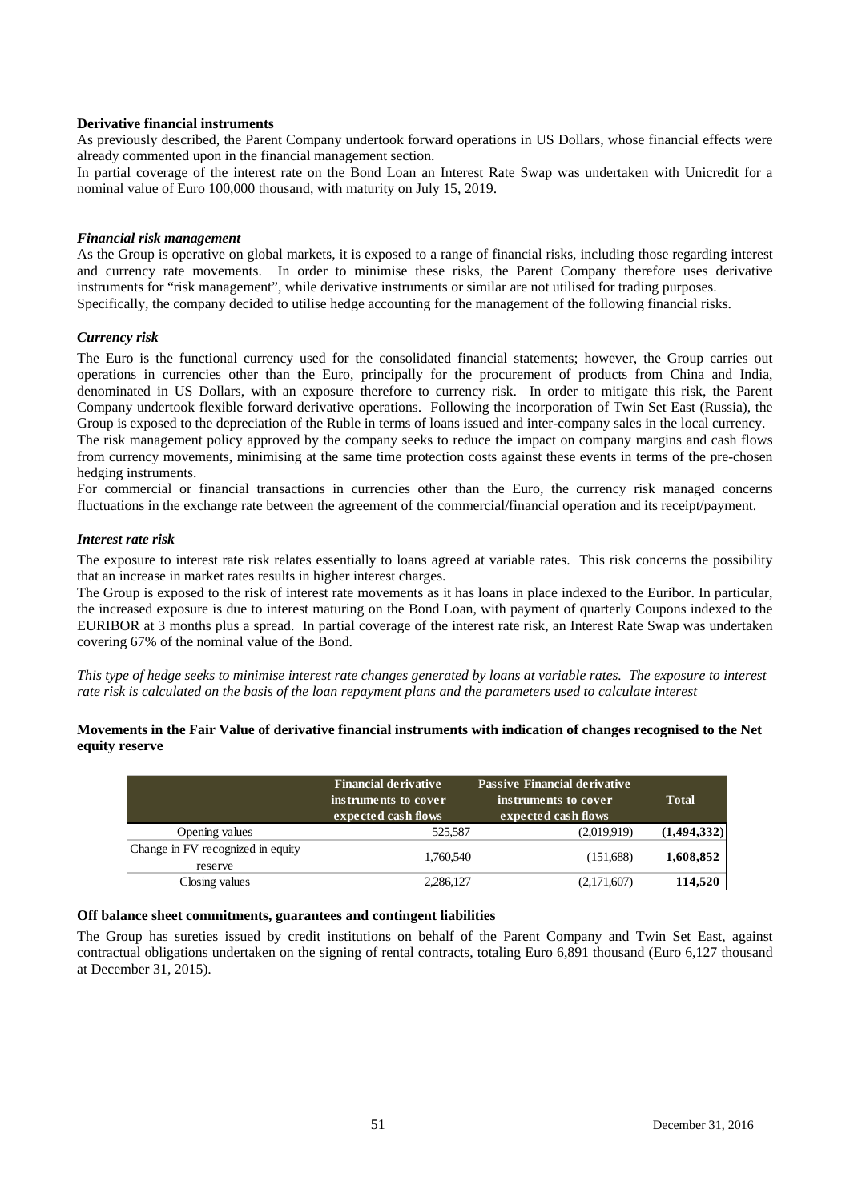**Derivative financial instruments**

As previously described, the Parent Company undertook forward operations in US Dollars, whose financial effects were already commented upon in the financial management section.

In partial coverage of the interest rate on the Bond Loan an Interest Rate Swap was undertaken with Unicredit for a nominal value of Euro 100,000 thousand, with maturity on July 15, 2019.

***Financial risk management***

As the Group is operative on global markets, it is exposed to a range of financial risks, including those regarding interest and currency rate movements. In order to minimise these risks, the Parent Company therefore uses derivative instruments for "risk management", while derivative instruments or similar are not utilised for trading purposes.

Specifically, the company decided to utilise hedge accounting for the management of the following financial risks.

***Currency risk***

The Euro is the functional currency used for the consolidated financial statements; however, the Group carries out operations in currencies other than the Euro, principally for the procurement of products from China and India, denominated in US Dollars, with an exposure therefore to currency risk. In order to mitigate this risk, the Parent Company undertook flexible forward derivative operations. Following the incorporation of Twin Set East (Russia), the Group is exposed to the depreciation of the Ruble in terms of loans issued and inter-company sales in the local currency.

The risk management policy approved by the company seeks to reduce the impact on company margins and cash flows from currency movements, minimising at the same time protection costs against these events in terms of the pre-chosen hedging instruments.

For commercial or financial transactions in currencies other than the Euro, the currency risk managed concerns fluctuations in the exchange rate between the agreement of the commercial/financial operation and its receipt/payment.

***Interest rate risk***

The exposure to interest rate risk relates essentially to loans agreed at variable rates. This risk concerns the possibility that an increase in market rates results in higher interest charges.

The Group is exposed to the risk of interest rate movements as it has loans in place indexed to the Euribor. In particular, the increased exposure is due to interest maturing on the Bond Loan, with payment of quarterly Coupons indexed to the EURIBOR at 3 months plus a spread. In partial coverage of the interest rate risk, an Interest Rate Swap was undertaken covering 67% of the nominal value of the Bond.

*This type of hedge seeks to minimise interest rate changes generated by loans at variable rates. The exposure to interest rate risk is calculated on the basis of the loan repayment plans and the parameters used to calculate interest*

**Movements in the Fair Value of derivative financial instruments with indication of changes recognised to the Net equity reserve**

| | Financial derivative instruments to cover expected cash flows | Passive Financial derivative instruments to cover expected cash flows | Total |
|---|---|---|---|
| Opening values | 525,587 | (2,019,919) | **(1,494,332)** |
| Change in FV recognized in equity reserve | 1,760,540 | (151,688) | **1,608,852** |
| Closing values | 2,286,127 | (2,171,607) | **114,520** |

**Off balance sheet commitments, guarantees and contingent liabilities**

The Group has sureties issued by credit institutions on behalf of the Parent Company and Twin Set East, against contractual obligations undertaken on the signing of rental contracts, totaling Euro 6,891 thousand (Euro 6,127 thousand at December 31, 2015).